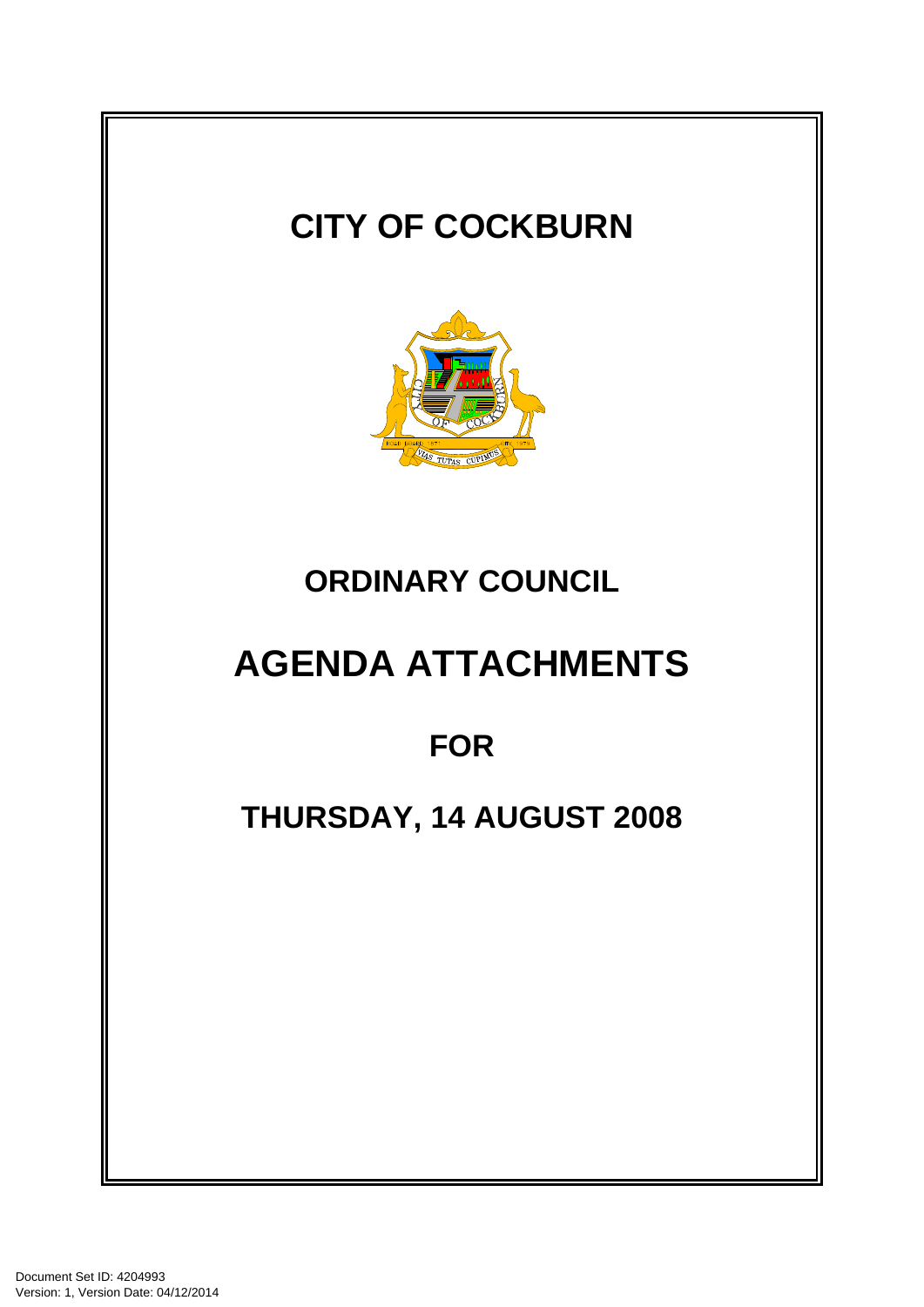# CITY OF COCKBURN

# ORDINARY COUNCIL

# AGENDA ATTACHMENTS

## FOR

## THURSDAY, 14 AUGUST 2008

Document Set ID: 4204993
Version: 1, Version Date: 04/12/2014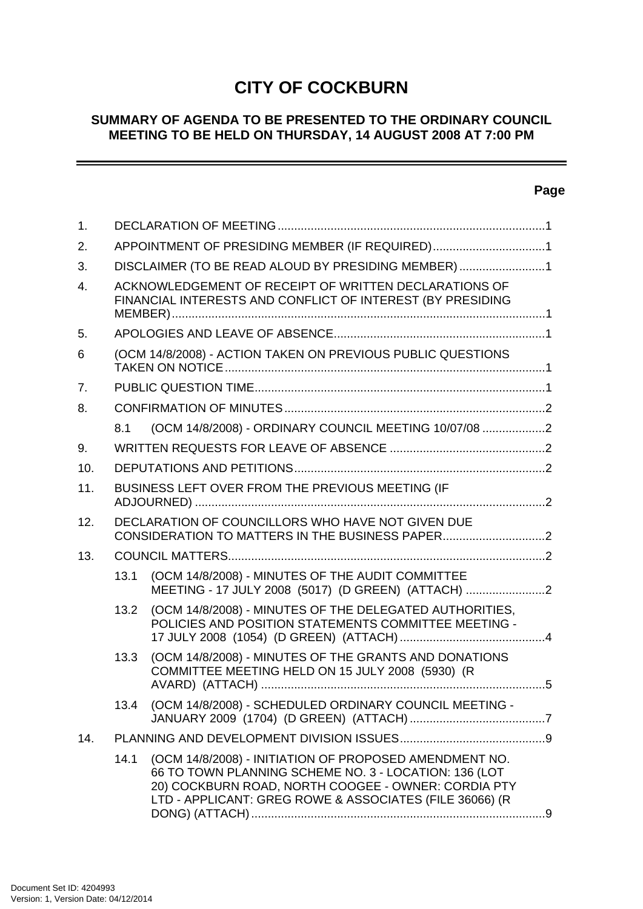# CITY OF COCKBURN

## SUMMARY OF AGENDA TO BE PRESENTED TO THE ORDINARY COUNCIL MEETING TO BE HELD ON THURSDAY, 14 AUGUST 2008 AT 7:00 PM

**Page**

1. DECLARATION OF MEETING ....1
2. APPOINTMENT OF PRESIDING MEMBER (IF REQUIRED) ....1
3. DISCLAIMER (TO BE READ ALOUD BY PRESIDING MEMBER) ....1
4. ACKNOWLEDGEMENT OF RECEIPT OF WRITTEN DECLARATIONS OF FINANCIAL INTERESTS AND CONFLICT OF INTEREST (BY PRESIDING MEMBER) ....1
5. APOLOGIES AND LEAVE OF ABSENCE ....1
6 (OCM 14/8/2008) - ACTION TAKEN ON PREVIOUS PUBLIC QUESTIONS TAKEN ON NOTICE ....1
7. PUBLIC QUESTION TIME ....1
8. CONFIRMATION OF MINUTES ....2
   - 8.1 (OCM 14/8/2008) - ORDINARY COUNCIL MEETING 10/07/08 ....2
9. WRITTEN REQUESTS FOR LEAVE OF ABSENCE ....2
10. DEPUTATIONS AND PETITIONS ....2
11. BUSINESS LEFT OVER FROM THE PREVIOUS MEETING (IF ADJOURNED) ....2
12. DECLARATION OF COUNCILLORS WHO HAVE NOT GIVEN DUE CONSIDERATION TO MATTERS IN THE BUSINESS PAPER ....2
13. COUNCIL MATTERS ....2
   - 13.1 (OCM 14/8/2008) - MINUTES OF THE AUDIT COMMITTEE MEETING - 17 JULY 2008 (5017) (D GREEN) (ATTACH) ....2
   - 13.2 (OCM 14/8/2008) - MINUTES OF THE DELEGATED AUTHORITIES, POLICIES AND POSITION STATEMENTS COMMITTEE MEETING - 17 JULY 2008 (1054) (D GREEN) (ATTACH) ....4
   - 13.3 (OCM 14/8/2008) - MINUTES OF THE GRANTS AND DONATIONS COMMITTEE MEETING HELD ON 15 JULY 2008 (5930) (R AVARD) (ATTACH) ....5
   - 13.4 (OCM 14/8/2008) - SCHEDULED ORDINARY COUNCIL MEETING - JANUARY 2009 (1704) (D GREEN) (ATTACH) ....7
14. PLANNING AND DEVELOPMENT DIVISION ISSUES ....9
   - 14.1 (OCM 14/8/2008) - INITIATION OF PROPOSED AMENDMENT NO. 66 TO TOWN PLANNING SCHEME NO. 3 - LOCATION: 136 (LOT 20) COCKBURN ROAD, NORTH COOGEE - OWNER: CORDIA PTY LTD - APPLICANT: GREG ROWE & ASSOCIATES (FILE 36066) (R DONG) (ATTACH) ....9

Document Set ID: 4204993
Version: 1, Version Date: 04/12/2014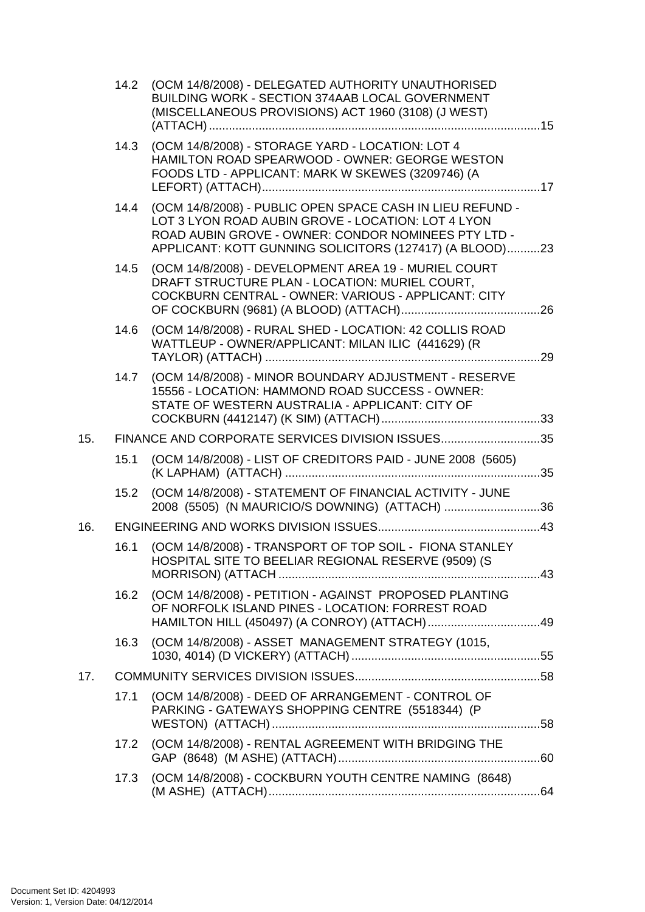14.2 (OCM 14/8/2008) - DELEGATED AUTHORITY UNAUTHORISED BUILDING WORK - SECTION 374AAB LOCAL GOVERNMENT (MISCELLANEOUS PROVISIONS) ACT 1960 (3108) (J WEST) (ATTACH) ....................................................................................................15

14.3 (OCM 14/8/2008) - STORAGE YARD - LOCATION: LOT 4 HAMILTON ROAD SPEARWOOD - OWNER: GEORGE WESTON FOODS LTD - APPLICANT: MARK W SKEWES (3209746) (A LEFORT) (ATTACH).....................................................................................17

14.4 (OCM 14/8/2008) - PUBLIC OPEN SPACE CASH IN LIEU REFUND - LOT 3 LYON ROAD AUBIN GROVE - LOCATION: LOT 4 LYON ROAD AUBIN GROVE - OWNER: CONDOR NOMINEES PTY LTD - APPLICANT: KOTT GUNNING SOLICITORS (127417) (A BLOOD)..........23

14.5 (OCM 14/8/2008) - DEVELOPMENT AREA 19 - MURIEL COURT DRAFT STRUCTURE PLAN - LOCATION: MURIEL COURT, COCKBURN CENTRAL - OWNER: VARIOUS - APPLICANT: CITY OF COCKBURN (9681) (A BLOOD) (ATTACH)..........................................26

14.6 (OCM 14/8/2008) - RURAL SHED - LOCATION: 42 COLLIS ROAD WATTLEUP - OWNER/APPLICANT: MILAN ILIC (441629) (R TAYLOR) (ATTACH) ....................................................................................29

14.7 (OCM 14/8/2008) - MINOR BOUNDARY ADJUSTMENT - RESERVE 15556 - LOCATION: HAMMOND ROAD SUCCESS - OWNER: STATE OF WESTERN AUSTRALIA - APPLICANT: CITY OF COCKBURN (4412147) (K SIM) (ATTACH)................................................33

15. FINANCE AND CORPORATE SERVICES DIVISION ISSUES..............................35

15.1 (OCM 14/8/2008) - LIST OF CREDITORS PAID - JUNE 2008 (5605) (K LAPHAM) (ATTACH) .............................................................................35

15.2 (OCM 14/8/2008) - STATEMENT OF FINANCIAL ACTIVITY - JUNE 2008 (5505) (N MAURICIO/S DOWNING) (ATTACH) .............................36

16. ENGINEERING AND WORKS DIVISION ISSUES.................................................43

16.1 (OCM 14/8/2008) - TRANSPORT OF TOP SOIL - FIONA STANLEY HOSPITAL SITE TO BEELIAR REGIONAL RESERVE (9509) (S MORRISON) (ATTACH ...............................................................................43

16.2 (OCM 14/8/2008) - PETITION - AGAINST PROPOSED PLANTING OF NORFOLK ISLAND PINES - LOCATION: FORREST ROAD HAMILTON HILL (450497) (A CONROY) (ATTACH)..................................49

16.3 (OCM 14/8/2008) - ASSET MANAGEMENT STRATEGY (1015, 1030, 4014) (D VICKERY) (ATTACH).........................................................55

17. COMMUNITY SERVICES DIVISION ISSUES........................................................58

17.1 (OCM 14/8/2008) - DEED OF ARRANGEMENT - CONTROL OF PARKING - GATEWAYS SHOPPING CENTRE (5518344) (P WESTON) (ATTACH).................................................................................58

17.2 (OCM 14/8/2008) - RENTAL AGREEMENT WITH BRIDGING THE GAP (8648) (M ASHE) (ATTACH).............................................................60

17.3 (OCM 14/8/2008) - COCKBURN YOUTH CENTRE NAMING (8648) (M ASHE) (ATTACH)..................................................................................64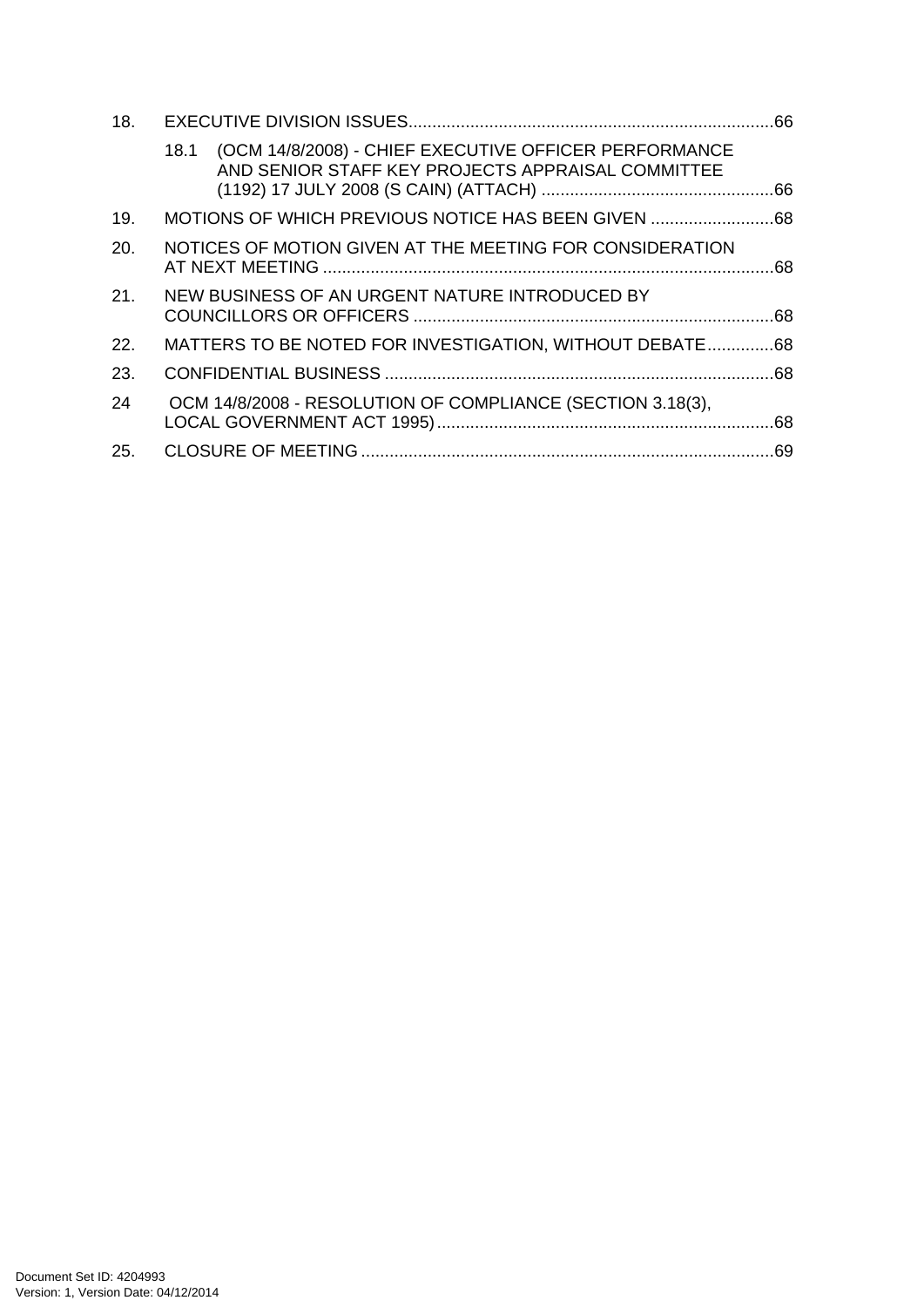18. EXECUTIVE DIVISION ISSUES.............................................................................66

    18.1 (OCM 14/8/2008) - CHIEF EXECUTIVE OFFICER PERFORMANCE AND SENIOR STAFF KEY PROJECTS APPRAISAL COMMITTEE (1192) 17 JULY 2008 (S CAIN) (ATTACH) .................................................66

19. MOTIONS OF WHICH PREVIOUS NOTICE HAS BEEN GIVEN ..........................68

20. NOTICES OF MOTION GIVEN AT THE MEETING FOR CONSIDERATION AT NEXT MEETING ...............................................................................................68

21. NEW BUSINESS OF AN URGENT NATURE INTRODUCED BY COUNCILLORS OR OFFICERS ............................................................................68

22. MATTERS TO BE NOTED FOR INVESTIGATION, WITHOUT DEBATE..............68

23. CONFIDENTIAL BUSINESS ..................................................................................68

24 OCM 14/8/2008 - RESOLUTION OF COMPLIANCE (SECTION 3.18(3), LOCAL GOVERNMENT ACT 1995).......................................................................68

25. CLOSURE OF MEETING .......................................................................................69

Document Set ID: 4204993
Version: 1, Version Date: 04/12/2014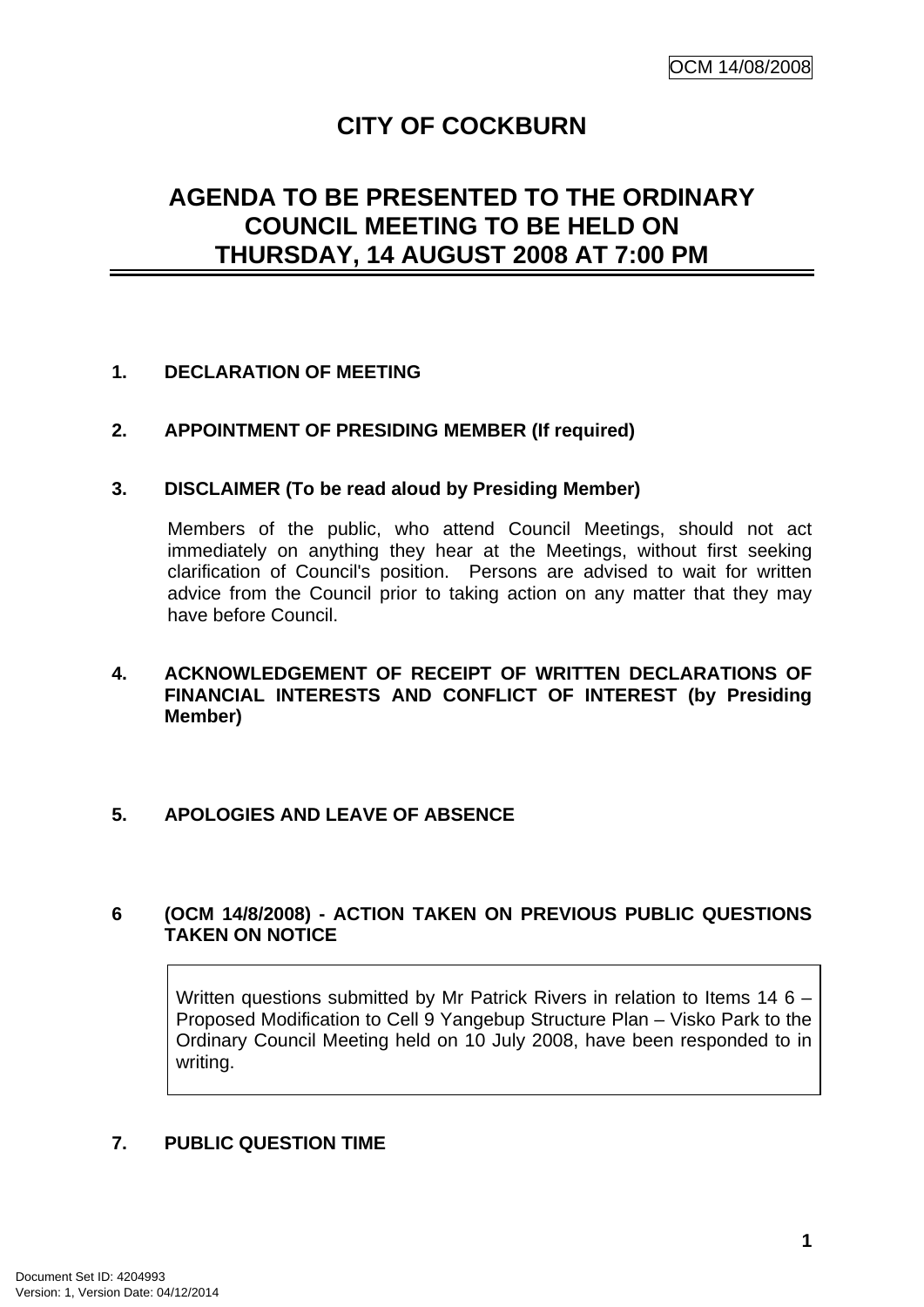# CITY OF COCKBURN

## AGENDA TO BE PRESENTED TO THE ORDINARY COUNCIL MEETING TO BE HELD ON THURSDAY, 14 AUGUST 2008 AT 7:00 PM

**1. DECLARATION OF MEETING**

**2. APPOINTMENT OF PRESIDING MEMBER (If required)**

**3. DISCLAIMER (To be read aloud by Presiding Member)**

Members of the public, who attend Council Meetings, should not act immediately on anything they hear at the Meetings, without first seeking clarification of Council's position. Persons are advised to wait for written advice from the Council prior to taking action on any matter that they may have before Council.

**4. ACKNOWLEDGEMENT OF RECEIPT OF WRITTEN DECLARATIONS OF FINANCIAL INTERESTS AND CONFLICT OF INTEREST (by Presiding Member)**

**5. APOLOGIES AND LEAVE OF ABSENCE**

**6 (OCM 14/8/2008) - ACTION TAKEN ON PREVIOUS PUBLIC QUESTIONS TAKEN ON NOTICE**

Written questions submitted by Mr Patrick Rivers in relation to Items 14 6 – Proposed Modification to Cell 9 Yangebup Structure Plan – Visko Park to the Ordinary Council Meeting held on 10 July 2008, have been responded to in writing.

**7. PUBLIC QUESTION TIME**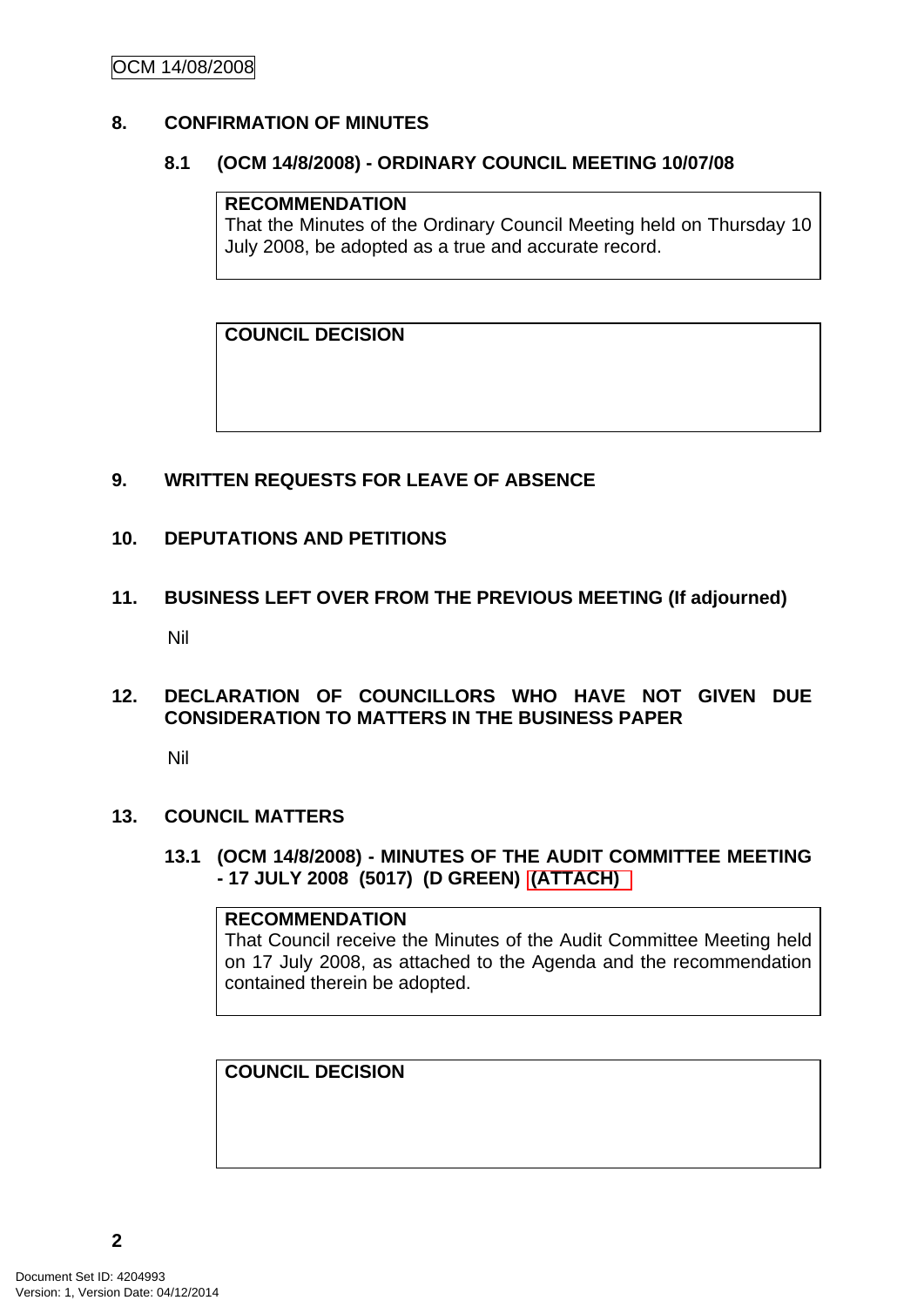## 8. CONFIRMATION OF MINUTES

### 8.1 (OCM 14/8/2008) - ORDINARY COUNCIL MEETING 10/07/08

**RECOMMENDATION**
That the Minutes of the Ordinary Council Meeting held on Thursday 10 July 2008, be adopted as a true and accurate record.

**COUNCIL DECISION**

## 9. WRITTEN REQUESTS FOR LEAVE OF ABSENCE

## 10. DEPUTATIONS AND PETITIONS

## 11. BUSINESS LEFT OVER FROM THE PREVIOUS MEETING (If adjourned)

Nil

## 12. DECLARATION OF COUNCILLORS WHO HAVE NOT GIVEN DUE CONSIDERATION TO MATTERS IN THE BUSINESS PAPER

Nil

## 13. COUNCIL MATTERS

### 13.1 (OCM 14/8/2008) - MINUTES OF THE AUDIT COMMITTEE MEETING - 17 JULY 2008 (5017) (D GREEN) (ATTACH)

**RECOMMENDATION**
That Council receive the Minutes of the Audit Committee Meeting held on 17 July 2008, as attached to the Agenda and the recommendation contained therein be adopted.

**COUNCIL DECISION**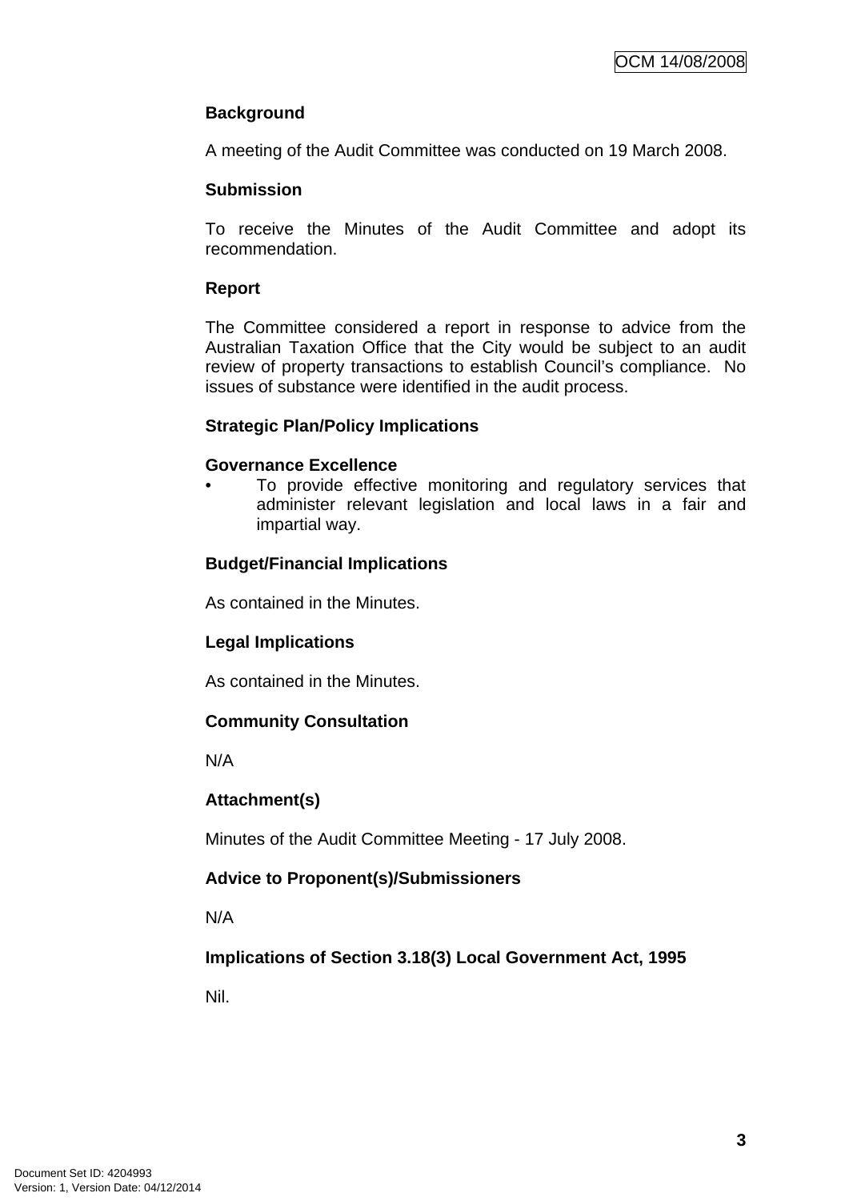**Background**

A meeting of the Audit Committee was conducted on 19 March 2008.

**Submission**

To receive the Minutes of the Audit Committee and adopt its recommendation.

**Report**

The Committee considered a report in response to advice from the Australian Taxation Office that the City would be subject to an audit review of property transactions to establish Council's compliance. No issues of substance were identified in the audit process.

**Strategic Plan/Policy Implications**

**Governance Excellence**

- To provide effective monitoring and regulatory services that administer relevant legislation and local laws in a fair and impartial way.

**Budget/Financial Implications**

As contained in the Minutes.

**Legal Implications**

As contained in the Minutes.

**Community Consultation**

N/A

**Attachment(s)**

Minutes of the Audit Committee Meeting - 17 July 2008.

**Advice to Proponent(s)/Submissioners**

N/A

**Implications of Section 3.18(3) Local Government Act, 1995**

Nil.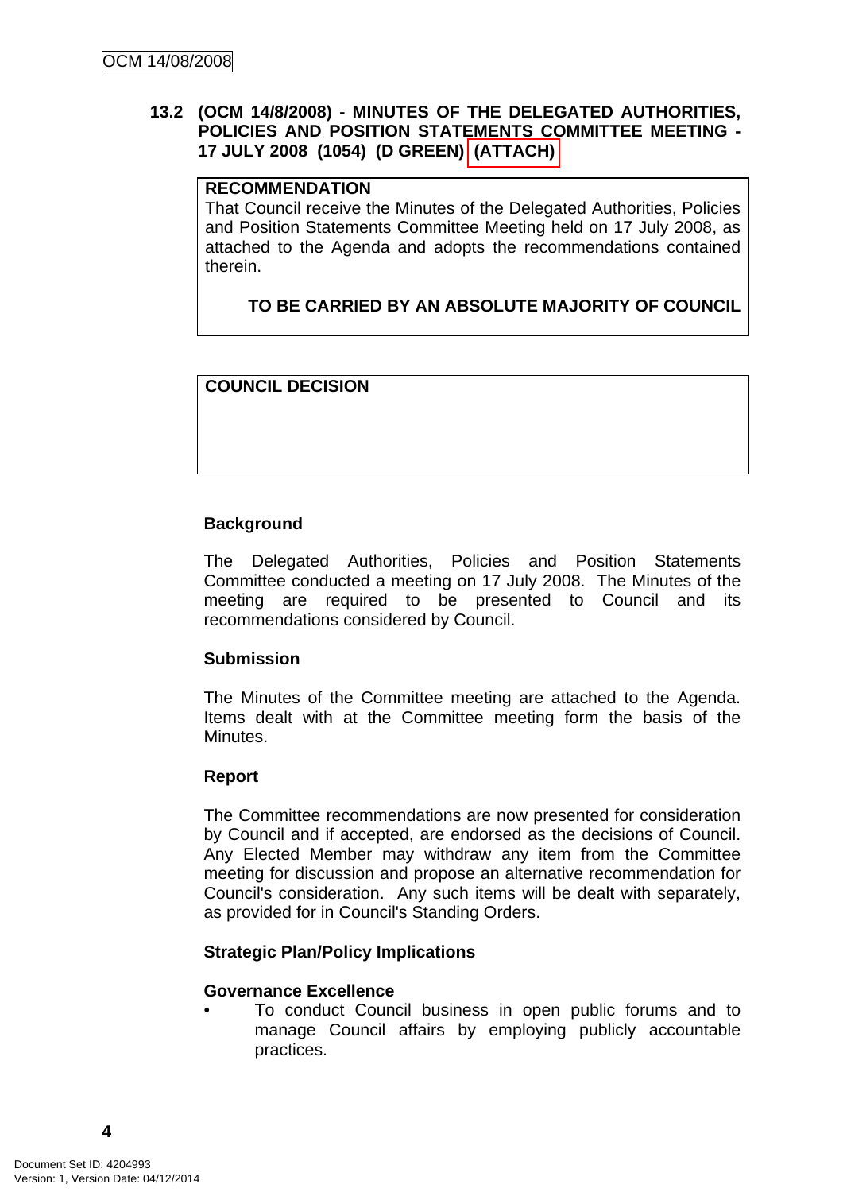### 13.2 (OCM 14/8/2008) - MINUTES OF THE DELEGATED AUTHORITIES, POLICIES AND POSITION STATEMENTS COMMITTEE MEETING - 17 JULY 2008 (1054) (D GREEN) (ATTACH)

| **RECOMMENDATION** |
|---|
| That Council receive the Minutes of the Delegated Authorities, Policies and Position Statements Committee Meeting held on 17 July 2008, as attached to the Agenda and adopts the recommendations contained therein.<br><br>**TO BE CARRIED BY AN ABSOLUTE MAJORITY OF COUNCIL** |

| **COUNCIL DECISION** |
|---|
| |

**Background**

The Delegated Authorities, Policies and Position Statements Committee conducted a meeting on 17 July 2008. The Minutes of the meeting are required to be presented to Council and its recommendations considered by Council.

**Submission**

The Minutes of the Committee meeting are attached to the Agenda. Items dealt with at the Committee meeting form the basis of the Minutes.

**Report**

The Committee recommendations are now presented for consideration by Council and if accepted, are endorsed as the decisions of Council. Any Elected Member may withdraw any item from the Committee meeting for discussion and propose an alternative recommendation for Council's consideration. Any such items will be dealt with separately, as provided for in Council's Standing Orders.

**Strategic Plan/Policy Implications**

**Governance Excellence**

- To conduct Council business in open public forums and to manage Council affairs by employing publicly accountable practices.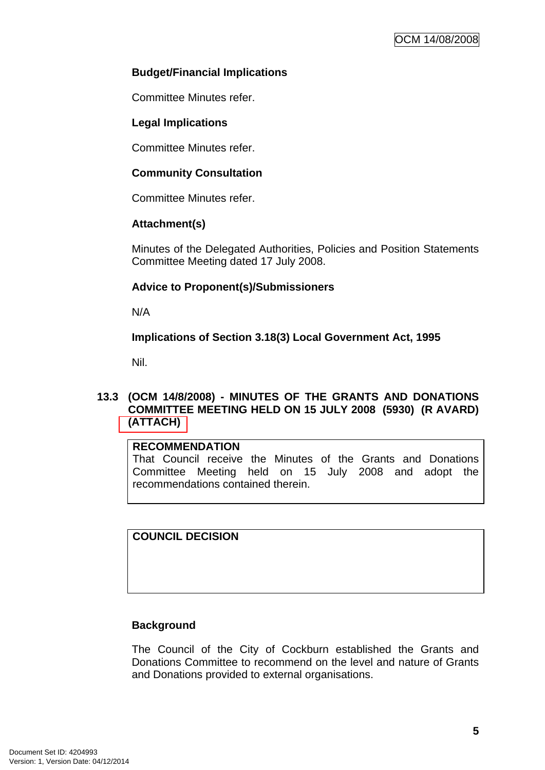**Budget/Financial Implications**

Committee Minutes refer.

**Legal Implications**

Committee Minutes refer.

**Community Consultation**

Committee Minutes refer.

**Attachment(s)**

Minutes of the Delegated Authorities, Policies and Position Statements Committee Meeting dated 17 July 2008.

**Advice to Proponent(s)/Submissioners**

N/A

**Implications of Section 3.18(3) Local Government Act, 1995**

Nil.

### 13.3 (OCM 14/8/2008) - MINUTES OF THE GRANTS AND DONATIONS COMMITTEE MEETING HELD ON 15 JULY 2008 (5930) (R AVARD) (ATTACH)

| **RECOMMENDATION** |
| --- |
| That Council receive the Minutes of the Grants and Donations Committee Meeting held on 15 July 2008 and adopt the recommendations contained therein. |

| **COUNCIL DECISION** |
| --- |
| |

**Background**

The Council of the City of Cockburn established the Grants and Donations Committee to recommend on the level and nature of Grants and Donations provided to external organisations.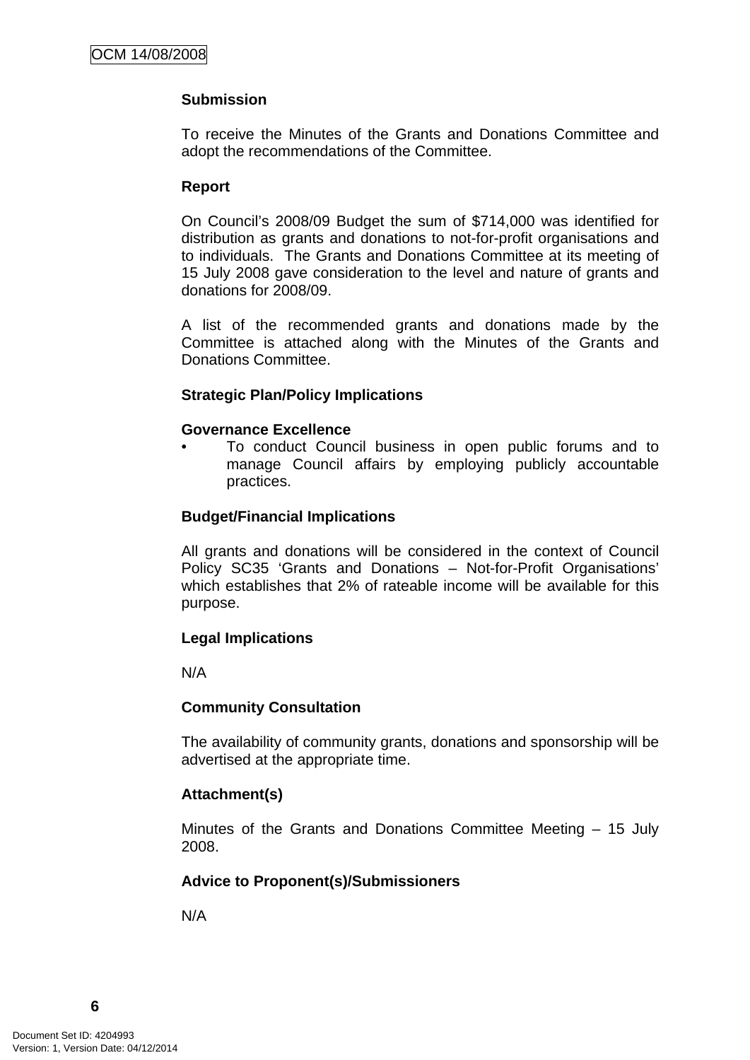**Submission**

To receive the Minutes of the Grants and Donations Committee and adopt the recommendations of the Committee.

**Report**

On Council's 2008/09 Budget the sum of $714,000 was identified for distribution as grants and donations to not-for-profit organisations and to individuals. The Grants and Donations Committee at its meeting of 15 July 2008 gave consideration to the level and nature of grants and donations for 2008/09.

A list of the recommended grants and donations made by the Committee is attached along with the Minutes of the Grants and Donations Committee.

**Strategic Plan/Policy Implications**

**Governance Excellence**

- To conduct Council business in open public forums and to manage Council affairs by employing publicly accountable practices.

**Budget/Financial Implications**

All grants and donations will be considered in the context of Council Policy SC35 'Grants and Donations – Not-for-Profit Organisations' which establishes that 2% of rateable income will be available for this purpose.

**Legal Implications**

N/A

**Community Consultation**

The availability of community grants, donations and sponsorship will be advertised at the appropriate time.

**Attachment(s)**

Minutes of the Grants and Donations Committee Meeting – 15 July 2008.

**Advice to Proponent(s)/Submissioners**

N/A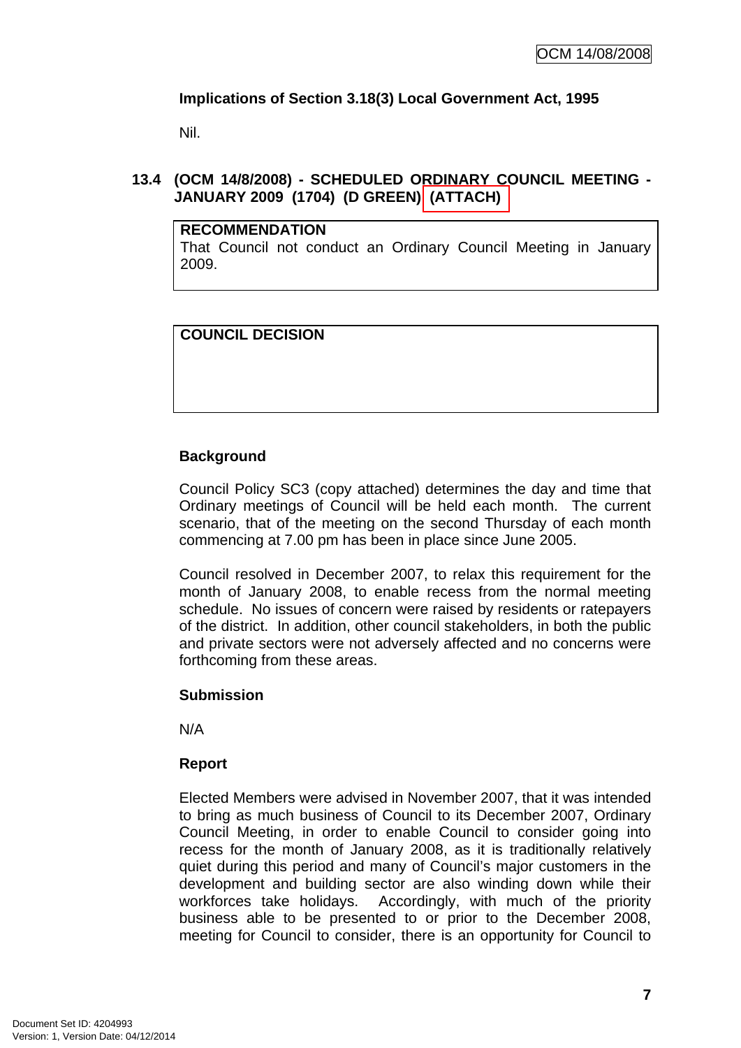**Implications of Section 3.18(3) Local Government Act, 1995**

Nil.

### 13.4 (OCM 14/8/2008) - SCHEDULED ORDINARY COUNCIL MEETING - JANUARY 2009 (1704) (D GREEN) (ATTACH)

| **RECOMMENDATION** |
|---|
| That Council not conduct an Ordinary Council Meeting in January 2009. |

| **COUNCIL DECISION** |
|---|
| |

**Background**

Council Policy SC3 (copy attached) determines the day and time that Ordinary meetings of Council will be held each month. The current scenario, that of the meeting on the second Thursday of each month commencing at 7.00 pm has been in place since June 2005.

Council resolved in December 2007, to relax this requirement for the month of January 2008, to enable recess from the normal meeting schedule. No issues of concern were raised by residents or ratepayers of the district. In addition, other council stakeholders, in both the public and private sectors were not adversely affected and no concerns were forthcoming from these areas.

**Submission**

N/A

**Report**

Elected Members were advised in November 2007, that it was intended to bring as much business of Council to its December 2007, Ordinary Council Meeting, in order to enable Council to consider going into recess for the month of January 2008, as it is traditionally relatively quiet during this period and many of Council's major customers in the development and building sector are also winding down while their workforces take holidays. Accordingly, with much of the priority business able to be presented to or prior to the December 2008, meeting for Council to consider, there is an opportunity for Council to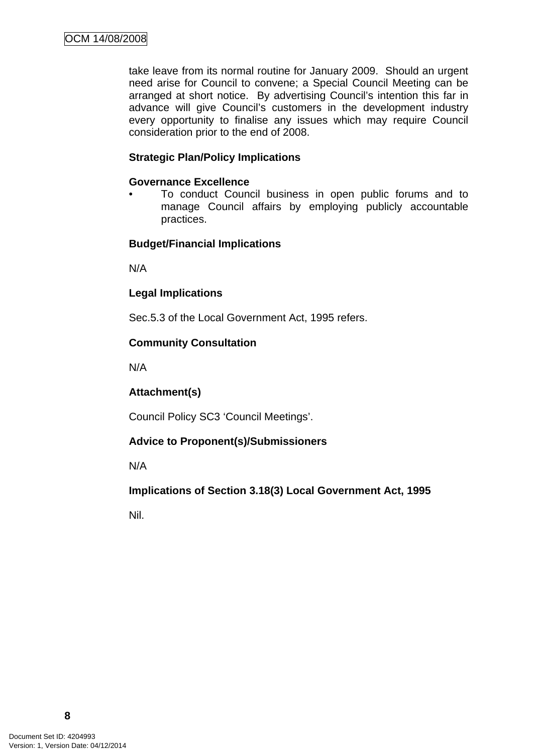take leave from its normal routine for January 2009. Should an urgent need arise for Council to convene; a Special Council Meeting can be arranged at short notice. By advertising Council's intention this far in advance will give Council's customers in the development industry every opportunity to finalise any issues which may require Council consideration prior to the end of 2008.

**Strategic Plan/Policy Implications**

**Governance Excellence**

- To conduct Council business in open public forums and to manage Council affairs by employing publicly accountable practices.

**Budget/Financial Implications**

N/A

**Legal Implications**

Sec.5.3 of the Local Government Act, 1995 refers.

**Community Consultation**

N/A

**Attachment(s)**

Council Policy SC3 'Council Meetings'.

**Advice to Proponent(s)/Submissioners**

N/A

**Implications of Section 3.18(3) Local Government Act, 1995**

Nil.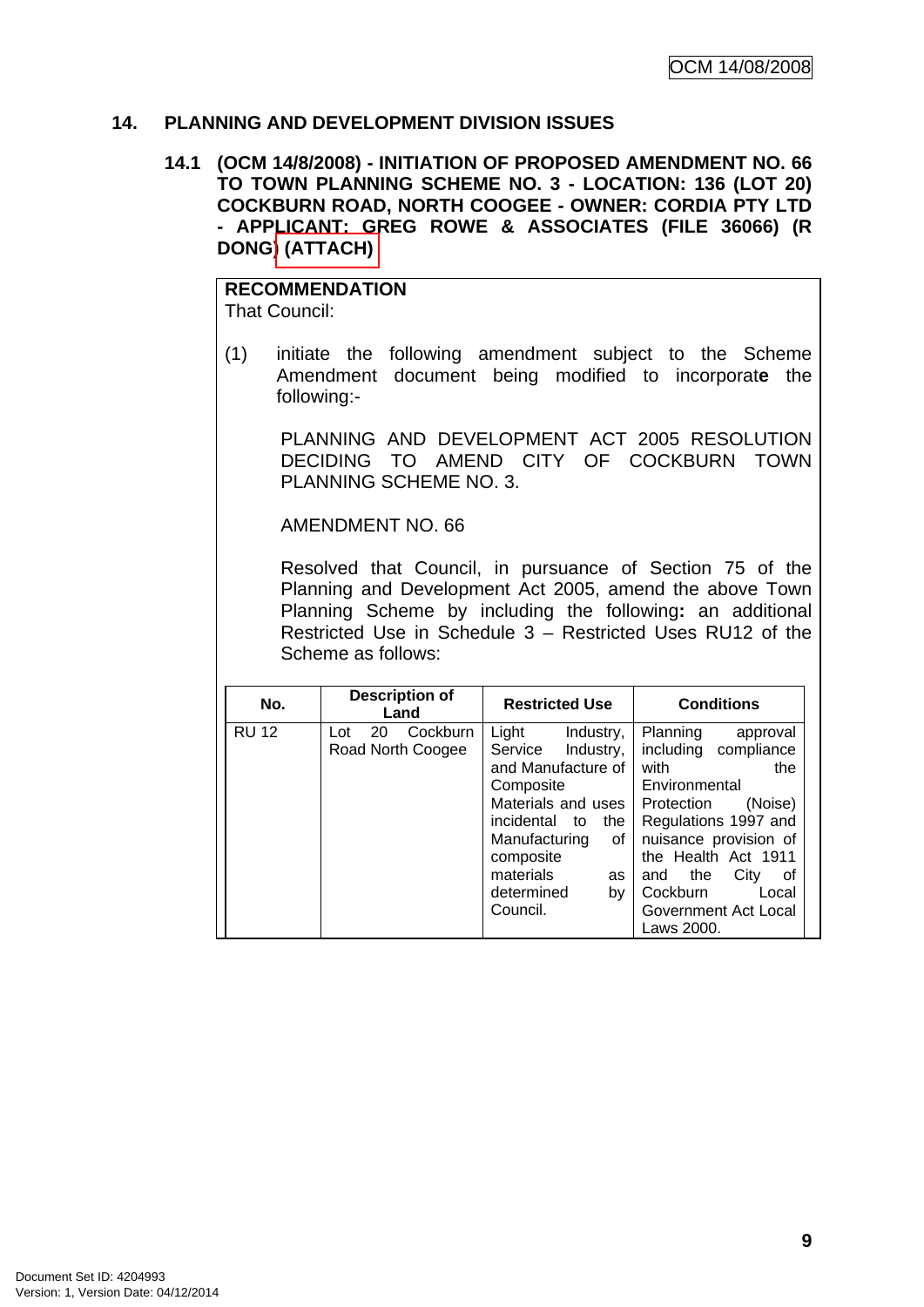## 14. PLANNING AND DEVELOPMENT DIVISION ISSUES

### 14.1 (OCM 14/8/2008) - INITIATION OF PROPOSED AMENDMENT NO. 66 TO TOWN PLANNING SCHEME NO. 3 - LOCATION: 136 (LOT 20) COCKBURN ROAD, NORTH COOGEE - OWNER: CORDIA PTY LTD - APPLICANT: GREG ROWE & ASSOCIATES (FILE 36066) (R DONG) (ATTACH)

**RECOMMENDATION**

That Council:

(1) initiate the following amendment subject to the Scheme Amendment document being modified to incorporat**e** the following:-

PLANNING AND DEVELOPMENT ACT 2005 RESOLUTION DECIDING TO AMEND CITY OF COCKBURN TOWN PLANNING SCHEME NO. 3.

AMENDMENT NO. 66

Resolved that Council, in pursuance of Section 75 of the Planning and Development Act 2005, amend the above Town Planning Scheme by including the following**:** an additional Restricted Use in Schedule 3 – Restricted Uses RU12 of the Scheme as follows:

| No. | Description of Land | Restricted Use | Conditions |
|---|---|---|---|
| RU 12 | Lot 20 Cockburn Road North Coogee | Light Industry, Service Industry, and Manufacture of Composite Materials and uses incidental to the Manufacturing of composite materials as determined by Council. | Planning approval including compliance with the Environmental Protection (Noise) Regulations 1997 and nuisance provision of the Health Act 1911 and the City of Cockburn Local Government Act Local Laws 2000. |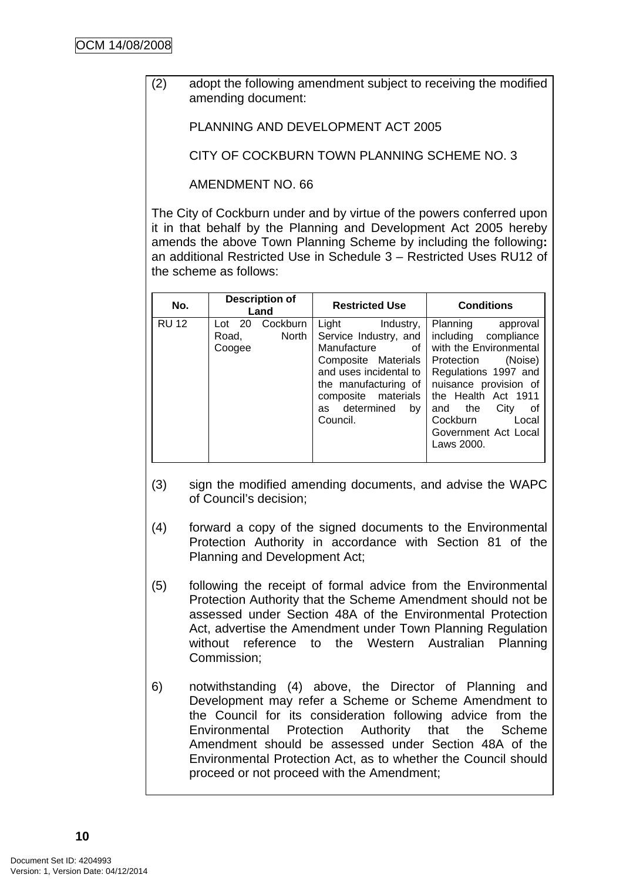(2) adopt the following amendment subject to receiving the modified amending document:

PLANNING AND DEVELOPMENT ACT 2005

CITY OF COCKBURN TOWN PLANNING SCHEME NO. 3

AMENDMENT NO. 66

The City of Cockburn under and by virtue of the powers conferred upon it in that behalf by the Planning and Development Act 2005 hereby amends the above Town Planning Scheme by including the following**:** an additional Restricted Use in Schedule 3 – Restricted Uses RU12 of the scheme as follows:

| No. | Description of Land | Restricted Use | Conditions |
|---|---|---|---|
| RU 12 | Lot 20 Cockburn Road, North Coogee | Light Industry, Service Industry, and Manufacture of Composite Materials and uses incidental to the manufacturing of composite materials as determined by Council. | Planning approval including compliance with the Environmental Protection (Noise) Regulations 1997 and nuisance provision of the Health Act 1911 and the City of Cockburn Local Government Act Local Laws 2000. |

(3) sign the modified amending documents, and advise the WAPC of Council's decision;

(4) forward a copy of the signed documents to the Environmental Protection Authority in accordance with Section 81 of the Planning and Development Act;

(5) following the receipt of formal advice from the Environmental Protection Authority that the Scheme Amendment should not be assessed under Section 48A of the Environmental Protection Act, advertise the Amendment under Town Planning Regulation without reference to the Western Australian Planning Commission;

6) notwithstanding (4) above, the Director of Planning and Development may refer a Scheme or Scheme Amendment to the Council for its consideration following advice from the Environmental Protection Authority that the Scheme Amendment should be assessed under Section 48A of the Environmental Protection Act, as to whether the Council should proceed or not proceed with the Amendment;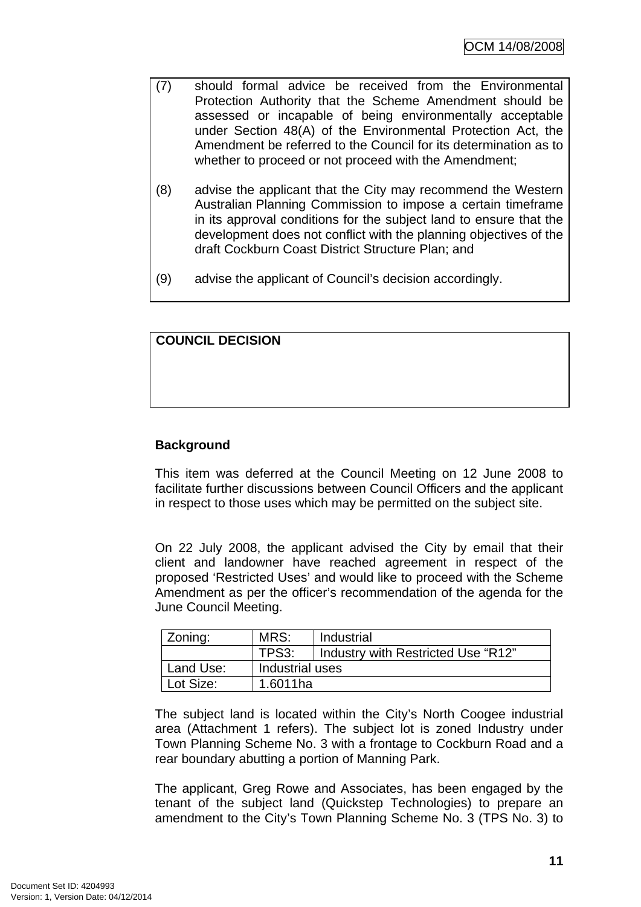(7) should formal advice be received from the Environmental Protection Authority that the Scheme Amendment should be assessed or incapable of being environmentally acceptable under Section 48(A) of the Environmental Protection Act, the Amendment be referred to the Council for its determination as to whether to proceed or not proceed with the Amendment;

(8) advise the applicant that the City may recommend the Western Australian Planning Commission to impose a certain timeframe in its approval conditions for the subject land to ensure that the development does not conflict with the planning objectives of the draft Cockburn Coast District Structure Plan; and

(9) advise the applicant of Council's decision accordingly.

**COUNCIL DECISION**

**Background**

This item was deferred at the Council Meeting on 12 June 2008 to facilitate further discussions between Council Officers and the applicant in respect to those uses which may be permitted on the subject site.

On 22 July 2008, the applicant advised the City by email that their client and landowner have reached agreement in respect of the proposed 'Restricted Uses' and would like to proceed with the Scheme Amendment as per the officer's recommendation of the agenda for the June Council Meeting.

| Zoning: | MRS: | Industrial |
|---|---|---|
| | TPS3: | Industry with Restricted Use "R12" |
| Land Use: | Industrial uses | |
| Lot Size: | 1.6011ha | |

The subject land is located within the City's North Coogee industrial area (Attachment 1 refers). The subject lot is zoned Industry under Town Planning Scheme No. 3 with a frontage to Cockburn Road and a rear boundary abutting a portion of Manning Park.

The applicant, Greg Rowe and Associates, has been engaged by the tenant of the subject land (Quickstep Technologies) to prepare an amendment to the City's Town Planning Scheme No. 3 (TPS No. 3) to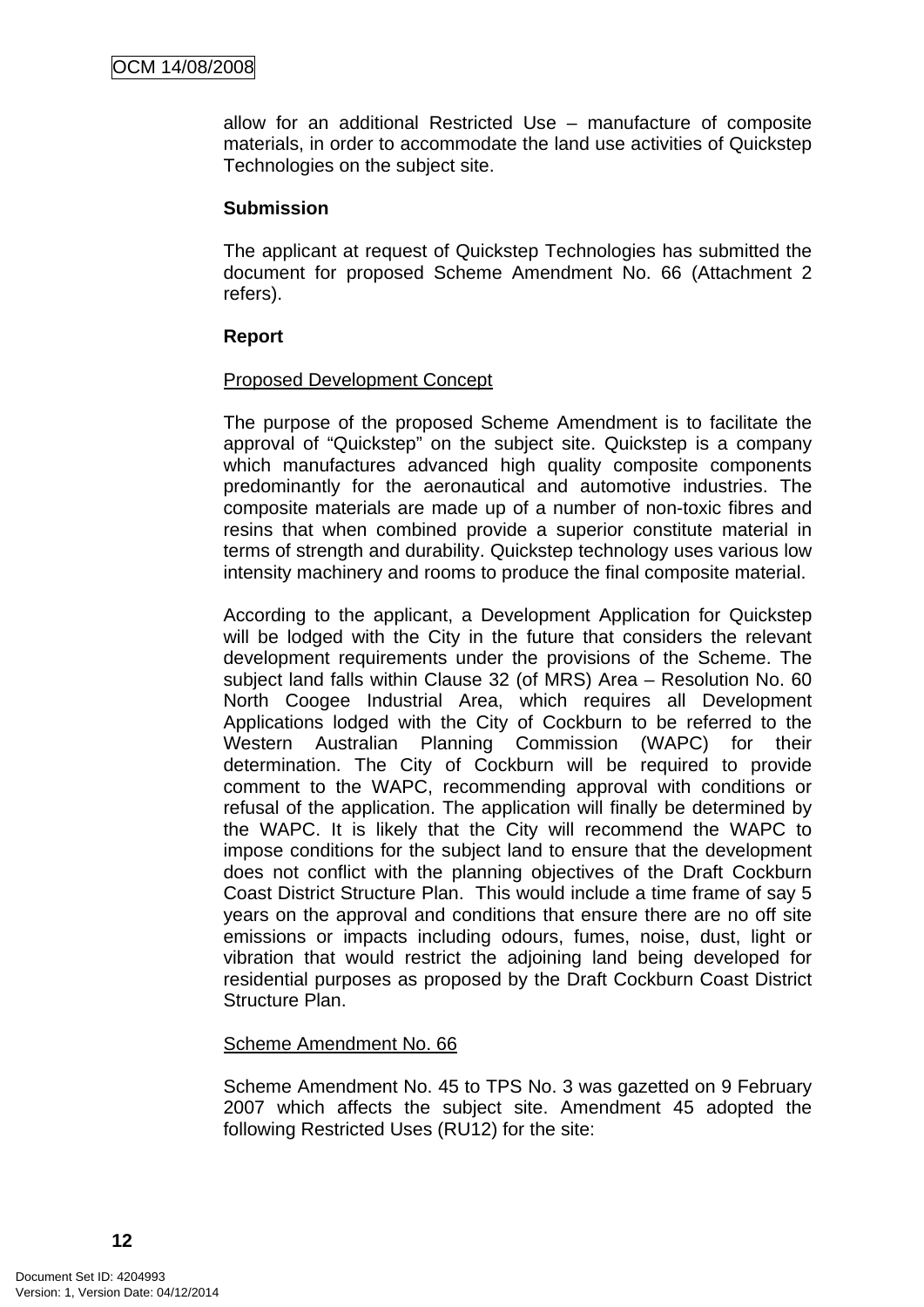allow for an additional Restricted Use – manufacture of composite materials, in order to accommodate the land use activities of Quickstep Technologies on the subject site.

**Submission**

The applicant at request of Quickstep Technologies has submitted the document for proposed Scheme Amendment No. 66 (Attachment 2 refers).

**Report**

<u>Proposed Development Concept</u>

The purpose of the proposed Scheme Amendment is to facilitate the approval of "Quickstep" on the subject site. Quickstep is a company which manufactures advanced high quality composite components predominantly for the aeronautical and automotive industries. The composite materials are made up of a number of non-toxic fibres and resins that when combined provide a superior constitute material in terms of strength and durability. Quickstep technology uses various low intensity machinery and rooms to produce the final composite material.

According to the applicant, a Development Application for Quickstep will be lodged with the City in the future that considers the relevant development requirements under the provisions of the Scheme. The subject land falls within Clause 32 (of MRS) Area – Resolution No. 60 North Coogee Industrial Area, which requires all Development Applications lodged with the City of Cockburn to be referred to the Western Australian Planning Commission (WAPC) for their determination. The City of Cockburn will be required to provide comment to the WAPC, recommending approval with conditions or refusal of the application. The application will finally be determined by the WAPC. It is likely that the City will recommend the WAPC to impose conditions for the subject land to ensure that the development does not conflict with the planning objectives of the Draft Cockburn Coast District Structure Plan. This would include a time frame of say 5 years on the approval and conditions that ensure there are no off site emissions or impacts including odours, fumes, noise, dust, light or vibration that would restrict the adjoining land being developed for residential purposes as proposed by the Draft Cockburn Coast District Structure Plan.

<u>Scheme Amendment No. 66</u>

Scheme Amendment No. 45 to TPS No. 3 was gazetted on 9 February 2007 which affects the subject site. Amendment 45 adopted the following Restricted Uses (RU12) for the site: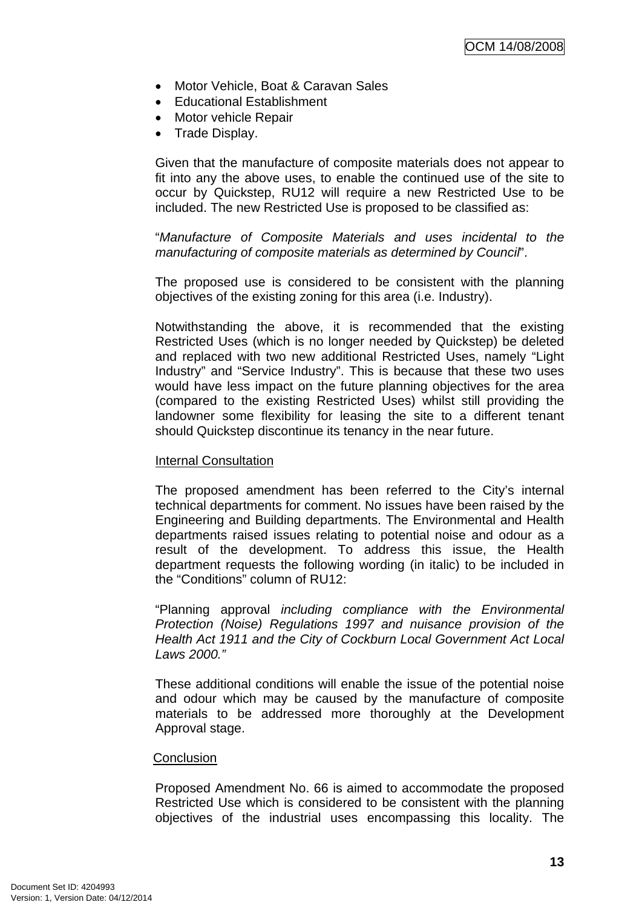- Motor Vehicle, Boat & Caravan Sales
- Educational Establishment
- Motor vehicle Repair
- Trade Display.

Given that the manufacture of composite materials does not appear to fit into any the above uses, to enable the continued use of the site to occur by Quickstep, RU12 will require a new Restricted Use to be included. The new Restricted Use is proposed to be classified as:

"*Manufacture of Composite Materials and uses incidental to the manufacturing of composite materials as determined by Council*".

The proposed use is considered to be consistent with the planning objectives of the existing zoning for this area (i.e. Industry).

Notwithstanding the above, it is recommended that the existing Restricted Uses (which is no longer needed by Quickstep) be deleted and replaced with two new additional Restricted Uses, namely "Light Industry" and "Service Industry". This is because that these two uses would have less impact on the future planning objectives for the area (compared to the existing Restricted Uses) whilst still providing the landowner some flexibility for leasing the site to a different tenant should Quickstep discontinue its tenancy in the near future.

<u>Internal Consultation</u>

The proposed amendment has been referred to the City's internal technical departments for comment. No issues have been raised by the Engineering and Building departments. The Environmental and Health departments raised issues relating to potential noise and odour as a result of the development. To address this issue, the Health department requests the following wording (in italic) to be included in the "Conditions" column of RU12:

"Planning approval *including compliance with the Environmental Protection (Noise) Regulations 1997 and nuisance provision of the Health Act 1911 and the City of Cockburn Local Government Act Local Laws 2000."*

These additional conditions will enable the issue of the potential noise and odour which may be caused by the manufacture of composite materials to be addressed more thoroughly at the Development Approval stage.

<u>Conclusion</u>

Proposed Amendment No. 66 is aimed to accommodate the proposed Restricted Use which is considered to be consistent with the planning objectives of the industrial uses encompassing this locality. The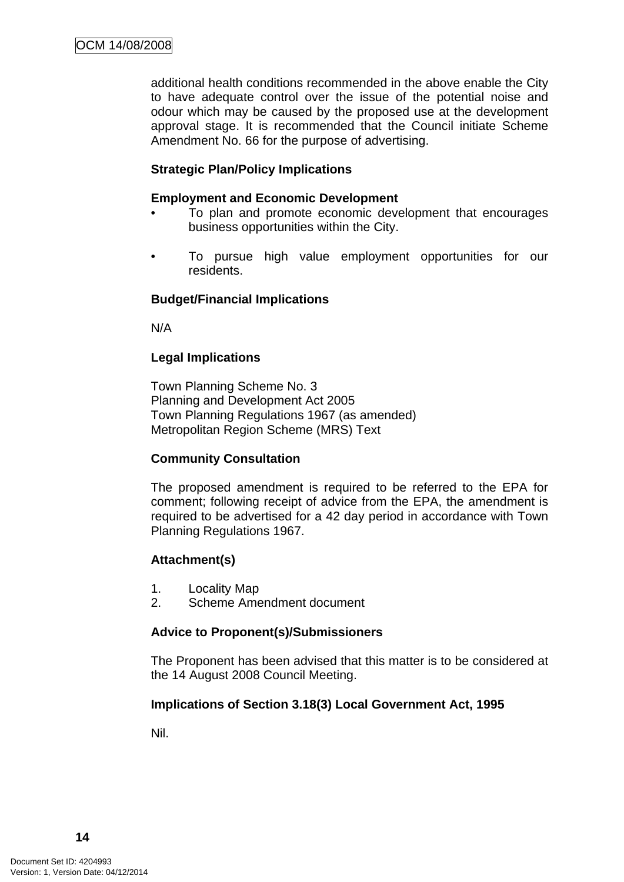additional health conditions recommended in the above enable the City to have adequate control over the issue of the potential noise and odour which may be caused by the proposed use at the development approval stage. It is recommended that the Council initiate Scheme Amendment No. 66 for the purpose of advertising.

**Strategic Plan/Policy Implications**

**Employment and Economic Development**

- To plan and promote economic development that encourages business opportunities within the City.
- To pursue high value employment opportunities for our residents.

**Budget/Financial Implications**

N/A

**Legal Implications**

Town Planning Scheme No. 3
Planning and Development Act 2005
Town Planning Regulations 1967 (as amended)
Metropolitan Region Scheme (MRS) Text

**Community Consultation**

The proposed amendment is required to be referred to the EPA for comment; following receipt of advice from the EPA, the amendment is required to be advertised for a 42 day period in accordance with Town Planning Regulations 1967.

**Attachment(s)**

1. Locality Map
2. Scheme Amendment document

**Advice to Proponent(s)/Submissioners**

The Proponent has been advised that this matter is to be considered at the 14 August 2008 Council Meeting.

**Implications of Section 3.18(3) Local Government Act, 1995**

Nil.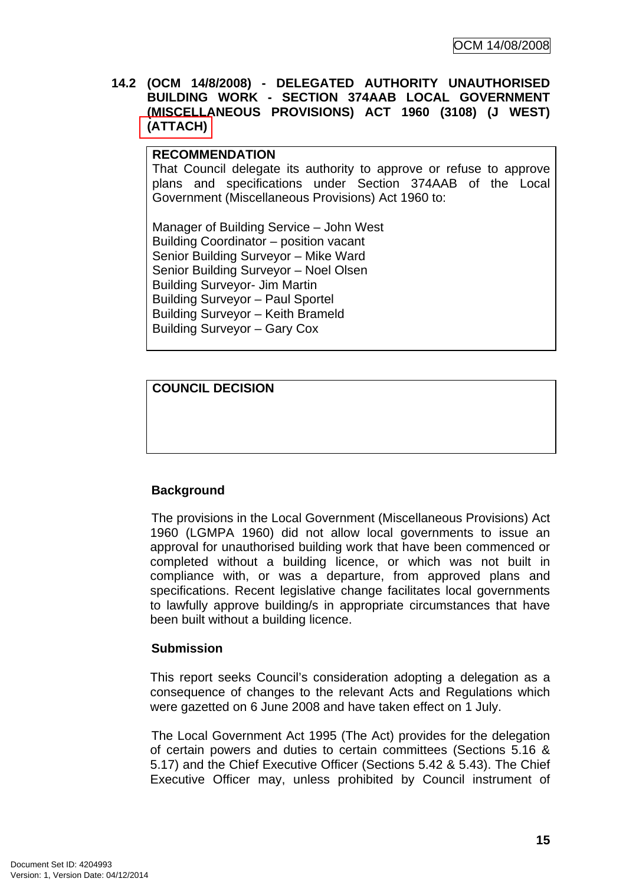## 14.2 (OCM 14/8/2008) - DELEGATED AUTHORITY UNAUTHORISED BUILDING WORK - SECTION 374AAB LOCAL GOVERNMENT (MISCELLANEOUS PROVISIONS) ACT 1960 (3108) (J WEST) (ATTACH)

**RECOMMENDATION**

That Council delegate its authority to approve or refuse to approve plans and specifications under Section 374AAB of the Local Government (Miscellaneous Provisions) Act 1960 to:

Manager of Building Service – John West
Building Coordinator – position vacant
Senior Building Surveyor – Mike Ward
Senior Building Surveyor – Noel Olsen
Building Surveyor- Jim Martin
Building Surveyor – Paul Sportel
Building Surveyor – Keith Brameld
Building Surveyor – Gary Cox

**COUNCIL DECISION**

### Background

The provisions in the Local Government (Miscellaneous Provisions) Act 1960 (LGMPA 1960) did not allow local governments to issue an approval for unauthorised building work that have been commenced or completed without a building licence, or which was not built in compliance with, or was a departure, from approved plans and specifications. Recent legislative change facilitates local governments to lawfully approve building/s in appropriate circumstances that have been built without a building licence.

### Submission

This report seeks Council's consideration adopting a delegation as a consequence of changes to the relevant Acts and Regulations which were gazetted on 6 June 2008 and have taken effect on 1 July.

The Local Government Act 1995 (The Act) provides for the delegation of certain powers and duties to certain committees (Sections 5.16 & 5.17) and the Chief Executive Officer (Sections 5.42 & 5.43). The Chief Executive Officer may, unless prohibited by Council instrument of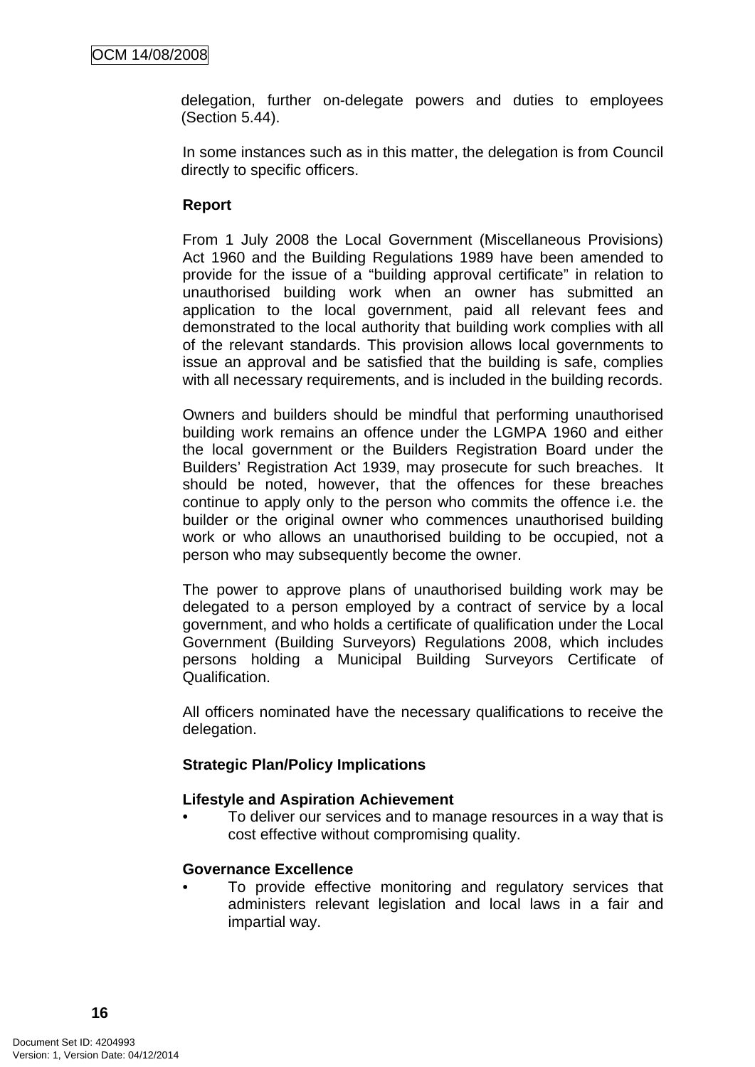delegation, further on-delegate powers and duties to employees (Section 5.44).

In some instances such as in this matter, the delegation is from Council directly to specific officers.

**Report**

From 1 July 2008 the Local Government (Miscellaneous Provisions) Act 1960 and the Building Regulations 1989 have been amended to provide for the issue of a "building approval certificate" in relation to unauthorised building work when an owner has submitted an application to the local government, paid all relevant fees and demonstrated to the local authority that building work complies with all of the relevant standards. This provision allows local governments to issue an approval and be satisfied that the building is safe, complies with all necessary requirements, and is included in the building records.

Owners and builders should be mindful that performing unauthorised building work remains an offence under the LGMPA 1960 and either the local government or the Builders Registration Board under the Builders' Registration Act 1939, may prosecute for such breaches. It should be noted, however, that the offences for these breaches continue to apply only to the person who commits the offence i.e. the builder or the original owner who commences unauthorised building work or who allows an unauthorised building to be occupied, not a person who may subsequently become the owner.

The power to approve plans of unauthorised building work may be delegated to a person employed by a contract of service by a local government, and who holds a certificate of qualification under the Local Government (Building Surveyors) Regulations 2008, which includes persons holding a Municipal Building Surveyors Certificate of Qualification.

All officers nominated have the necessary qualifications to receive the delegation.

**Strategic Plan/Policy Implications**

**Lifestyle and Aspiration Achievement**

- To deliver our services and to manage resources in a way that is cost effective without compromising quality.

**Governance Excellence**

- To provide effective monitoring and regulatory services that administers relevant legislation and local laws in a fair and impartial way.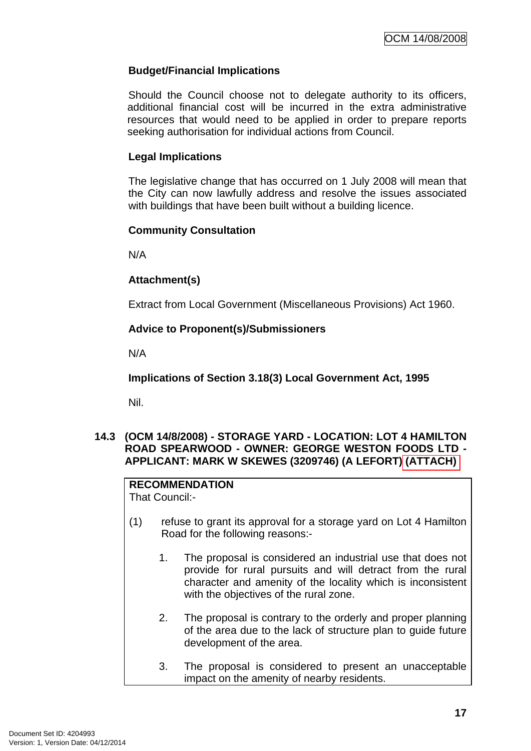**Budget/Financial Implications**

Should the Council choose not to delegate authority to its officers, additional financial cost will be incurred in the extra administrative resources that would need to be applied in order to prepare reports seeking authorisation for individual actions from Council.

**Legal Implications**

The legislative change that has occurred on 1 July 2008 will mean that the City can now lawfully address and resolve the issues associated with buildings that have been built without a building licence.

**Community Consultation**

N/A

**Attachment(s)**

Extract from Local Government (Miscellaneous Provisions) Act 1960.

**Advice to Proponent(s)/Submissioners**

N/A

**Implications of Section 3.18(3) Local Government Act, 1995**

Nil.

## 14.3 (OCM 14/8/2008) - STORAGE YARD - LOCATION: LOT 4 HAMILTON ROAD SPEARWOOD - OWNER: GEORGE WESTON FOODS LTD - APPLICANT: MARK W SKEWES (3209746) (A LEFORT) (ATTACH)

**RECOMMENDATION**
That Council:-

(1) refuse to grant its approval for a storage yard on Lot 4 Hamilton Road for the following reasons:-

1. The proposal is considered an industrial use that does not provide for rural pursuits and will detract from the rural character and amenity of the locality which is inconsistent with the objectives of the rural zone.

2. The proposal is contrary to the orderly and proper planning of the area due to the lack of structure plan to guide future development of the area.

3. The proposal is considered to present an unacceptable impact on the amenity of nearby residents.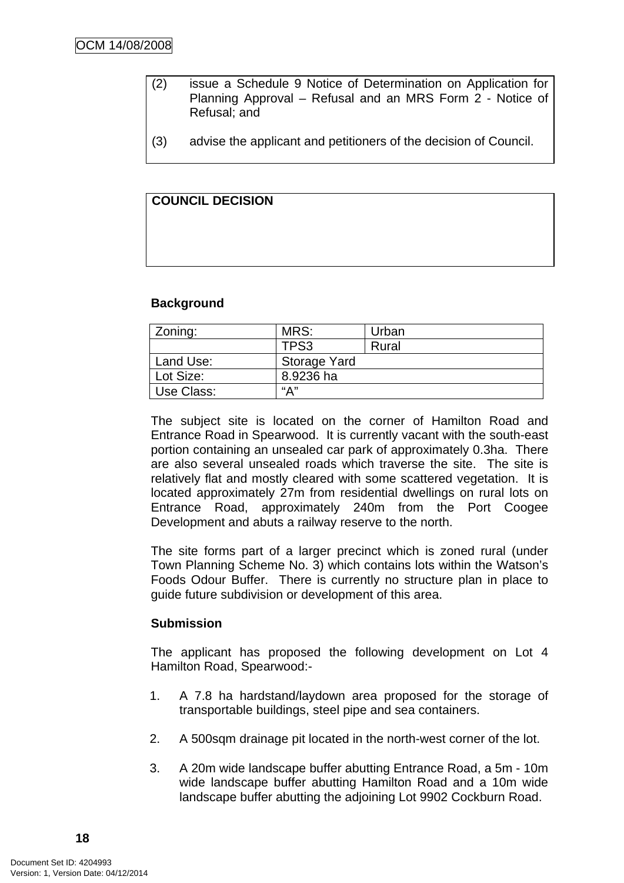(2) issue a Schedule 9 Notice of Determination on Application for Planning Approval – Refusal and an MRS Form 2 - Notice of Refusal; and

(3) advise the applicant and petitioners of the decision of Council.

**COUNCIL DECISION**

**Background**

| Zoning: | MRS: | Urban |
|---|---|---|
| | TPS3 | Rural |
| Land Use: | Storage Yard | |
| Lot Size: | 8.9236 ha | |
| Use Class: | “A” | |

The subject site is located on the corner of Hamilton Road and Entrance Road in Spearwood. It is currently vacant with the south-east portion containing an unsealed car park of approximately 0.3ha. There are also several unsealed roads which traverse the site. The site is relatively flat and mostly cleared with some scattered vegetation. It is located approximately 27m from residential dwellings on rural lots on Entrance Road, approximately 240m from the Port Coogee Development and abuts a railway reserve to the north.

The site forms part of a larger precinct which is zoned rural (under Town Planning Scheme No. 3) which contains lots within the Watson's Foods Odour Buffer. There is currently no structure plan in place to guide future subdivision or development of this area.

**Submission**

The applicant has proposed the following development on Lot 4 Hamilton Road, Spearwood:-

1. A 7.8 ha hardstand/laydown area proposed for the storage of transportable buildings, steel pipe and sea containers.

2. A 500sqm drainage pit located in the north-west corner of the lot.

3. A 20m wide landscape buffer abutting Entrance Road, a 5m - 10m wide landscape buffer abutting Hamilton Road and a 10m wide landscape buffer abutting the adjoining Lot 9902 Cockburn Road.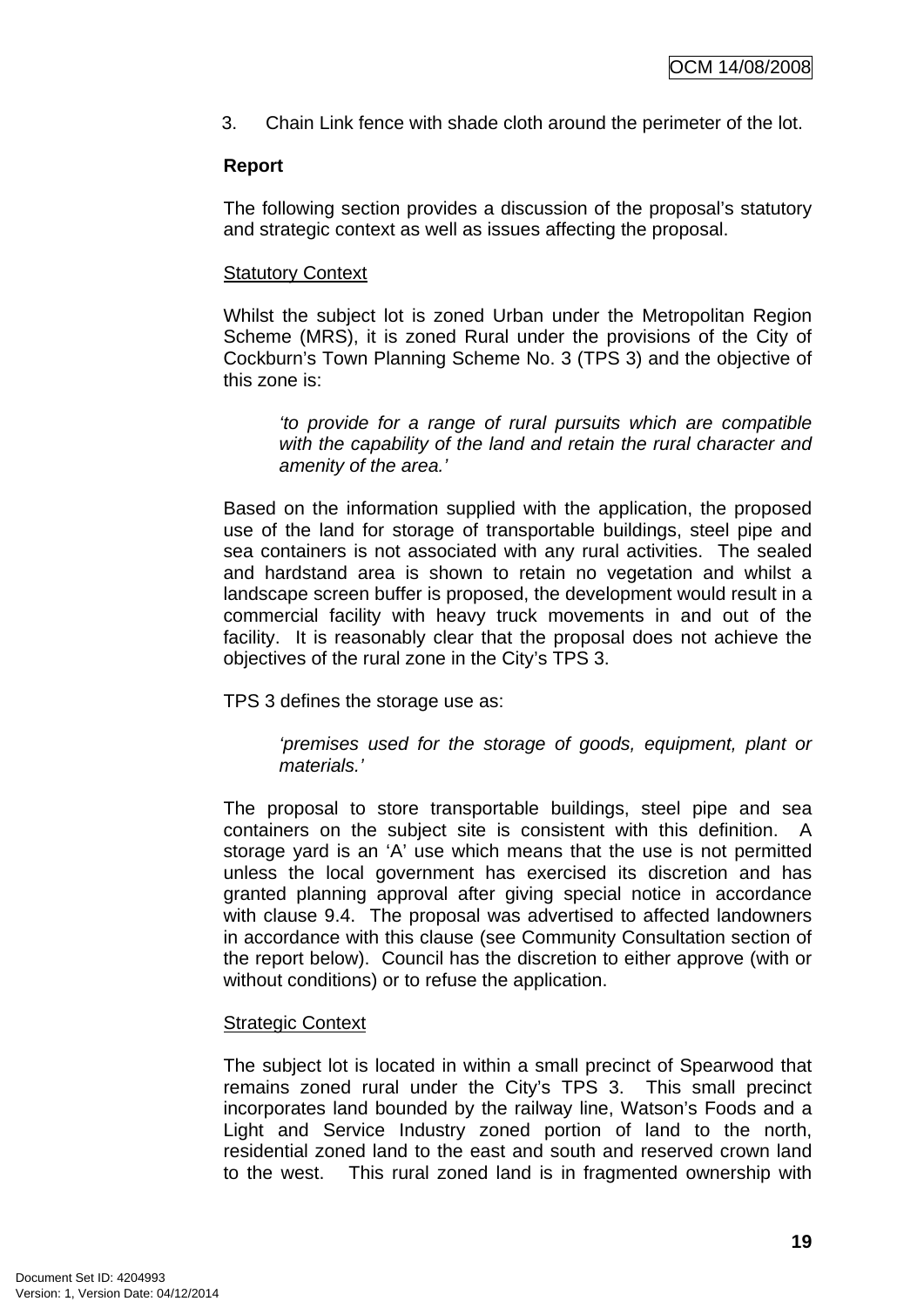3. Chain Link fence with shade cloth around the perimeter of the lot.

**Report**

The following section provides a discussion of the proposal's statutory and strategic context as well as issues affecting the proposal.

Statutory Context

Whilst the subject lot is zoned Urban under the Metropolitan Region Scheme (MRS), it is zoned Rural under the provisions of the City of Cockburn's Town Planning Scheme No. 3 (TPS 3) and the objective of this zone is:

> *'to provide for a range of rural pursuits which are compatible with the capability of the land and retain the rural character and amenity of the area.'*

Based on the information supplied with the application, the proposed use of the land for storage of transportable buildings, steel pipe and sea containers is not associated with any rural activities. The sealed and hardstand area is shown to retain no vegetation and whilst a landscape screen buffer is proposed, the development would result in a commercial facility with heavy truck movements in and out of the facility. It is reasonably clear that the proposal does not achieve the objectives of the rural zone in the City's TPS 3.

TPS 3 defines the storage use as:

> *'premises used for the storage of goods, equipment, plant or materials.'*

The proposal to store transportable buildings, steel pipe and sea containers on the subject site is consistent with this definition. A storage yard is an 'A' use which means that the use is not permitted unless the local government has exercised its discretion and has granted planning approval after giving special notice in accordance with clause 9.4. The proposal was advertised to affected landowners in accordance with this clause (see Community Consultation section of the report below). Council has the discretion to either approve (with or without conditions) or to refuse the application.

Strategic Context

The subject lot is located in within a small precinct of Spearwood that remains zoned rural under the City's TPS 3. This small precinct incorporates land bounded by the railway line, Watson's Foods and a Light and Service Industry zoned portion of land to the north, residential zoned land to the east and south and reserved crown land to the west. This rural zoned land is in fragmented ownership with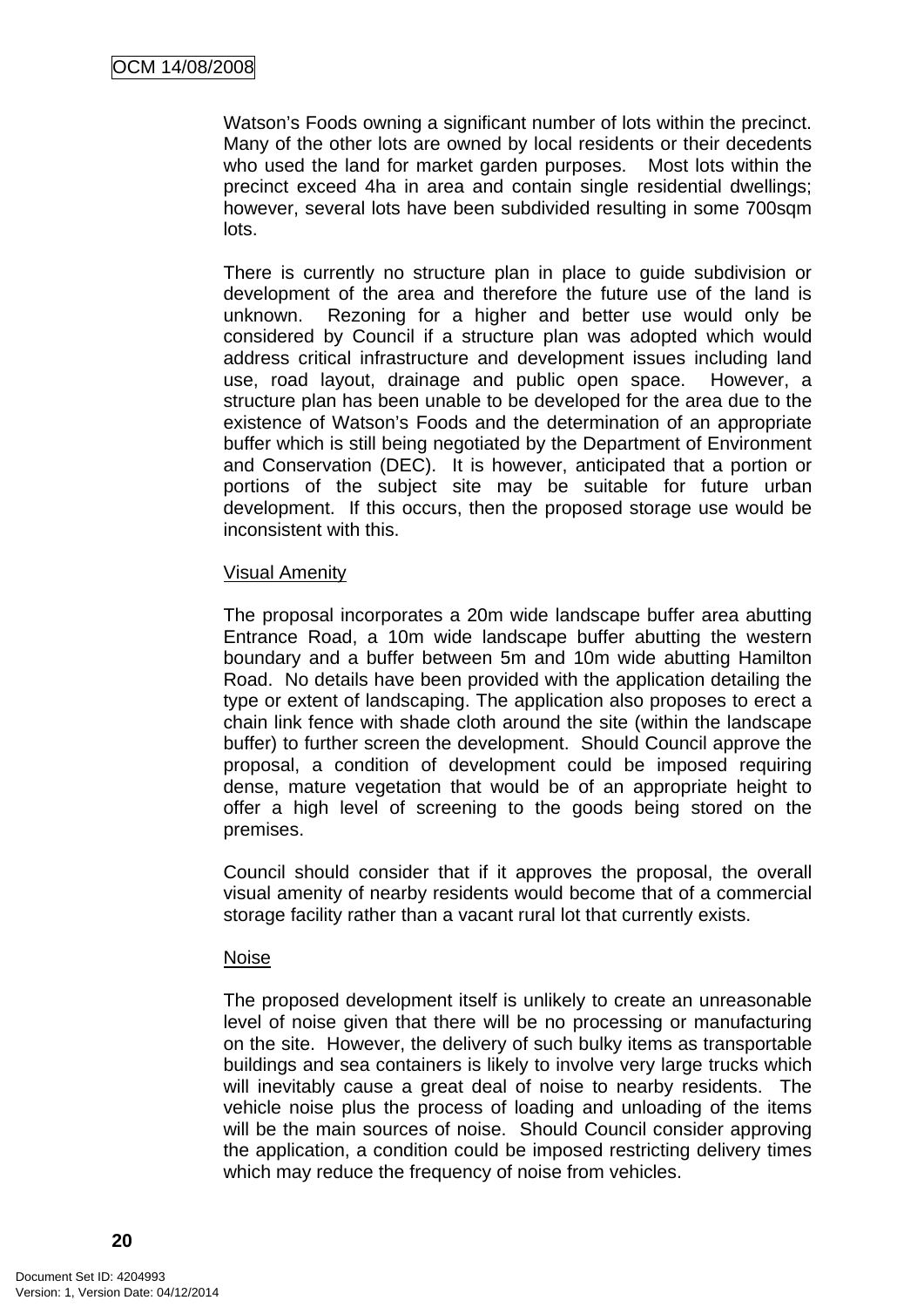Watson's Foods owning a significant number of lots within the precinct. Many of the other lots are owned by local residents or their decedents who used the land for market garden purposes. Most lots within the precinct exceed 4ha in area and contain single residential dwellings; however, several lots have been subdivided resulting in some 700sqm lots.

There is currently no structure plan in place to guide subdivision or development of the area and therefore the future use of the land is unknown. Rezoning for a higher and better use would only be considered by Council if a structure plan was adopted which would address critical infrastructure and development issues including land use, road layout, drainage and public open space. However, a structure plan has been unable to be developed for the area due to the existence of Watson's Foods and the determination of an appropriate buffer which is still being negotiated by the Department of Environment and Conservation (DEC). It is however, anticipated that a portion or portions of the subject site may be suitable for future urban development. If this occurs, then the proposed storage use would be inconsistent with this.

Visual Amenity

The proposal incorporates a 20m wide landscape buffer area abutting Entrance Road, a 10m wide landscape buffer abutting the western boundary and a buffer between 5m and 10m wide abutting Hamilton Road. No details have been provided with the application detailing the type or extent of landscaping. The application also proposes to erect a chain link fence with shade cloth around the site (within the landscape buffer) to further screen the development. Should Council approve the proposal, a condition of development could be imposed requiring dense, mature vegetation that would be of an appropriate height to offer a high level of screening to the goods being stored on the premises.

Council should consider that if it approves the proposal, the overall visual amenity of nearby residents would become that of a commercial storage facility rather than a vacant rural lot that currently exists.

Noise

The proposed development itself is unlikely to create an unreasonable level of noise given that there will be no processing or manufacturing on the site. However, the delivery of such bulky items as transportable buildings and sea containers is likely to involve very large trucks which will inevitably cause a great deal of noise to nearby residents. The vehicle noise plus the process of loading and unloading of the items will be the main sources of noise. Should Council consider approving the application, a condition could be imposed restricting delivery times which may reduce the frequency of noise from vehicles.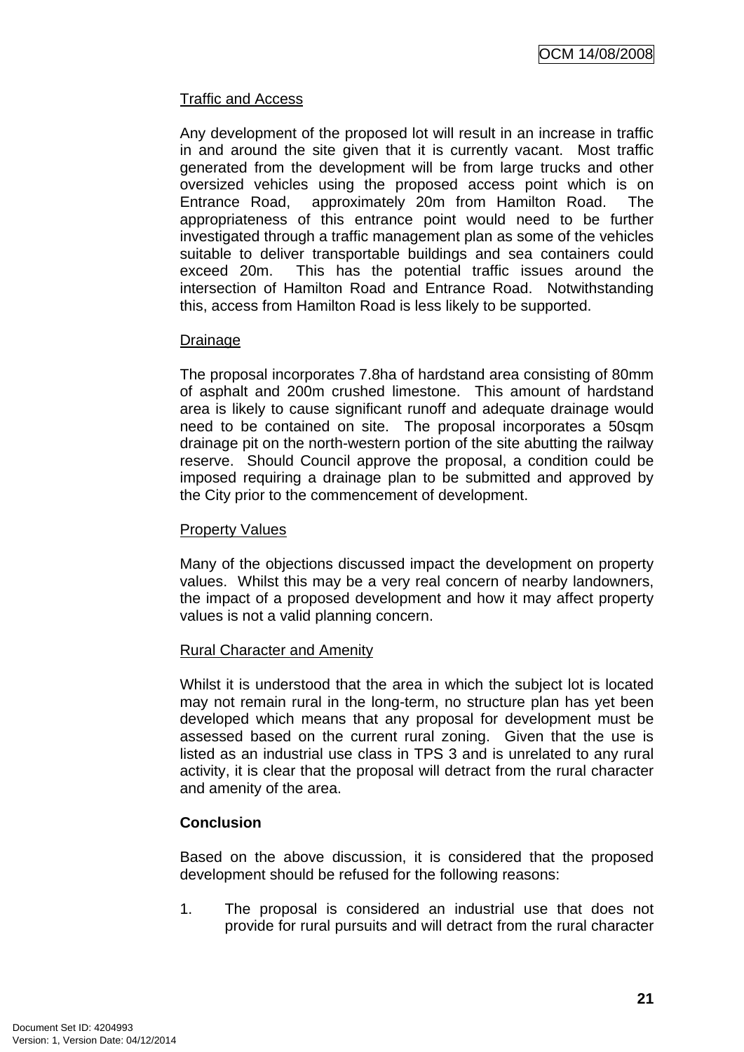Traffic and Access

Any development of the proposed lot will result in an increase in traffic in and around the site given that it is currently vacant. Most traffic generated from the development will be from large trucks and other oversized vehicles using the proposed access point which is on Entrance Road, approximately 20m from Hamilton Road. The appropriateness of this entrance point would need to be further investigated through a traffic management plan as some of the vehicles suitable to deliver transportable buildings and sea containers could exceed 20m. This has the potential traffic issues around the intersection of Hamilton Road and Entrance Road. Notwithstanding this, access from Hamilton Road is less likely to be supported.

Drainage

The proposal incorporates 7.8ha of hardstand area consisting of 80mm of asphalt and 200m crushed limestone. This amount of hardstand area is likely to cause significant runoff and adequate drainage would need to be contained on site. The proposal incorporates a 50sqm drainage pit on the north-western portion of the site abutting the railway reserve. Should Council approve the proposal, a condition could be imposed requiring a drainage plan to be submitted and approved by the City prior to the commencement of development.

Property Values

Many of the objections discussed impact the development on property values. Whilst this may be a very real concern of nearby landowners, the impact of a proposed development and how it may affect property values is not a valid planning concern.

Rural Character and Amenity

Whilst it is understood that the area in which the subject lot is located may not remain rural in the long-term, no structure plan has yet been developed which means that any proposal for development must be assessed based on the current rural zoning. Given that the use is listed as an industrial use class in TPS 3 and is unrelated to any rural activity, it is clear that the proposal will detract from the rural character and amenity of the area.

**Conclusion**

Based on the above discussion, it is considered that the proposed development should be refused for the following reasons:

1. The proposal is considered an industrial use that does not provide for rural pursuits and will detract from the rural character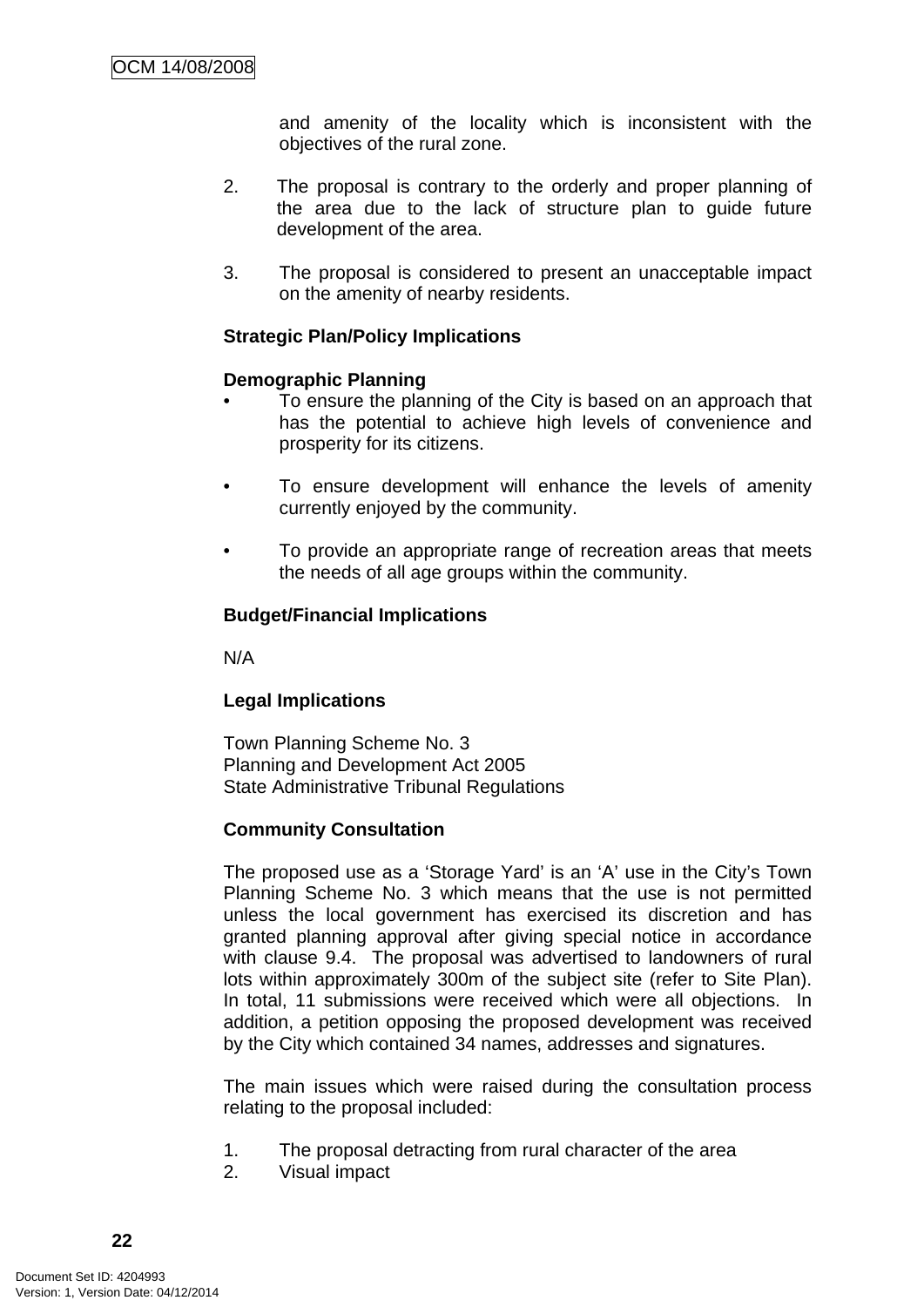and amenity of the locality which is inconsistent with the objectives of the rural zone.

2. The proposal is contrary to the orderly and proper planning of the area due to the lack of structure plan to guide future development of the area.

3. The proposal is considered to present an unacceptable impact on the amenity of nearby residents.

**Strategic Plan/Policy Implications**

**Demographic Planning**

- To ensure the planning of the City is based on an approach that has the potential to achieve high levels of convenience and prosperity for its citizens.

- To ensure development will enhance the levels of amenity currently enjoyed by the community.

- To provide an appropriate range of recreation areas that meets the needs of all age groups within the community.

**Budget/Financial Implications**

N/A

**Legal Implications**

Town Planning Scheme No. 3
Planning and Development Act 2005
State Administrative Tribunal Regulations

**Community Consultation**

The proposed use as a 'Storage Yard' is an 'A' use in the City's Town Planning Scheme No. 3 which means that the use is not permitted unless the local government has exercised its discretion and has granted planning approval after giving special notice in accordance with clause 9.4. The proposal was advertised to landowners of rural lots within approximately 300m of the subject site (refer to Site Plan). In total, 11 submissions were received which were all objections. In addition, a petition opposing the proposed development was received by the City which contained 34 names, addresses and signatures.

The main issues which were raised during the consultation process relating to the proposal included:

1. The proposal detracting from rural character of the area
2. Visual impact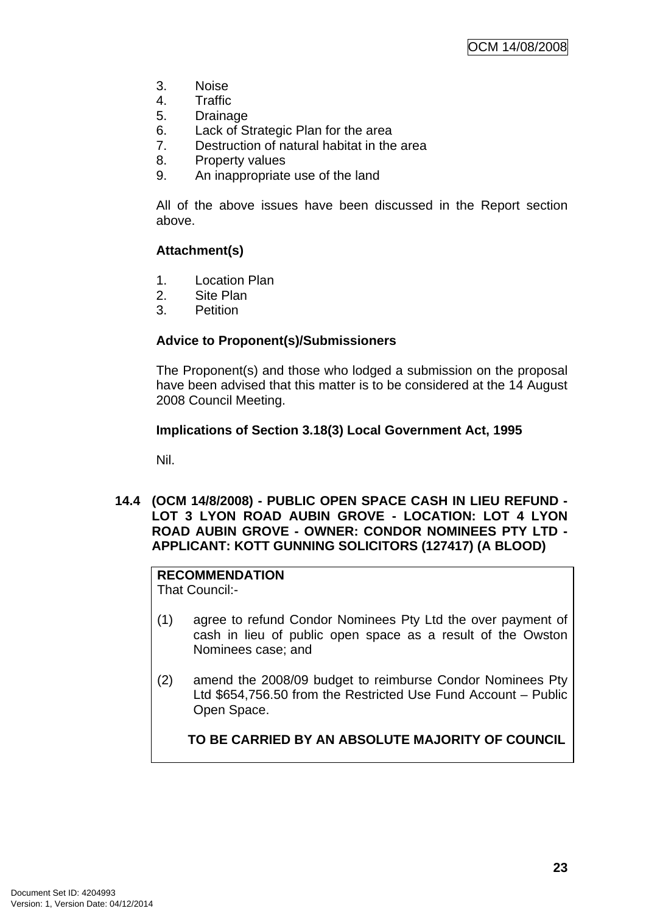3. Noise
4. Traffic
5. Drainage
6. Lack of Strategic Plan for the area
7. Destruction of natural habitat in the area
8. Property values
9. An inappropriate use of the land

All of the above issues have been discussed in the Report section above.

**Attachment(s)**

1. Location Plan
2. Site Plan
3. Petition

**Advice to Proponent(s)/Submissioners**

The Proponent(s) and those who lodged a submission on the proposal have been advised that this matter is to be considered at the 14 August 2008 Council Meeting.

**Implications of Section 3.18(3) Local Government Act, 1995**

Nil.

## 14.4 (OCM 14/8/2008) - PUBLIC OPEN SPACE CASH IN LIEU REFUND - LOT 3 LYON ROAD AUBIN GROVE - LOCATION: LOT 4 LYON ROAD AUBIN GROVE - OWNER: CONDOR NOMINEES PTY LTD - APPLICANT: KOTT GUNNING SOLICITORS (127417) (A BLOOD)

**RECOMMENDATION**
That Council:-

(1) agree to refund Condor Nominees Pty Ltd the over payment of cash in lieu of public open space as a result of the Owston Nominees case; and

(2) amend the 2008/09 budget to reimburse Condor Nominees Pty Ltd $654,756.50 from the Restricted Use Fund Account – Public Open Space.

**TO BE CARRIED BY AN ABSOLUTE MAJORITY OF COUNCIL**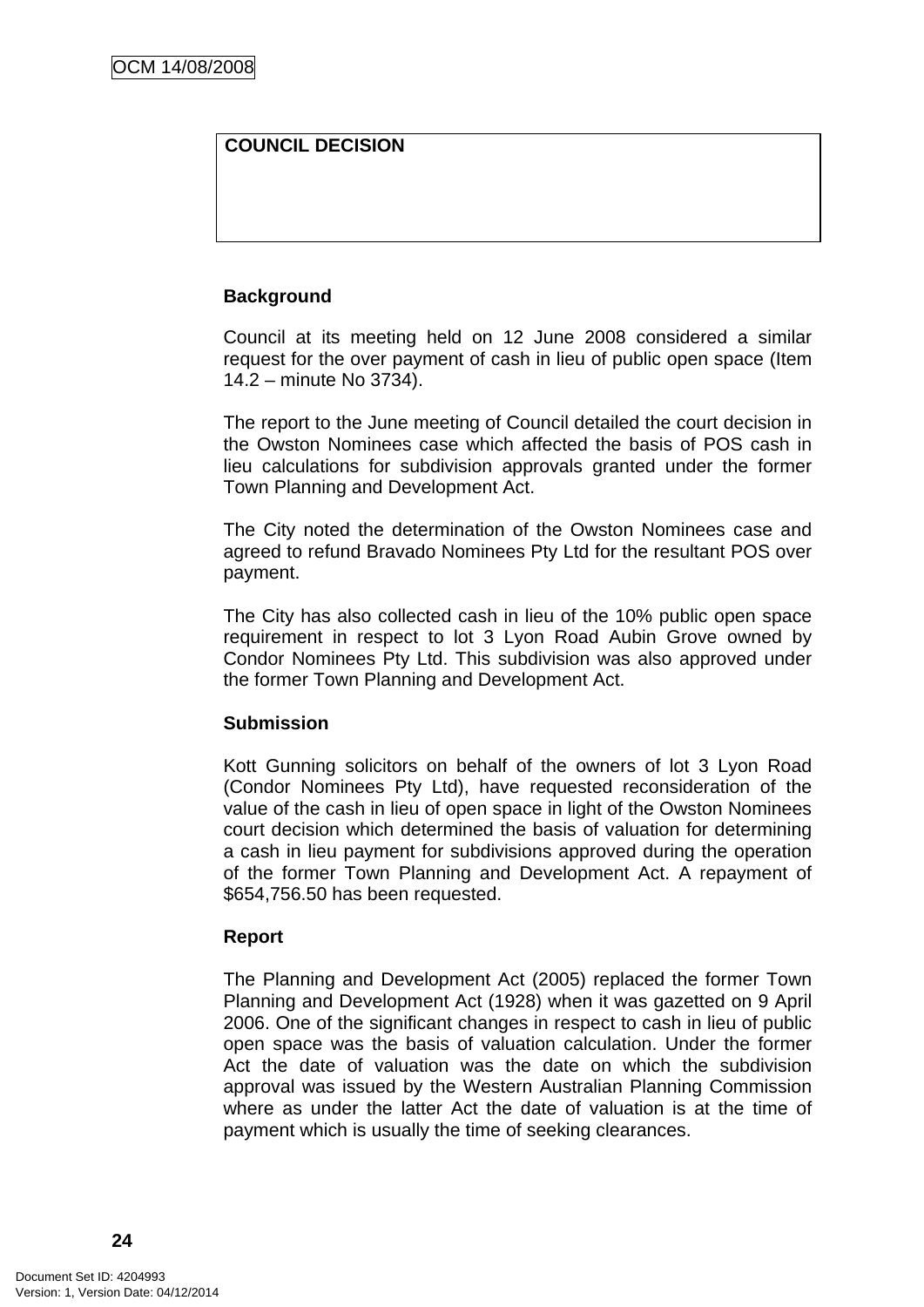| COUNCIL DECISION |
| --- |
| |

**Background**

Council at its meeting held on 12 June 2008 considered a similar request for the over payment of cash in lieu of public open space (Item 14.2 – minute No 3734).

The report to the June meeting of Council detailed the court decision in the Owston Nominees case which affected the basis of POS cash in lieu calculations for subdivision approvals granted under the former Town Planning and Development Act.

The City noted the determination of the Owston Nominees case and agreed to refund Bravado Nominees Pty Ltd for the resultant POS over payment.

The City has also collected cash in lieu of the 10% public open space requirement in respect to lot 3 Lyon Road Aubin Grove owned by Condor Nominees Pty Ltd. This subdivision was also approved under the former Town Planning and Development Act.

**Submission**

Kott Gunning solicitors on behalf of the owners of lot 3 Lyon Road (Condor Nominees Pty Ltd), have requested reconsideration of the value of the cash in lieu of open space in light of the Owston Nominees court decision which determined the basis of valuation for determining a cash in lieu payment for subdivisions approved during the operation of the former Town Planning and Development Act. A repayment of $654,756.50 has been requested.

**Report**

The Planning and Development Act (2005) replaced the former Town Planning and Development Act (1928) when it was gazetted on 9 April 2006. One of the significant changes in respect to cash in lieu of public open space was the basis of valuation calculation. Under the former Act the date of valuation was the date on which the subdivision approval was issued by the Western Australian Planning Commission where as under the latter Act the date of valuation is at the time of payment which is usually the time of seeking clearances.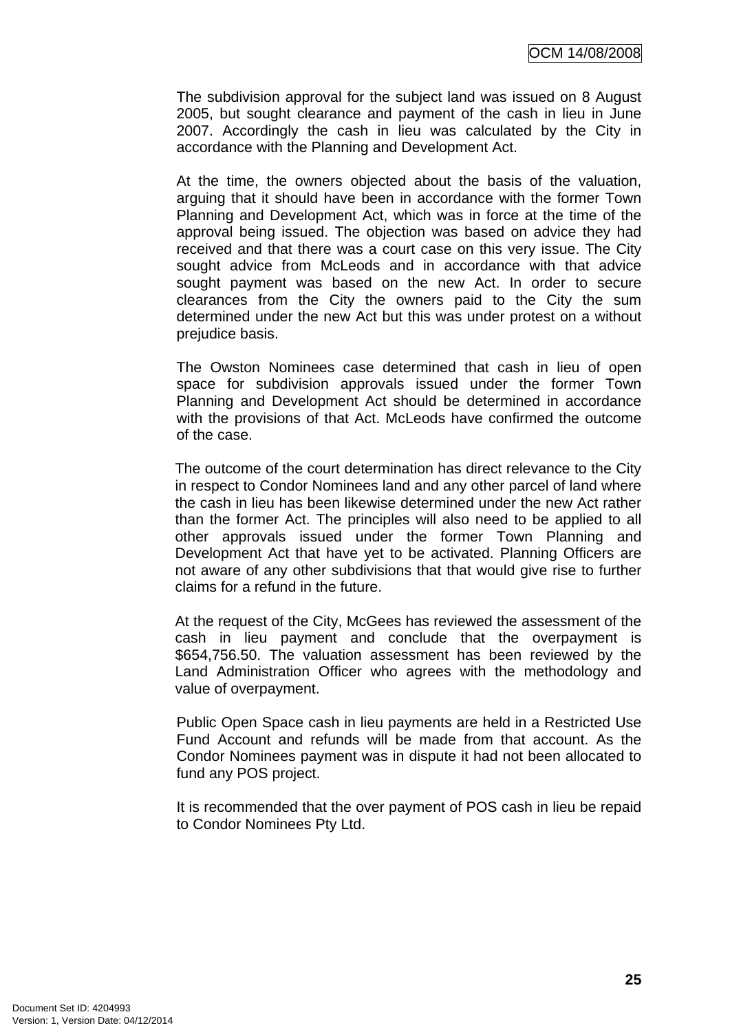The subdivision approval for the subject land was issued on 8 August 2005, but sought clearance and payment of the cash in lieu in June 2007. Accordingly the cash in lieu was calculated by the City in accordance with the Planning and Development Act.

At the time, the owners objected about the basis of the valuation, arguing that it should have been in accordance with the former Town Planning and Development Act, which was in force at the time of the approval being issued. The objection was based on advice they had received and that there was a court case on this very issue. The City sought advice from McLeods and in accordance with that advice sought payment was based on the new Act. In order to secure clearances from the City the owners paid to the City the sum determined under the new Act but this was under protest on a without prejudice basis.

The Owston Nominees case determined that cash in lieu of open space for subdivision approvals issued under the former Town Planning and Development Act should be determined in accordance with the provisions of that Act. McLeods have confirmed the outcome of the case.

The outcome of the court determination has direct relevance to the City in respect to Condor Nominees land and any other parcel of land where the cash in lieu has been likewise determined under the new Act rather than the former Act. The principles will also need to be applied to all other approvals issued under the former Town Planning and Development Act that have yet to be activated. Planning Officers are not aware of any other subdivisions that that would give rise to further claims for a refund in the future.

At the request of the City, McGees has reviewed the assessment of the cash in lieu payment and conclude that the overpayment is $654,756.50. The valuation assessment has been reviewed by the Land Administration Officer who agrees with the methodology and value of overpayment.

Public Open Space cash in lieu payments are held in a Restricted Use Fund Account and refunds will be made from that account. As the Condor Nominees payment was in dispute it had not been allocated to fund any POS project.

It is recommended that the over payment of POS cash in lieu be repaid to Condor Nominees Pty Ltd.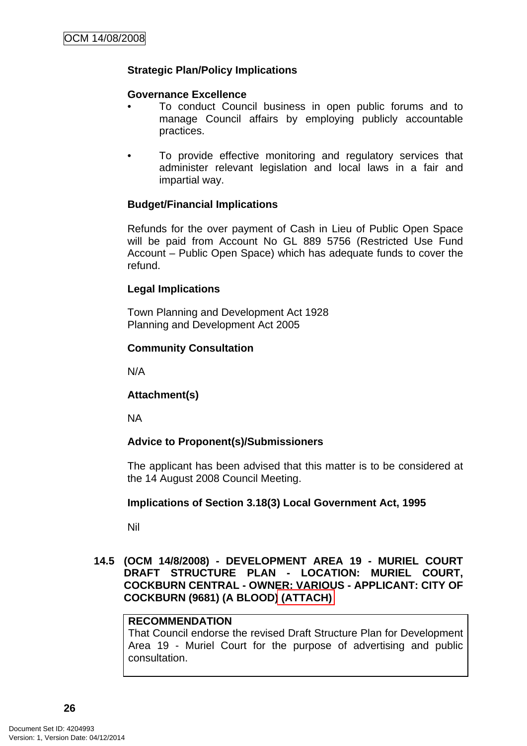**Strategic Plan/Policy Implications**

**Governance Excellence**

- To conduct Council business in open public forums and to manage Council affairs by employing publicly accountable practices.

- To provide effective monitoring and regulatory services that administer relevant legislation and local laws in a fair and impartial way.

**Budget/Financial Implications**

Refunds for the over payment of Cash in Lieu of Public Open Space will be paid from Account No GL 889 5756 (Restricted Use Fund Account – Public Open Space) which has adequate funds to cover the refund.

**Legal Implications**

Town Planning and Development Act 1928
Planning and Development Act 2005

**Community Consultation**

N/A

**Attachment(s)**

NA

**Advice to Proponent(s)/Submissioners**

The applicant has been advised that this matter is to be considered at the 14 August 2008 Council Meeting.

**Implications of Section 3.18(3) Local Government Act, 1995**

Nil

## 14.5 (OCM 14/8/2008) - DEVELOPMENT AREA 19 - MURIEL COURT DRAFT STRUCTURE PLAN - LOCATION: MURIEL COURT, COCKBURN CENTRAL - OWNER: VARIOUS - APPLICANT: CITY OF COCKBURN (9681) (A BLOOD) (ATTACH)

**RECOMMENDATION**
That Council endorse the revised Draft Structure Plan for Development Area 19 - Muriel Court for the purpose of advertising and public consultation.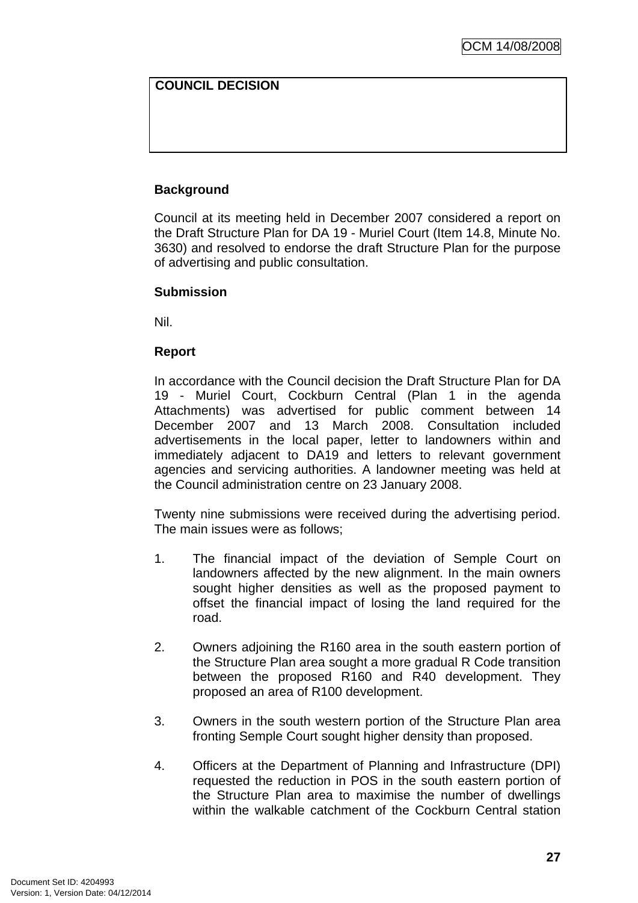| COUNCIL DECISION |
| --- |
| |

**Background**

Council at its meeting held in December 2007 considered a report on the Draft Structure Plan for DA 19 - Muriel Court (Item 14.8, Minute No. 3630) and resolved to endorse the draft Structure Plan for the purpose of advertising and public consultation.

**Submission**

Nil.

**Report**

In accordance with the Council decision the Draft Structure Plan for DA 19 - Muriel Court, Cockburn Central (Plan 1 in the agenda Attachments) was advertised for public comment between 14 December 2007 and 13 March 2008. Consultation included advertisements in the local paper, letter to landowners within and immediately adjacent to DA19 and letters to relevant government agencies and servicing authorities. A landowner meeting was held at the Council administration centre on 23 January 2008.

Twenty nine submissions were received during the advertising period. The main issues were as follows;

1. The financial impact of the deviation of Semple Court on landowners affected by the new alignment. In the main owners sought higher densities as well as the proposed payment to offset the financial impact of losing the land required for the road.

2. Owners adjoining the R160 area in the south eastern portion of the Structure Plan area sought a more gradual R Code transition between the proposed R160 and R40 development. They proposed an area of R100 development.

3. Owners in the south western portion of the Structure Plan area fronting Semple Court sought higher density than proposed.

4. Officers at the Department of Planning and Infrastructure (DPI) requested the reduction in POS in the south eastern portion of the Structure Plan area to maximise the number of dwellings within the walkable catchment of the Cockburn Central station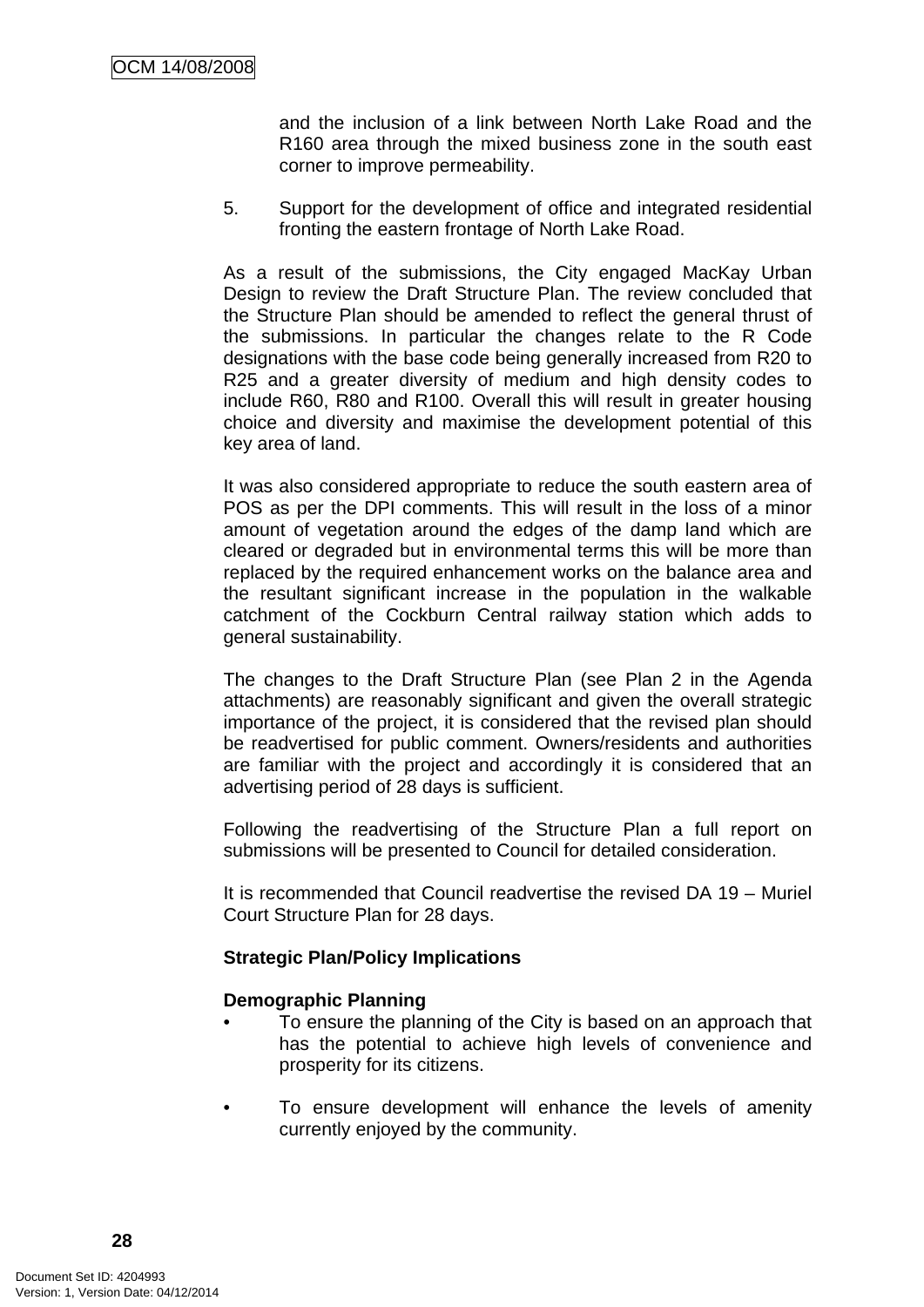and the inclusion of a link between North Lake Road and the R160 area through the mixed business zone in the south east corner to improve permeability.

5. Support for the development of office and integrated residential fronting the eastern frontage of North Lake Road.

As a result of the submissions, the City engaged MacKay Urban Design to review the Draft Structure Plan. The review concluded that the Structure Plan should be amended to reflect the general thrust of the submissions. In particular the changes relate to the R Code designations with the base code being generally increased from R20 to R25 and a greater diversity of medium and high density codes to include R60, R80 and R100. Overall this will result in greater housing choice and diversity and maximise the development potential of this key area of land.

It was also considered appropriate to reduce the south eastern area of POS as per the DPI comments. This will result in the loss of a minor amount of vegetation around the edges of the damp land which are cleared or degraded but in environmental terms this will be more than replaced by the required enhancement works on the balance area and the resultant significant increase in the population in the walkable catchment of the Cockburn Central railway station which adds to general sustainability.

The changes to the Draft Structure Plan (see Plan 2 in the Agenda attachments) are reasonably significant and given the overall strategic importance of the project, it is considered that the revised plan should be readvertised for public comment. Owners/residents and authorities are familiar with the project and accordingly it is considered that an advertising period of 28 days is sufficient.

Following the readvertising of the Structure Plan a full report on submissions will be presented to Council for detailed consideration.

It is recommended that Council readvertise the revised DA 19 – Muriel Court Structure Plan for 28 days.

**Strategic Plan/Policy Implications**

**Demographic Planning**

- To ensure the planning of the City is based on an approach that has the potential to achieve high levels of convenience and prosperity for its citizens.

- To ensure development will enhance the levels of amenity currently enjoyed by the community.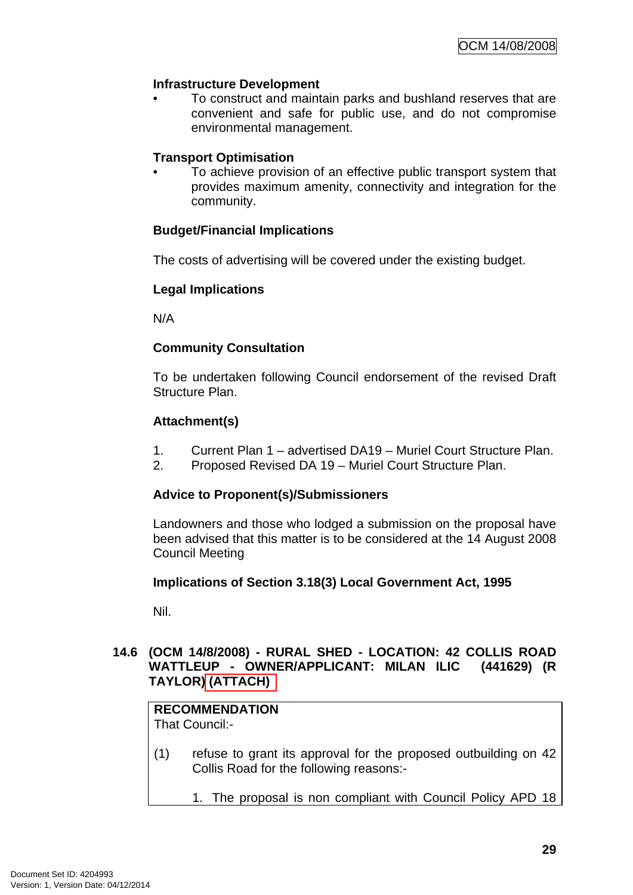**Infrastructure Development**

- To construct and maintain parks and bushland reserves that are convenient and safe for public use, and do not compromise environmental management.

**Transport Optimisation**

- To achieve provision of an effective public transport system that provides maximum amenity, connectivity and integration for the community.

**Budget/Financial Implications**

The costs of advertising will be covered under the existing budget.

**Legal Implications**

N/A

**Community Consultation**

To be undertaken following Council endorsement of the revised Draft Structure Plan.

**Attachment(s)**

1. Current Plan 1 – advertised DA19 – Muriel Court Structure Plan.
2. Proposed Revised DA 19 – Muriel Court Structure Plan.

**Advice to Proponent(s)/Submissioners**

Landowners and those who lodged a submission on the proposal have been advised that this matter is to be considered at the 14 August 2008 Council Meeting

**Implications of Section 3.18(3) Local Government Act, 1995**

Nil.

## 14.6 (OCM 14/8/2008) - RURAL SHED - LOCATION: 42 COLLIS ROAD WATTLEUP - OWNER/APPLICANT: MILAN ILIC (441629) (R TAYLOR) (ATTACH)

**RECOMMENDATION**
That Council:-

(1) refuse to grant its approval for the proposed outbuilding on 42 Collis Road for the following reasons:-

1. The proposal is non compliant with Council Policy APD 18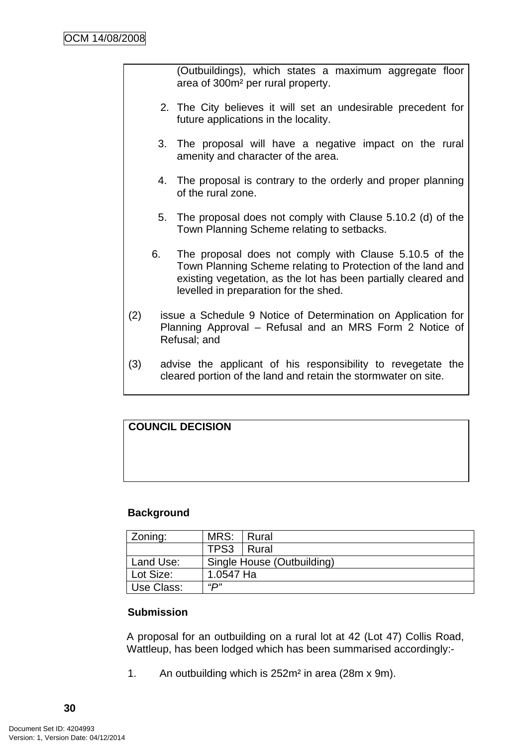(Outbuildings), which states a maximum aggregate floor area of 300m² per rural property.

2. The City believes it will set an undesirable precedent for future applications in the locality.

3. The proposal will have a negative impact on the rural amenity and character of the area.

4. The proposal is contrary to the orderly and proper planning of the rural zone.

5. The proposal does not comply with Clause 5.10.2 (d) of the Town Planning Scheme relating to setbacks.

6. The proposal does not comply with Clause 5.10.5 of the Town Planning Scheme relating to Protection of the land and existing vegetation, as the lot has been partially cleared and levelled in preparation for the shed.

(2) issue a Schedule 9 Notice of Determination on Application for Planning Approval – Refusal and an MRS Form 2 Notice of Refusal; and

(3) advise the applicant of his responsibility to revegetate the cleared portion of the land and retain the stormwater on site.

**COUNCIL DECISION**

**Background**

| Zoning: | MRS: | Rural |
|---|---|---|
| | TPS3 | Rural |
| Land Use: | Single House (Outbuilding) | |
| Lot Size: | 1.0547 Ha | |
| Use Class: | *"P"* | |

**Submission**

A proposal for an outbuilding on a rural lot at 42 (Lot 47) Collis Road, Wattleup, has been lodged which has been summarised accordingly:-

1. An outbuilding which is 252m² in area (28m x 9m).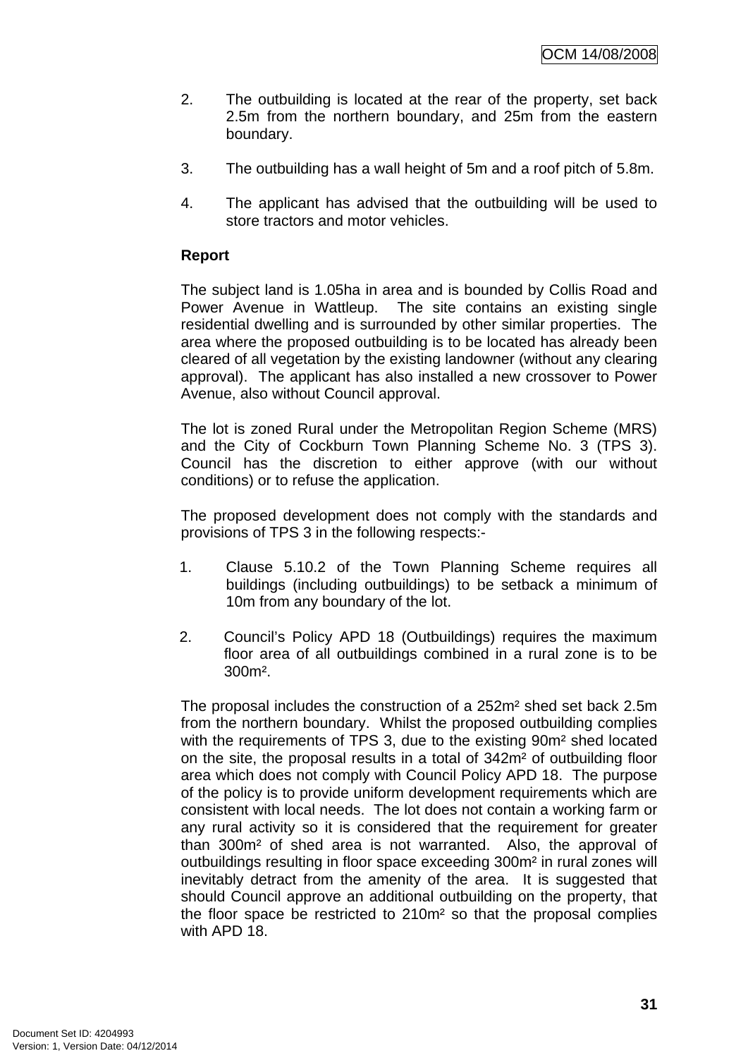2. The outbuilding is located at the rear of the property, set back 2.5m from the northern boundary, and 25m from the eastern boundary.

3. The outbuilding has a wall height of 5m and a roof pitch of 5.8m.

4. The applicant has advised that the outbuilding will be used to store tractors and motor vehicles.

**Report**

The subject land is 1.05ha in area and is bounded by Collis Road and Power Avenue in Wattleup. The site contains an existing single residential dwelling and is surrounded by other similar properties. The area where the proposed outbuilding is to be located has already been cleared of all vegetation by the existing landowner (without any clearing approval). The applicant has also installed a new crossover to Power Avenue, also without Council approval.

The lot is zoned Rural under the Metropolitan Region Scheme (MRS) and the City of Cockburn Town Planning Scheme No. 3 (TPS 3). Council has the discretion to either approve (with our without conditions) or to refuse the application.

The proposed development does not comply with the standards and provisions of TPS 3 in the following respects:-

1. Clause 5.10.2 of the Town Planning Scheme requires all buildings (including outbuildings) to be setback a minimum of 10m from any boundary of the lot.

2. Council's Policy APD 18 (Outbuildings) requires the maximum floor area of all outbuildings combined in a rural zone is to be 300m².

The proposal includes the construction of a 252m² shed set back 2.5m from the northern boundary. Whilst the proposed outbuilding complies with the requirements of TPS 3, due to the existing 90m² shed located on the site, the proposal results in a total of 342m² of outbuilding floor area which does not comply with Council Policy APD 18. The purpose of the policy is to provide uniform development requirements which are consistent with local needs. The lot does not contain a working farm or any rural activity so it is considered that the requirement for greater than 300m² of shed area is not warranted. Also, the approval of outbuildings resulting in floor space exceeding 300m² in rural zones will inevitably detract from the amenity of the area. It is suggested that should Council approve an additional outbuilding on the property, that the floor space be restricted to 210m² so that the proposal complies with APD 18.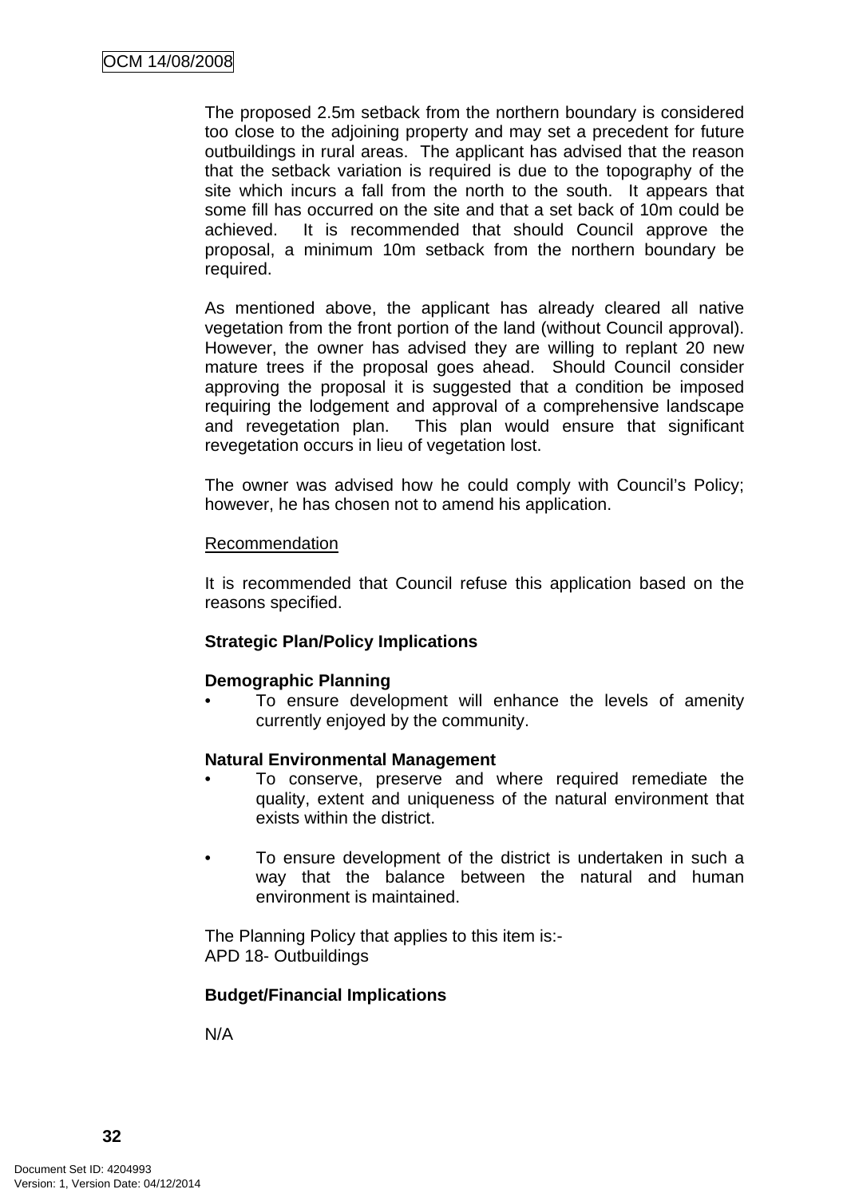The proposed 2.5m setback from the northern boundary is considered too close to the adjoining property and may set a precedent for future outbuildings in rural areas. The applicant has advised that the reason that the setback variation is required is due to the topography of the site which incurs a fall from the north to the south. It appears that some fill has occurred on the site and that a set back of 10m could be achieved. It is recommended that should Council approve the proposal, a minimum 10m setback from the northern boundary be required.

As mentioned above, the applicant has already cleared all native vegetation from the front portion of the land (without Council approval). However, the owner has advised they are willing to replant 20 new mature trees if the proposal goes ahead. Should Council consider approving the proposal it is suggested that a condition be imposed requiring the lodgement and approval of a comprehensive landscape and revegetation plan. This plan would ensure that significant revegetation occurs in lieu of vegetation lost.

The owner was advised how he could comply with Council's Policy; however, he has chosen not to amend his application.

Recommendation

It is recommended that Council refuse this application based on the reasons specified.

**Strategic Plan/Policy Implications**

**Demographic Planning**

- To ensure development will enhance the levels of amenity currently enjoyed by the community.

**Natural Environmental Management**

- To conserve, preserve and where required remediate the quality, extent and uniqueness of the natural environment that exists within the district.
- To ensure development of the district is undertaken in such a way that the balance between the natural and human environment is maintained.

The Planning Policy that applies to this item is:-
APD 18- Outbuildings

**Budget/Financial Implications**

N/A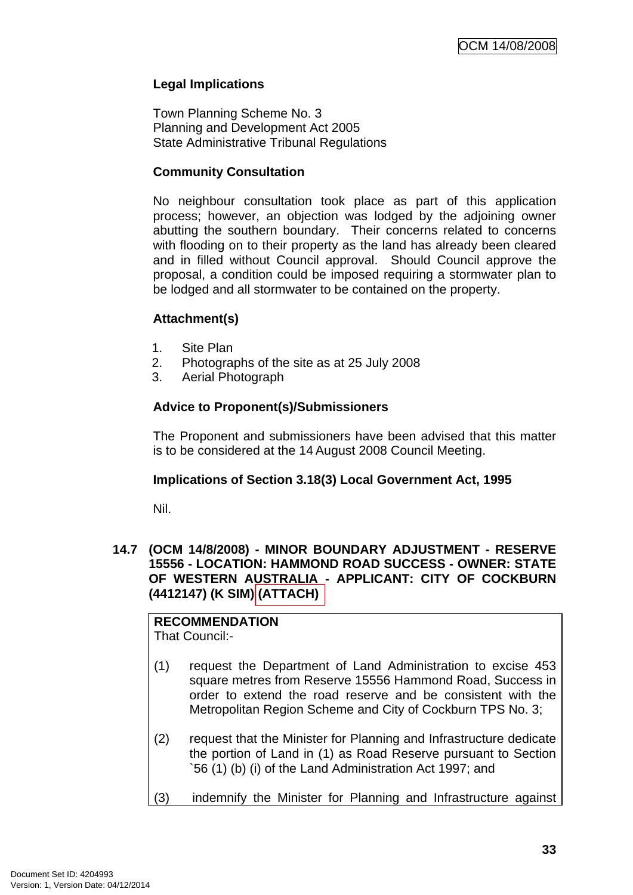**Legal Implications**

Town Planning Scheme No. 3
Planning and Development Act 2005
State Administrative Tribunal Regulations

**Community Consultation**

No neighbour consultation took place as part of this application process; however, an objection was lodged by the adjoining owner abutting the southern boundary. Their concerns related to concerns with flooding on to their property as the land has already been cleared and in filled without Council approval. Should Council approve the proposal, a condition could be imposed requiring a stormwater plan to be lodged and all stormwater to be contained on the property.

**Attachment(s)**

1. Site Plan
2. Photographs of the site as at 25 July 2008
3. Aerial Photograph

**Advice to Proponent(s)/Submissioners**

The Proponent and submissioners have been advised that this matter is to be considered at the 14 August 2008 Council Meeting.

**Implications of Section 3.18(3) Local Government Act, 1995**

Nil.

### 14.7 (OCM 14/8/2008) - MINOR BOUNDARY ADJUSTMENT - RESERVE 15556 - LOCATION: HAMMOND ROAD SUCCESS - OWNER: STATE OF WESTERN AUSTRALIA - APPLICANT: CITY OF COCKBURN (4412147) (K SIM) (ATTACH)

**RECOMMENDATION**
That Council:-

(1) request the Department of Land Administration to excise 453 square metres from Reserve 15556 Hammond Road, Success in order to extend the road reserve and be consistent with the Metropolitan Region Scheme and City of Cockburn TPS No. 3;

(2) request that the Minister for Planning and Infrastructure dedicate the portion of Land in (1) as Road Reserve pursuant to Section `56 (1) (b) (i) of the Land Administration Act 1997; and

(3) indemnify the Minister for Planning and Infrastructure against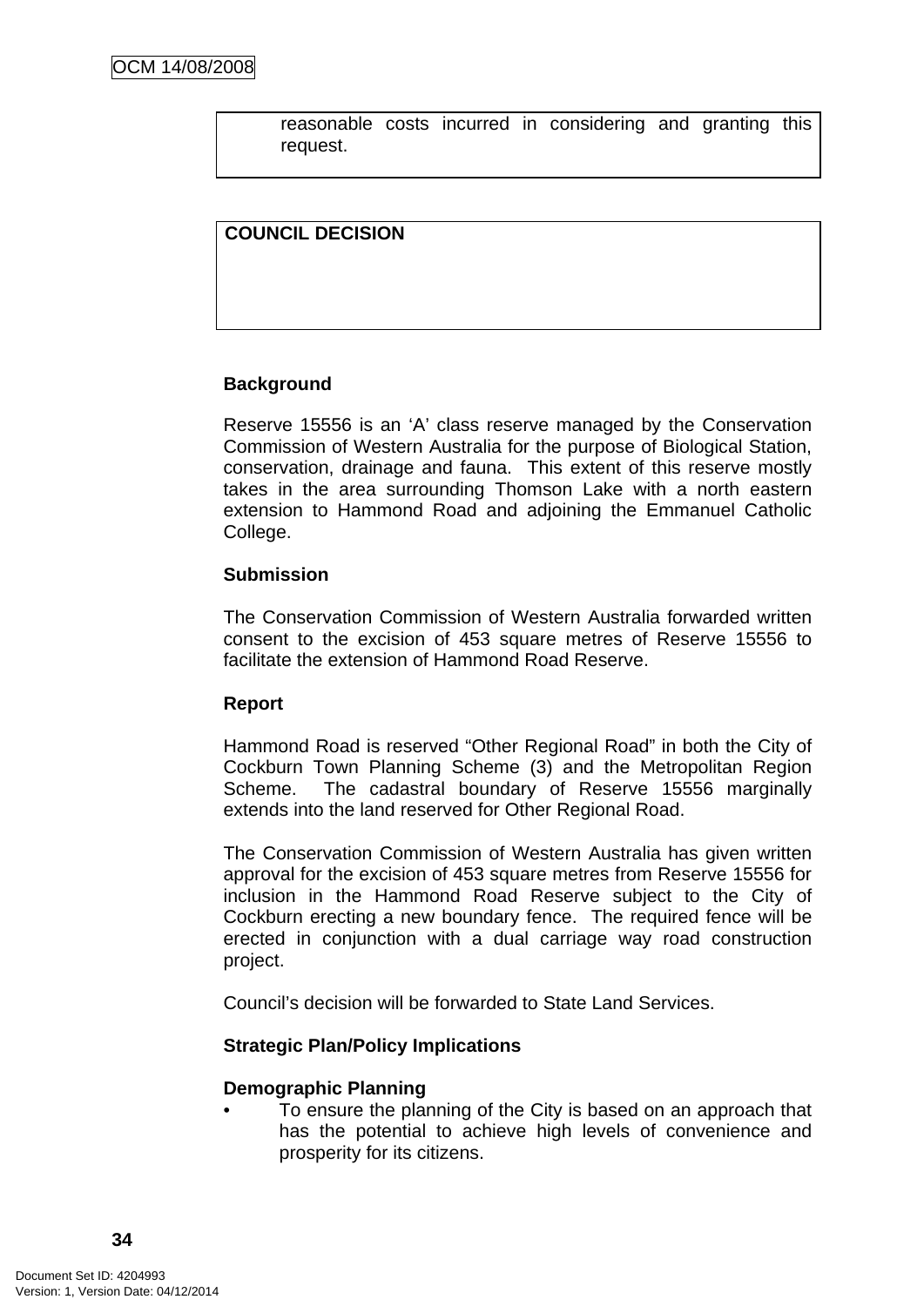reasonable costs incurred in considering and granting this request.

**COUNCIL DECISION**

**Background**

Reserve 15556 is an 'A' class reserve managed by the Conservation Commission of Western Australia for the purpose of Biological Station, conservation, drainage and fauna. This extent of this reserve mostly takes in the area surrounding Thomson Lake with a north eastern extension to Hammond Road and adjoining the Emmanuel Catholic College.

**Submission**

The Conservation Commission of Western Australia forwarded written consent to the excision of 453 square metres of Reserve 15556 to facilitate the extension of Hammond Road Reserve.

**Report**

Hammond Road is reserved "Other Regional Road" in both the City of Cockburn Town Planning Scheme (3) and the Metropolitan Region Scheme. The cadastral boundary of Reserve 15556 marginally extends into the land reserved for Other Regional Road.

The Conservation Commission of Western Australia has given written approval for the excision of 453 square metres from Reserve 15556 for inclusion in the Hammond Road Reserve subject to the City of Cockburn erecting a new boundary fence. The required fence will be erected in conjunction with a dual carriage way road construction project.

Council's decision will be forwarded to State Land Services.

**Strategic Plan/Policy Implications**

**Demographic Planning**

- To ensure the planning of the City is based on an approach that has the potential to achieve high levels of convenience and prosperity for its citizens.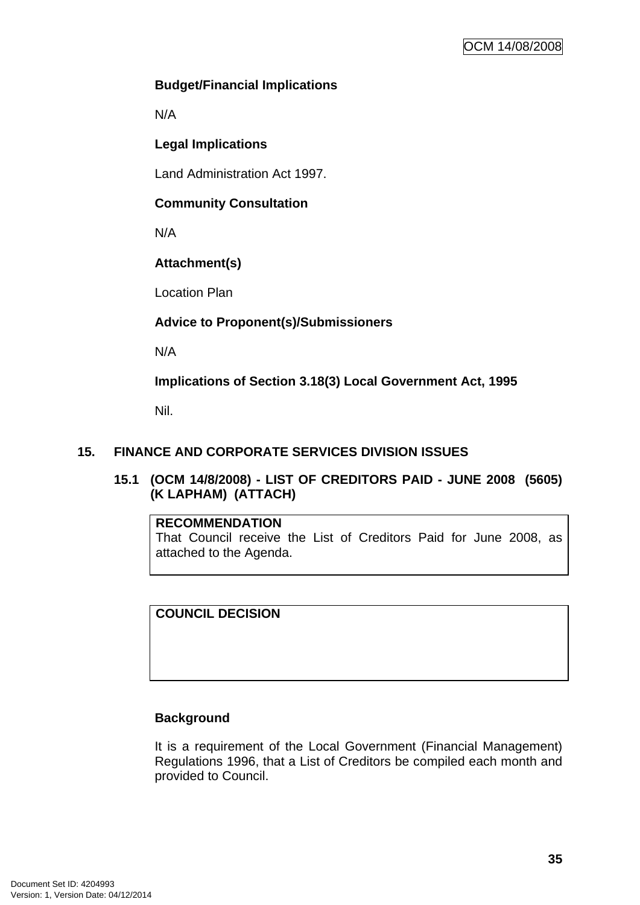**Budget/Financial Implications**

N/A

**Legal Implications**

Land Administration Act 1997.

**Community Consultation**

N/A

**Attachment(s)**

Location Plan

**Advice to Proponent(s)/Submissioners**

N/A

**Implications of Section 3.18(3) Local Government Act, 1995**

Nil.

## 15. FINANCE AND CORPORATE SERVICES DIVISION ISSUES

### 15.1 (OCM 14/8/2008) - LIST OF CREDITORS PAID - JUNE 2008 (5605) (K LAPHAM) (ATTACH)

**RECOMMENDATION**
That Council receive the List of Creditors Paid for June 2008, as attached to the Agenda.

**COUNCIL DECISION**

**Background**

It is a requirement of the Local Government (Financial Management) Regulations 1996, that a List of Creditors be compiled each month and provided to Council.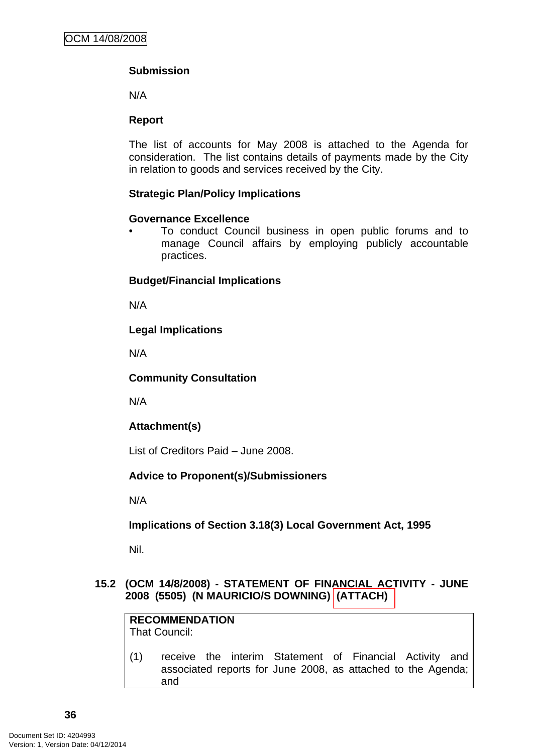**Submission**

N/A

**Report**

The list of accounts for May 2008 is attached to the Agenda for consideration. The list contains details of payments made by the City in relation to goods and services received by the City.

**Strategic Plan/Policy Implications**

**Governance Excellence**

- To conduct Council business in open public forums and to manage Council affairs by employing publicly accountable practices.

**Budget/Financial Implications**

N/A

**Legal Implications**

N/A

**Community Consultation**

N/A

**Attachment(s)**

List of Creditors Paid – June 2008.

**Advice to Proponent(s)/Submissioners**

N/A

**Implications of Section 3.18(3) Local Government Act, 1995**

Nil.

### 15.2 (OCM 14/8/2008) - STATEMENT OF FINANCIAL ACTIVITY - JUNE 2008 (5505) (N MAURICIO/S DOWNING) (ATTACH)

**RECOMMENDATION**
That Council:

(1) receive the interim Statement of Financial Activity and associated reports for June 2008, as attached to the Agenda; and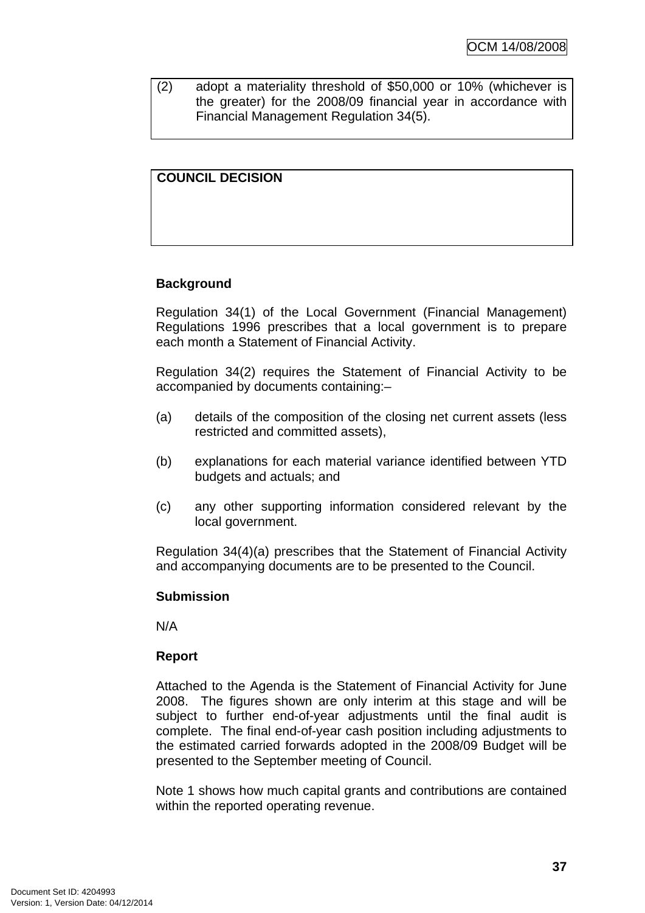| (2) adopt a materiality threshold of $50,000 or 10% (whichever is the greater) for the 2008/09 financial year in accordance with Financial Management Regulation 34(5). |
|---|

| **COUNCIL DECISION** |
|---|
| |

**Background**

Regulation 34(1) of the Local Government (Financial Management) Regulations 1996 prescribes that a local government is to prepare each month a Statement of Financial Activity.

Regulation 34(2) requires the Statement of Financial Activity to be accompanied by documents containing:–

(a) details of the composition of the closing net current assets (less restricted and committed assets),

(b) explanations for each material variance identified between YTD budgets and actuals; and

(c) any other supporting information considered relevant by the local government.

Regulation 34(4)(a) prescribes that the Statement of Financial Activity and accompanying documents are to be presented to the Council.

**Submission**

N/A

**Report**

Attached to the Agenda is the Statement of Financial Activity for June 2008. The figures shown are only interim at this stage and will be subject to further end-of-year adjustments until the final audit is complete. The final end-of-year cash position including adjustments to the estimated carried forwards adopted in the 2008/09 Budget will be presented to the September meeting of Council.

Note 1 shows how much capital grants and contributions are contained within the reported operating revenue.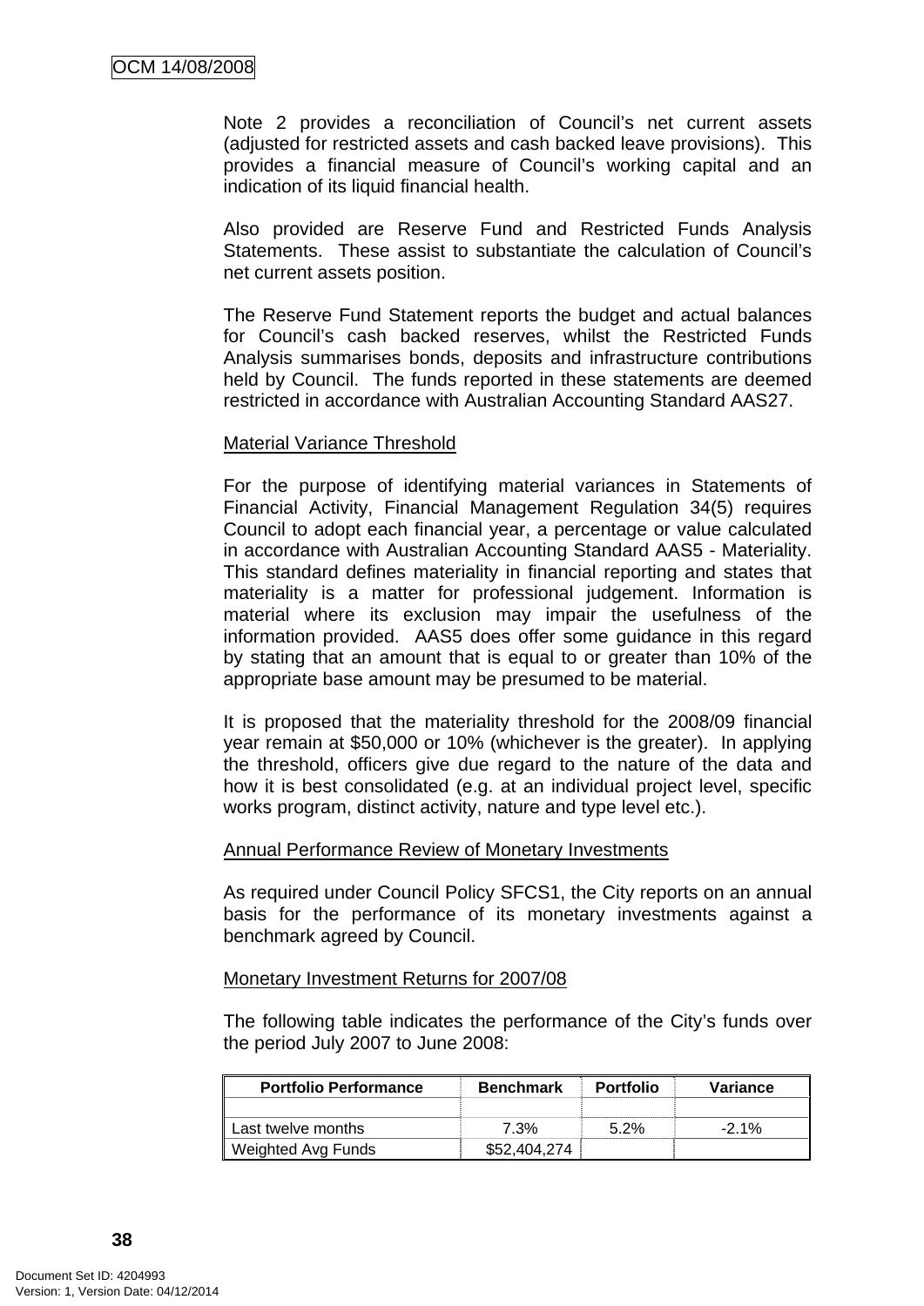Note 2 provides a reconciliation of Council's net current assets (adjusted for restricted assets and cash backed leave provisions). This provides a financial measure of Council's working capital and an indication of its liquid financial health.

Also provided are Reserve Fund and Restricted Funds Analysis Statements. These assist to substantiate the calculation of Council's net current assets position.

The Reserve Fund Statement reports the budget and actual balances for Council's cash backed reserves, whilst the Restricted Funds Analysis summarises bonds, deposits and infrastructure contributions held by Council. The funds reported in these statements are deemed restricted in accordance with Australian Accounting Standard AAS27.

Material Variance Threshold

For the purpose of identifying material variances in Statements of Financial Activity, Financial Management Regulation 34(5) requires Council to adopt each financial year, a percentage or value calculated in accordance with Australian Accounting Standard AAS5 - Materiality. This standard defines materiality in financial reporting and states that materiality is a matter for professional judgement. Information is material where its exclusion may impair the usefulness of the information provided. AAS5 does offer some guidance in this regard by stating that an amount that is equal to or greater than 10% of the appropriate base amount may be presumed to be material.

It is proposed that the materiality threshold for the 2008/09 financial year remain at $50,000 or 10% (whichever is the greater). In applying the threshold, officers give due regard to the nature of the data and how it is best consolidated (e.g. at an individual project level, specific works program, distinct activity, nature and type level etc.).

Annual Performance Review of Monetary Investments

As required under Council Policy SFCS1, the City reports on an annual basis for the performance of its monetary investments against a benchmark agreed by Council.

Monetary Investment Returns for 2007/08

The following table indicates the performance of the City's funds over the period July 2007 to June 2008:

| Portfolio Performance | Benchmark | Portfolio | Variance |
|---|---|---|---|
| | | | |
| Last twelve months | 7.3% | 5.2% | -2.1% |
| Weighted Avg Funds | $52,404,274 | | |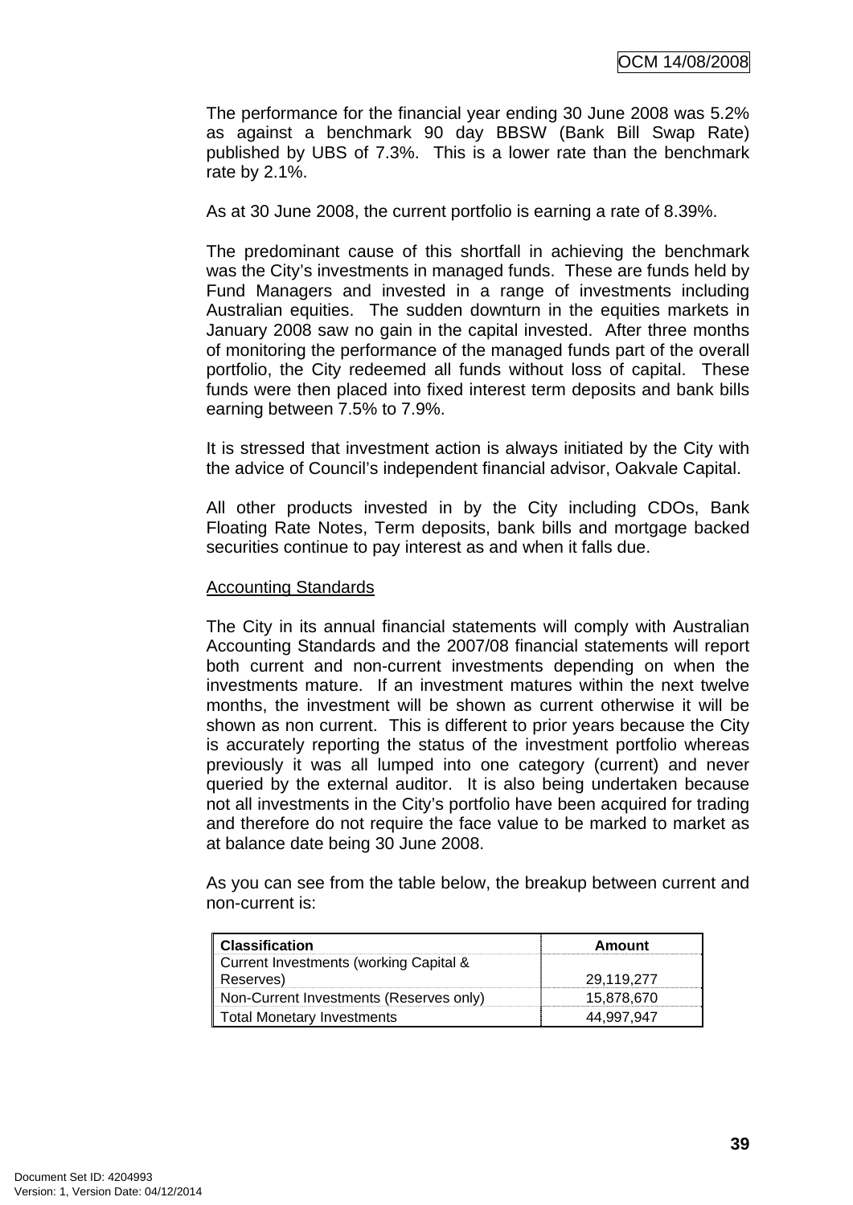The performance for the financial year ending 30 June 2008 was 5.2% as against a benchmark 90 day BBSW (Bank Bill Swap Rate) published by UBS of 7.3%. This is a lower rate than the benchmark rate by 2.1%.

As at 30 June 2008, the current portfolio is earning a rate of 8.39%.

The predominant cause of this shortfall in achieving the benchmark was the City's investments in managed funds. These are funds held by Fund Managers and invested in a range of investments including Australian equities. The sudden downturn in the equities markets in January 2008 saw no gain in the capital invested. After three months of monitoring the performance of the managed funds part of the overall portfolio, the City redeemed all funds without loss of capital. These funds were then placed into fixed interest term deposits and bank bills earning between 7.5% to 7.9%.

It is stressed that investment action is always initiated by the City with the advice of Council's independent financial advisor, Oakvale Capital.

All other products invested in by the City including CDOs, Bank Floating Rate Notes, Term deposits, bank bills and mortgage backed securities continue to pay interest as and when it falls due.

<u>Accounting Standards</u>

The City in its annual financial statements will comply with Australian Accounting Standards and the 2007/08 financial statements will report both current and non-current investments depending on when the investments mature. If an investment matures within the next twelve months, the investment will be shown as current otherwise it will be shown as non current. This is different to prior years because the City is accurately reporting the status of the investment portfolio whereas previously it was all lumped into one category (current) and never queried by the external auditor. It is also being undertaken because not all investments in the City's portfolio have been acquired for trading and therefore do not require the face value to be marked to market as at balance date being 30 June 2008.

As you can see from the table below, the breakup between current and non-current is:

| Classification | Amount |
|---|---|
| Current Investments (working Capital & Reserves) | 29,119,277 |
| Non-Current Investments (Reserves only) | 15,878,670 |
| Total Monetary Investments | 44,997,947 |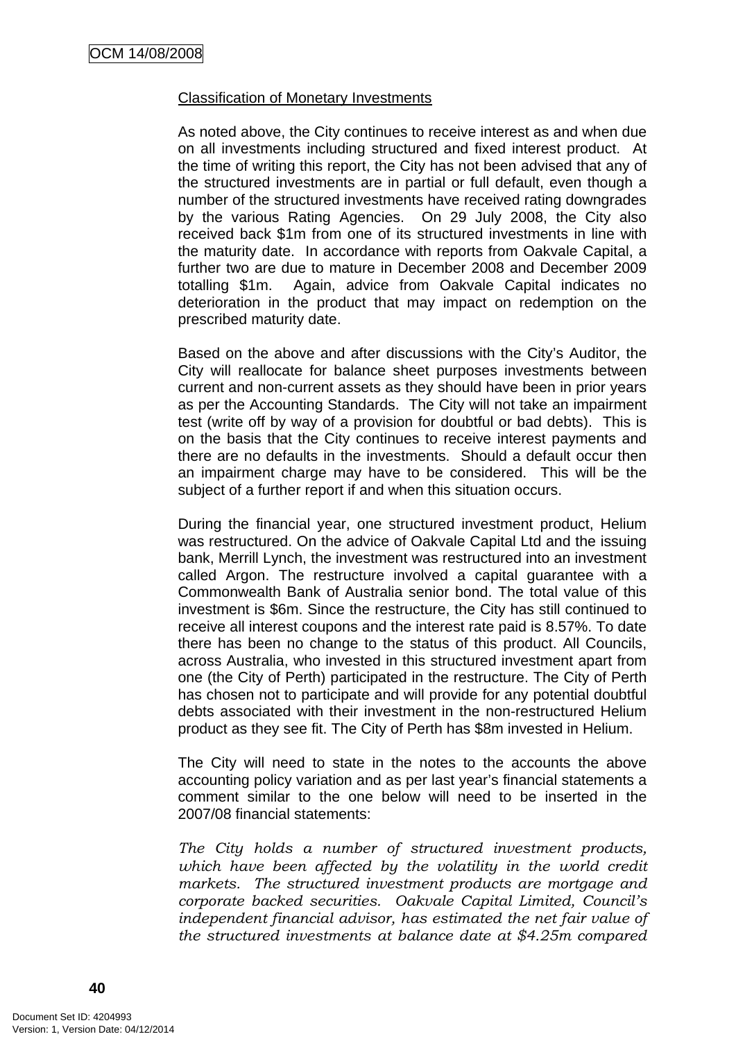Classification of Monetary Investments

As noted above, the City continues to receive interest as and when due on all investments including structured and fixed interest product. At the time of writing this report, the City has not been advised that any of the structured investments are in partial or full default, even though a number of the structured investments have received rating downgrades by the various Rating Agencies. On 29 July 2008, the City also received back $1m from one of its structured investments in line with the maturity date. In accordance with reports from Oakvale Capital, a further two are due to mature in December 2008 and December 2009 totalling $1m. Again, advice from Oakvale Capital indicates no deterioration in the product that may impact on redemption on the prescribed maturity date.

Based on the above and after discussions with the City's Auditor, the City will reallocate for balance sheet purposes investments between current and non-current assets as they should have been in prior years as per the Accounting Standards. The City will not take an impairment test (write off by way of a provision for doubtful or bad debts). This is on the basis that the City continues to receive interest payments and there are no defaults in the investments. Should a default occur then an impairment charge may have to be considered. This will be the subject of a further report if and when this situation occurs.

During the financial year, one structured investment product, Helium was restructured. On the advice of Oakvale Capital Ltd and the issuing bank, Merrill Lynch, the investment was restructured into an investment called Argon. The restructure involved a capital guarantee with a Commonwealth Bank of Australia senior bond. The total value of this investment is $6m. Since the restructure, the City has still continued to receive all interest coupons and the interest rate paid is 8.57%. To date there has been no change to the status of this product. All Councils, across Australia, who invested in this structured investment apart from one (the City of Perth) participated in the restructure. The City of Perth has chosen not to participate and will provide for any potential doubtful debts associated with their investment in the non-restructured Helium product as they see fit. The City of Perth has $8m invested in Helium.

The City will need to state in the notes to the accounts the above accounting policy variation and as per last year's financial statements a comment similar to the one below will need to be inserted in the 2007/08 financial statements:

*The City holds a number of structured investment products, which have been affected by the volatility in the world credit markets. The structured investment products are mortgage and corporate backed securities. Oakvale Capital Limited, Council's independent financial advisor, has estimated the net fair value of the structured investments at balance date at $4.25m compared*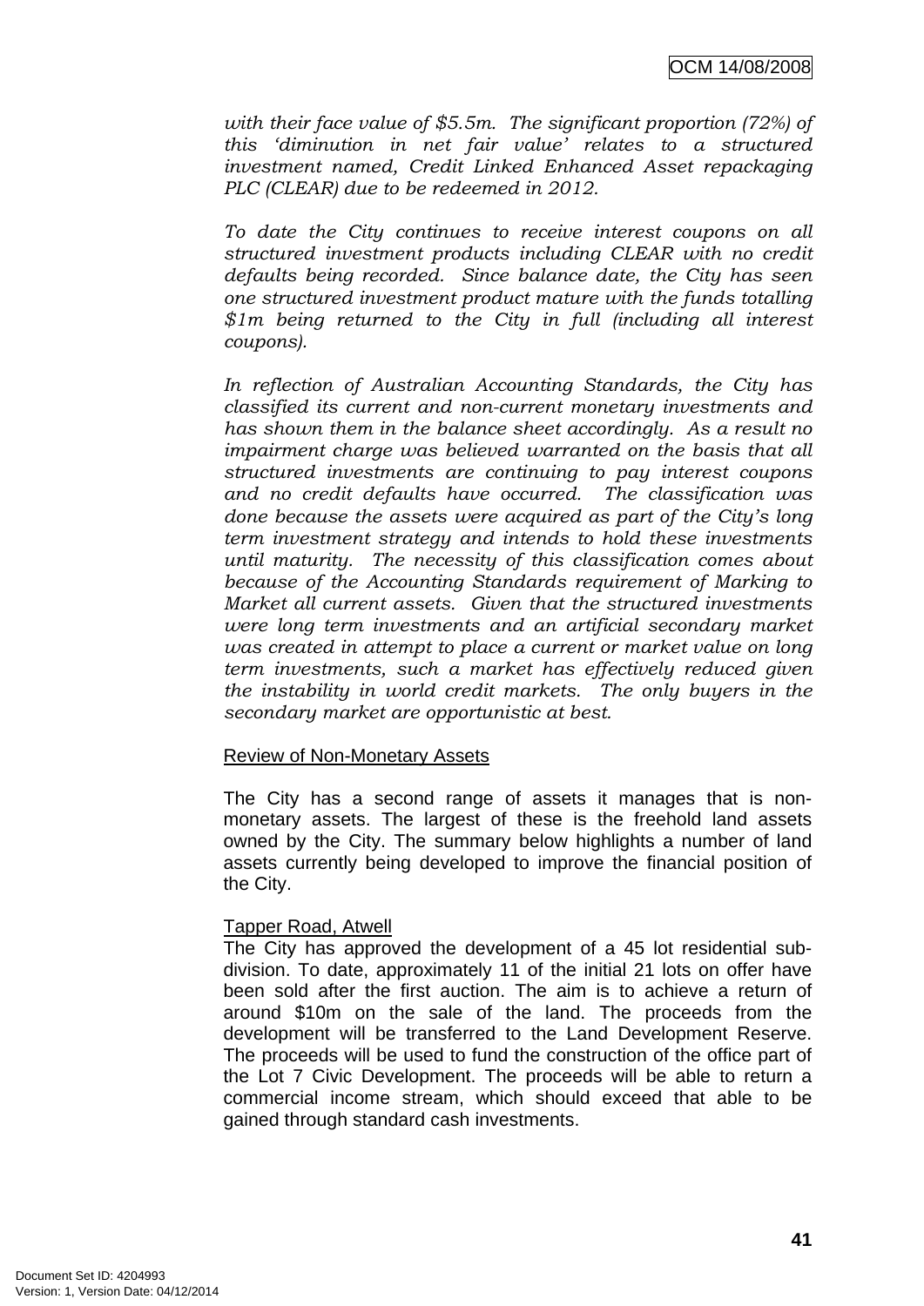*with their face value of $5.5m. The significant proportion (72%) of this 'diminution in net fair value' relates to a structured investment named, Credit Linked Enhanced Asset repackaging PLC (CLEAR) due to be redeemed in 2012.*

*To date the City continues to receive interest coupons on all structured investment products including CLEAR with no credit defaults being recorded. Since balance date, the City has seen one structured investment product mature with the funds totalling $1m being returned to the City in full (including all interest coupons).*

*In reflection of Australian Accounting Standards, the City has classified its current and non-current monetary investments and has shown them in the balance sheet accordingly. As a result no impairment charge was believed warranted on the basis that all structured investments are continuing to pay interest coupons and no credit defaults have occurred. The classification was done because the assets were acquired as part of the City's long term investment strategy and intends to hold these investments until maturity. The necessity of this classification comes about because of the Accounting Standards requirement of Marking to Market all current assets. Given that the structured investments were long term investments and an artificial secondary market was created in attempt to place a current or market value on long term investments, such a market has effectively reduced given the instability in world credit markets. The only buyers in the secondary market are opportunistic at best.*

Review of Non-Monetary Assets

The City has a second range of assets it manages that is non-monetary assets. The largest of these is the freehold land assets owned by the City. The summary below highlights a number of land assets currently being developed to improve the financial position of the City.

Tapper Road, Atwell

The City has approved the development of a 45 lot residential sub-division. To date, approximately 11 of the initial 21 lots on offer have been sold after the first auction. The aim is to achieve a return of around $10m on the sale of the land. The proceeds from the development will be transferred to the Land Development Reserve. The proceeds will be used to fund the construction of the office part of the Lot 7 Civic Development. The proceeds will be able to return a commercial income stream, which should exceed that able to be gained through standard cash investments.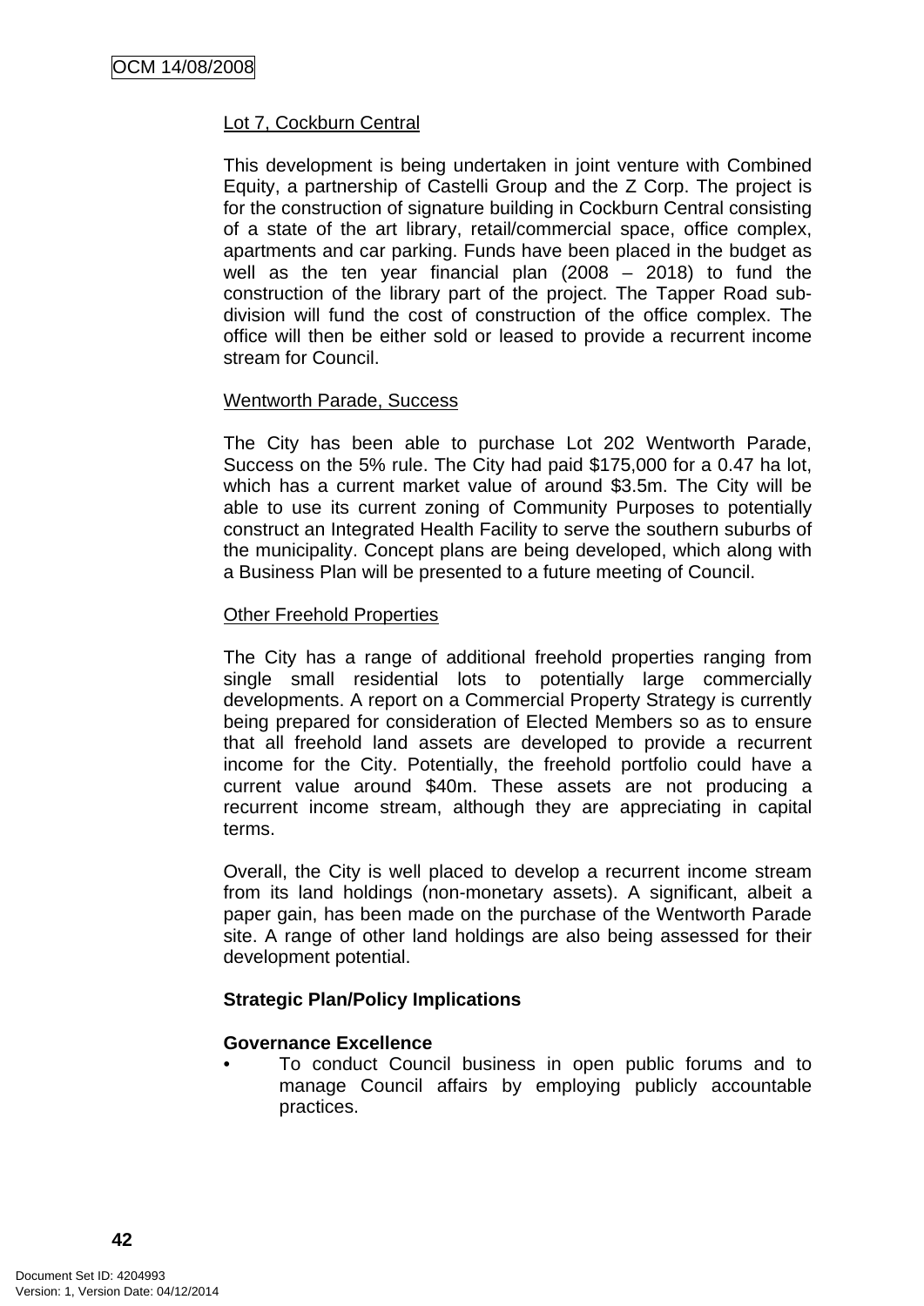Lot 7, Cockburn Central

This development is being undertaken in joint venture with Combined Equity, a partnership of Castelli Group and the Z Corp. The project is for the construction of signature building in Cockburn Central consisting of a state of the art library, retail/commercial space, office complex, apartments and car parking. Funds have been placed in the budget as well as the ten year financial plan (2008 – 2018) to fund the construction of the library part of the project. The Tapper Road sub-division will fund the cost of construction of the office complex. The office will then be either sold or leased to provide a recurrent income stream for Council.

Wentworth Parade, Success

The City has been able to purchase Lot 202 Wentworth Parade, Success on the 5% rule. The City had paid $175,000 for a 0.47 ha lot, which has a current market value of around $3.5m. The City will be able to use its current zoning of Community Purposes to potentially construct an Integrated Health Facility to serve the southern suburbs of the municipality. Concept plans are being developed, which along with a Business Plan will be presented to a future meeting of Council.

Other Freehold Properties

The City has a range of additional freehold properties ranging from single small residential lots to potentially large commercially developments. A report on a Commercial Property Strategy is currently being prepared for consideration of Elected Members so as to ensure that all freehold land assets are developed to provide a recurrent income for the City. Potentially, the freehold portfolio could have a current value around $40m. These assets are not producing a recurrent income stream, although they are appreciating in capital terms.

Overall, the City is well placed to develop a recurrent income stream from its land holdings (non-monetary assets). A significant, albeit a paper gain, has been made on the purchase of the Wentworth Parade site. A range of other land holdings are also being assessed for their development potential.

**Strategic Plan/Policy Implications**

**Governance Excellence**

- To conduct Council business in open public forums and to manage Council affairs by employing publicly accountable practices.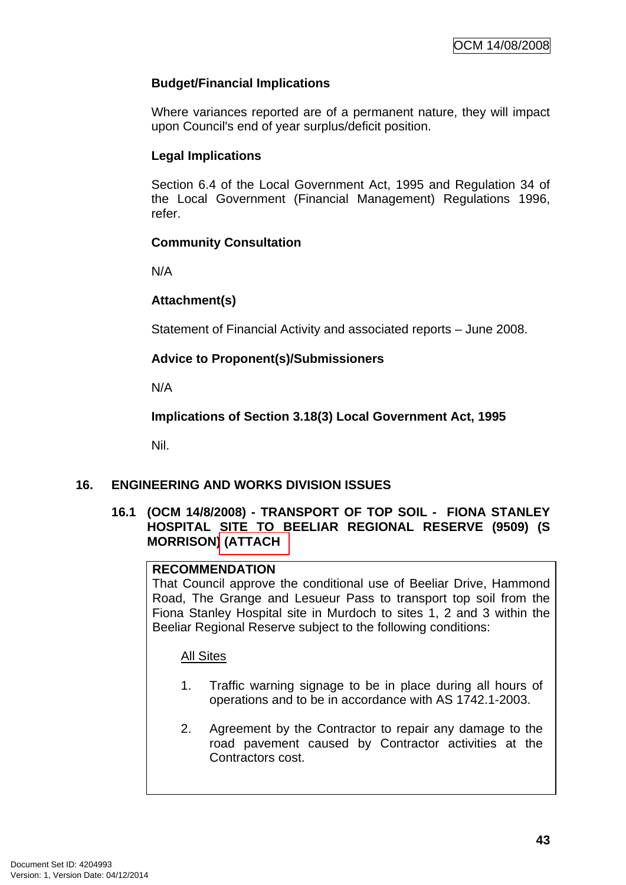### Budget/Financial Implications

Where variances reported are of a permanent nature, they will impact upon Council's end of year surplus/deficit position.

### Legal Implications

Section 6.4 of the Local Government Act, 1995 and Regulation 34 of the Local Government (Financial Management) Regulations 1996, refer.

### Community Consultation

N/A

### Attachment(s)

Statement of Financial Activity and associated reports – June 2008.

### Advice to Proponent(s)/Submissioners

N/A

### Implications of Section 3.18(3) Local Government Act, 1995

Nil.

## 16. ENGINEERING AND WORKS DIVISION ISSUES

### 16.1 (OCM 14/8/2008) - TRANSPORT OF TOP SOIL - FIONA STANLEY HOSPITAL SITE TO BEELIAR REGIONAL RESERVE (9509) (S MORRISON) (ATTACH

**RECOMMENDATION**

That Council approve the conditional use of Beeliar Drive, Hammond Road, The Grange and Lesueur Pass to transport top soil from the Fiona Stanley Hospital site in Murdoch to sites 1, 2 and 3 within the Beeliar Regional Reserve subject to the following conditions:

All Sites

1. Traffic warning signage to be in place during all hours of operations and to be in accordance with AS 1742.1-2003.
2. Agreement by the Contractor to repair any damage to the road pavement caused by Contractor activities at the Contractors cost.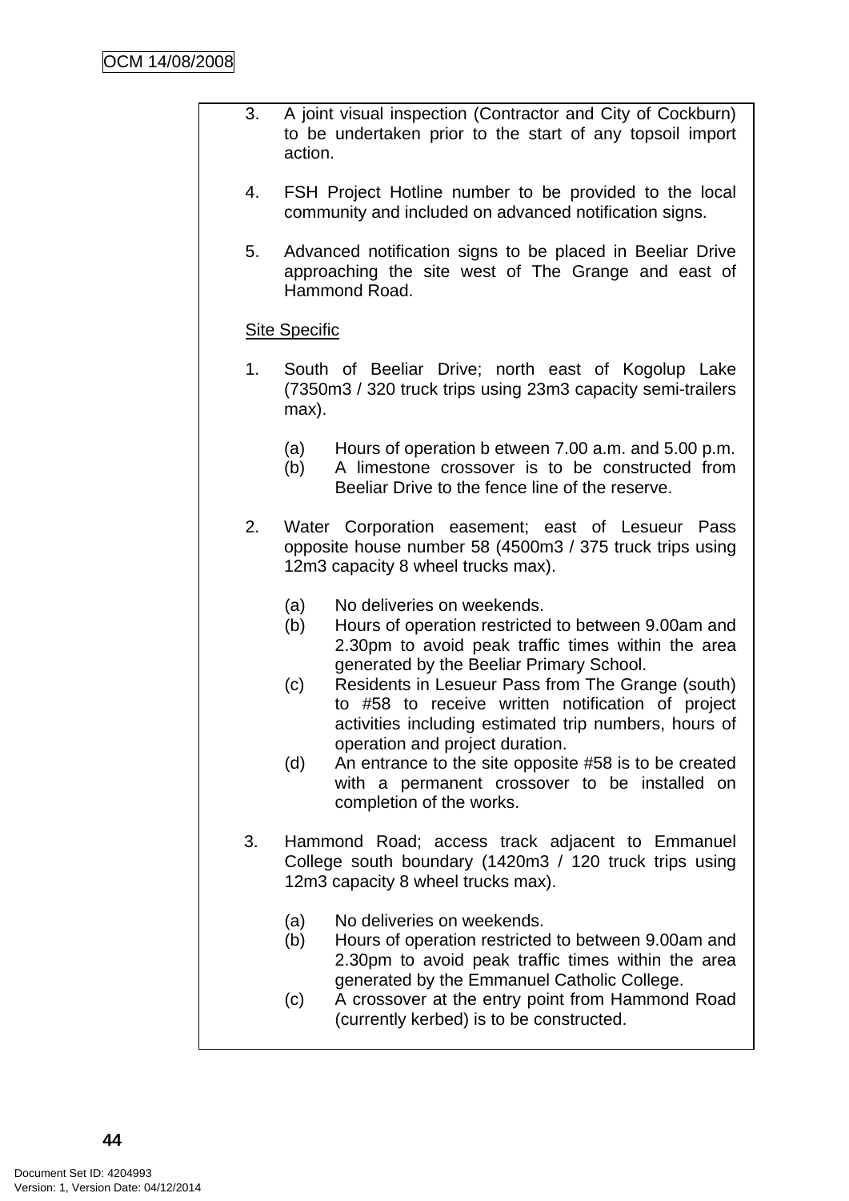3. A joint visual inspection (Contractor and City of Cockburn) to be undertaken prior to the start of any topsoil import action.

4. FSH Project Hotline number to be provided to the local community and included on advanced notification signs.

5. Advanced notification signs to be placed in Beeliar Drive approaching the site west of The Grange and east of Hammond Road.

Site Specific

1. South of Beeliar Drive; north east of Kogolup Lake (7350m3 / 320 truck trips using 23m3 capacity semi-trailers max).

   (a) Hours of operation b etween 7.00 a.m. and 5.00 p.m.
   (b) A limestone crossover is to be constructed from Beeliar Drive to the fence line of the reserve.

2. Water Corporation easement; east of Lesueur Pass opposite house number 58 (4500m3 / 375 truck trips using 12m3 capacity 8 wheel trucks max).

   (a) No deliveries on weekends.
   (b) Hours of operation restricted to between 9.00am and 2.30pm to avoid peak traffic times within the area generated by the Beeliar Primary School.
   (c) Residents in Lesueur Pass from The Grange (south) to #58 to receive written notification of project activities including estimated trip numbers, hours of operation and project duration.
   (d) An entrance to the site opposite #58 is to be created with a permanent crossover to be installed on completion of the works.

3. Hammond Road; access track adjacent to Emmanuel College south boundary (1420m3 / 120 truck trips using 12m3 capacity 8 wheel trucks max).

   (a) No deliveries on weekends.
   (b) Hours of operation restricted to between 9.00am and 2.30pm to avoid peak traffic times within the area generated by the Emmanuel Catholic College.
   (c) A crossover at the entry point from Hammond Road (currently kerbed) is to be constructed.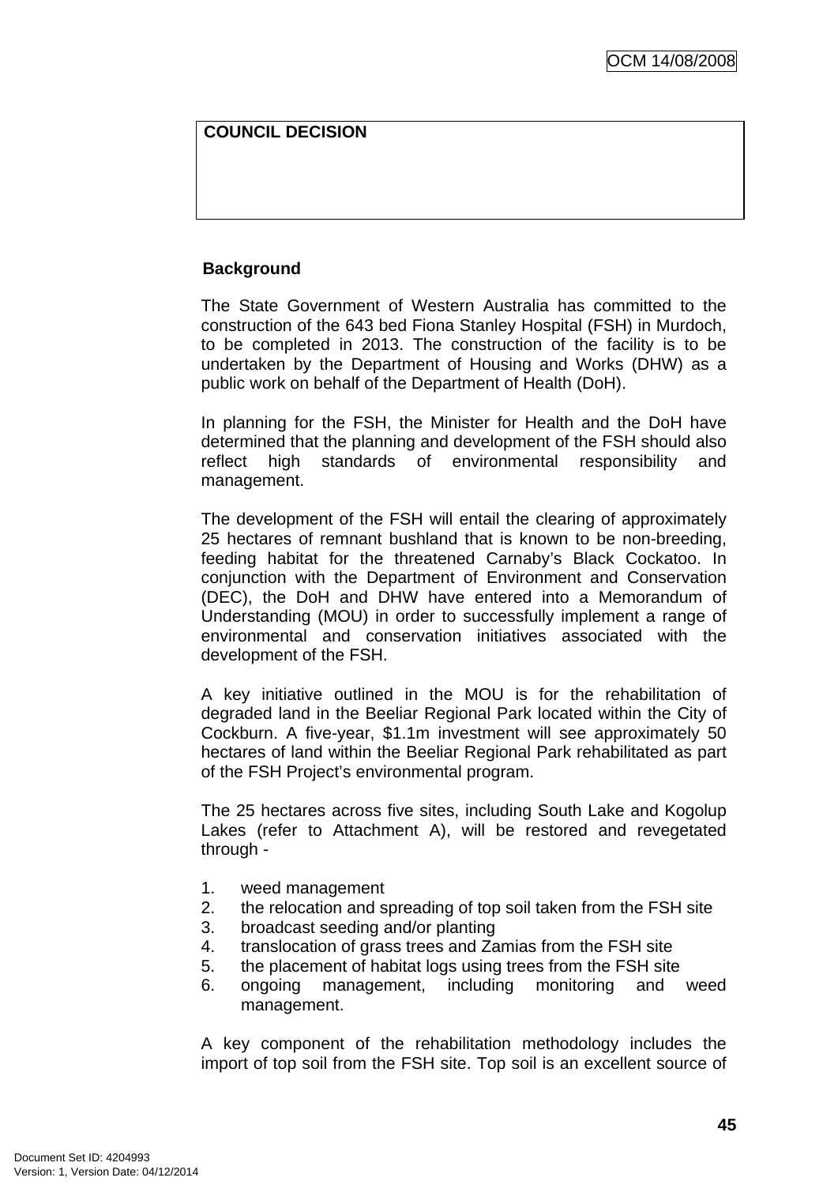**COUNCIL DECISION**

**Background**

The State Government of Western Australia has committed to the construction of the 643 bed Fiona Stanley Hospital (FSH) in Murdoch, to be completed in 2013. The construction of the facility is to be undertaken by the Department of Housing and Works (DHW) as a public work on behalf of the Department of Health (DoH).

In planning for the FSH, the Minister for Health and the DoH have determined that the planning and development of the FSH should also reflect high standards of environmental responsibility and management.

The development of the FSH will entail the clearing of approximately 25 hectares of remnant bushland that is known to be non-breeding, feeding habitat for the threatened Carnaby's Black Cockatoo. In conjunction with the Department of Environment and Conservation (DEC), the DoH and DHW have entered into a Memorandum of Understanding (MOU) in order to successfully implement a range of environmental and conservation initiatives associated with the development of the FSH.

A key initiative outlined in the MOU is for the rehabilitation of degraded land in the Beeliar Regional Park located within the City of Cockburn. A five-year, $1.1m investment will see approximately 50 hectares of land within the Beeliar Regional Park rehabilitated as part of the FSH Project's environmental program.

The 25 hectares across five sites, including South Lake and Kogolup Lakes (refer to Attachment A), will be restored and revegetated through -

1. weed management
2. the relocation and spreading of top soil taken from the FSH site
3. broadcast seeding and/or planting
4. translocation of grass trees and Zamias from the FSH site
5. the placement of habitat logs using trees from the FSH site
6. ongoing management, including monitoring and weed management.

A key component of the rehabilitation methodology includes the import of top soil from the FSH site. Top soil is an excellent source of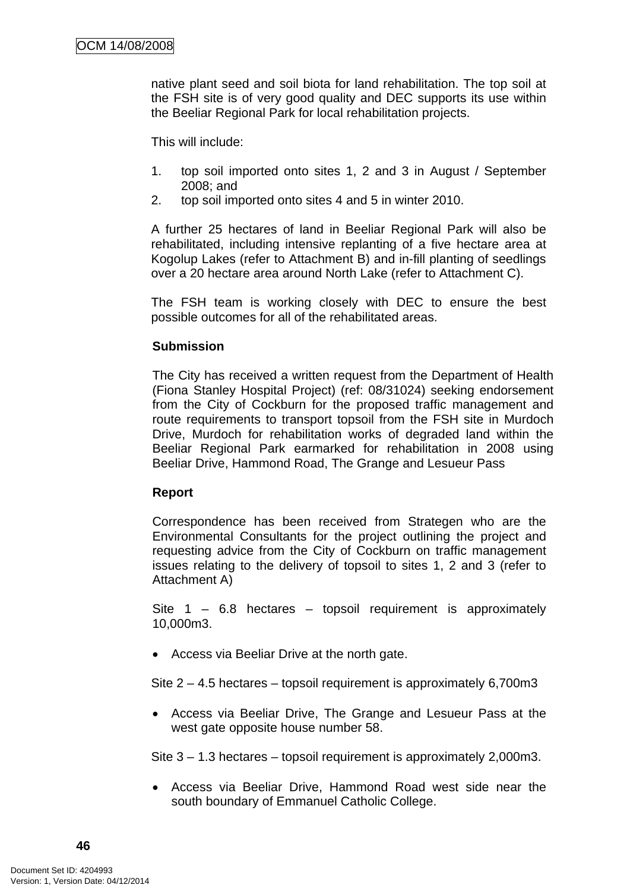native plant seed and soil biota for land rehabilitation. The top soil at the FSH site is of very good quality and DEC supports its use within the Beeliar Regional Park for local rehabilitation projects.

This will include:

1. top soil imported onto sites 1, 2 and 3 in August / September 2008; and
2. top soil imported onto sites 4 and 5 in winter 2010.

A further 25 hectares of land in Beeliar Regional Park will also be rehabilitated, including intensive replanting of a five hectare area at Kogolup Lakes (refer to Attachment B) and in-fill planting of seedlings over a 20 hectare area around North Lake (refer to Attachment C).

The FSH team is working closely with DEC to ensure the best possible outcomes for all of the rehabilitated areas.

**Submission**

The City has received a written request from the Department of Health (Fiona Stanley Hospital Project) (ref: 08/31024) seeking endorsement from the City of Cockburn for the proposed traffic management and route requirements to transport topsoil from the FSH site in Murdoch Drive, Murdoch for rehabilitation works of degraded land within the Beeliar Regional Park earmarked for rehabilitation in 2008 using Beeliar Drive, Hammond Road, The Grange and Lesueur Pass

**Report**

Correspondence has been received from Strategen who are the Environmental Consultants for the project outlining the project and requesting advice from the City of Cockburn on traffic management issues relating to the delivery of topsoil to sites 1, 2 and 3 (refer to Attachment A)

Site 1 – 6.8 hectares – topsoil requirement is approximately 10,000m3.

- Access via Beeliar Drive at the north gate.

Site 2 – 4.5 hectares – topsoil requirement is approximately 6,700m3

- Access via Beeliar Drive, The Grange and Lesueur Pass at the west gate opposite house number 58.

Site 3 – 1.3 hectares – topsoil requirement is approximately 2,000m3.

- Access via Beeliar Drive, Hammond Road west side near the south boundary of Emmanuel Catholic College.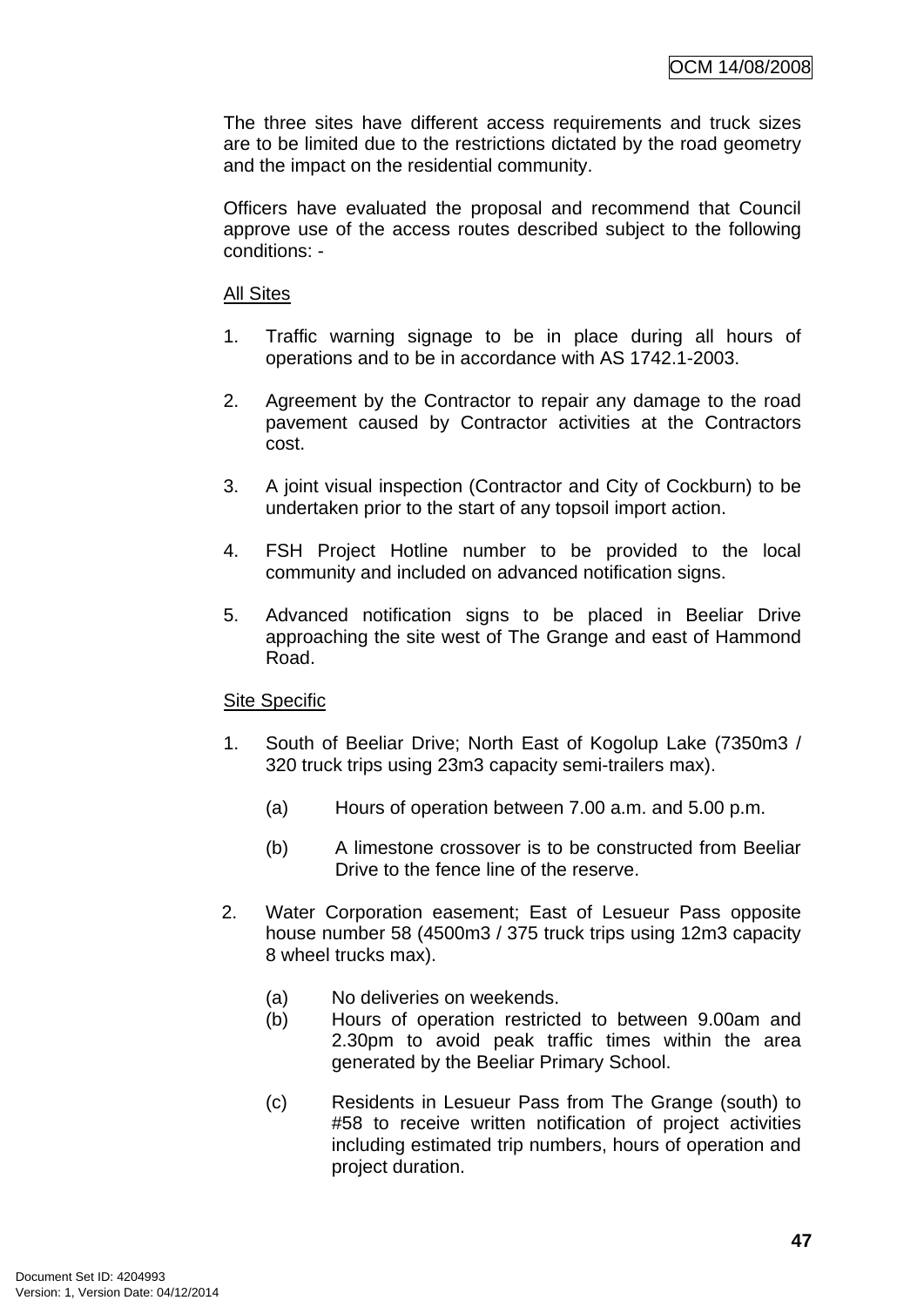The three sites have different access requirements and truck sizes are to be limited due to the restrictions dictated by the road geometry and the impact on the residential community.

Officers have evaluated the proposal and recommend that Council approve use of the access routes described subject to the following conditions: -

<u>All Sites</u>

1. Traffic warning signage to be in place during all hours of operations and to be in accordance with AS 1742.1-2003.

2. Agreement by the Contractor to repair any damage to the road pavement caused by Contractor activities at the Contractors cost.

3. A joint visual inspection (Contractor and City of Cockburn) to be undertaken prior to the start of any topsoil import action.

4. FSH Project Hotline number to be provided to the local community and included on advanced notification signs.

5. Advanced notification signs to be placed in Beeliar Drive approaching the site west of The Grange and east of Hammond Road.

<u>Site Specific</u>

1. South of Beeliar Drive; North East of Kogolup Lake (7350m3 / 320 truck trips using 23m3 capacity semi-trailers max).

    (a) Hours of operation between 7.00 a.m. and 5.00 p.m.

    (b) A limestone crossover is to be constructed from Beeliar Drive to the fence line of the reserve.

2. Water Corporation easement; East of Lesueur Pass opposite house number 58 (4500m3 / 375 truck trips using 12m3 capacity 8 wheel trucks max).

    (a) No deliveries on weekends.
    (b) Hours of operation restricted to between 9.00am and 2.30pm to avoid peak traffic times within the area generated by the Beeliar Primary School.

    (c) Residents in Lesueur Pass from The Grange (south) to #58 to receive written notification of project activities including estimated trip numbers, hours of operation and project duration.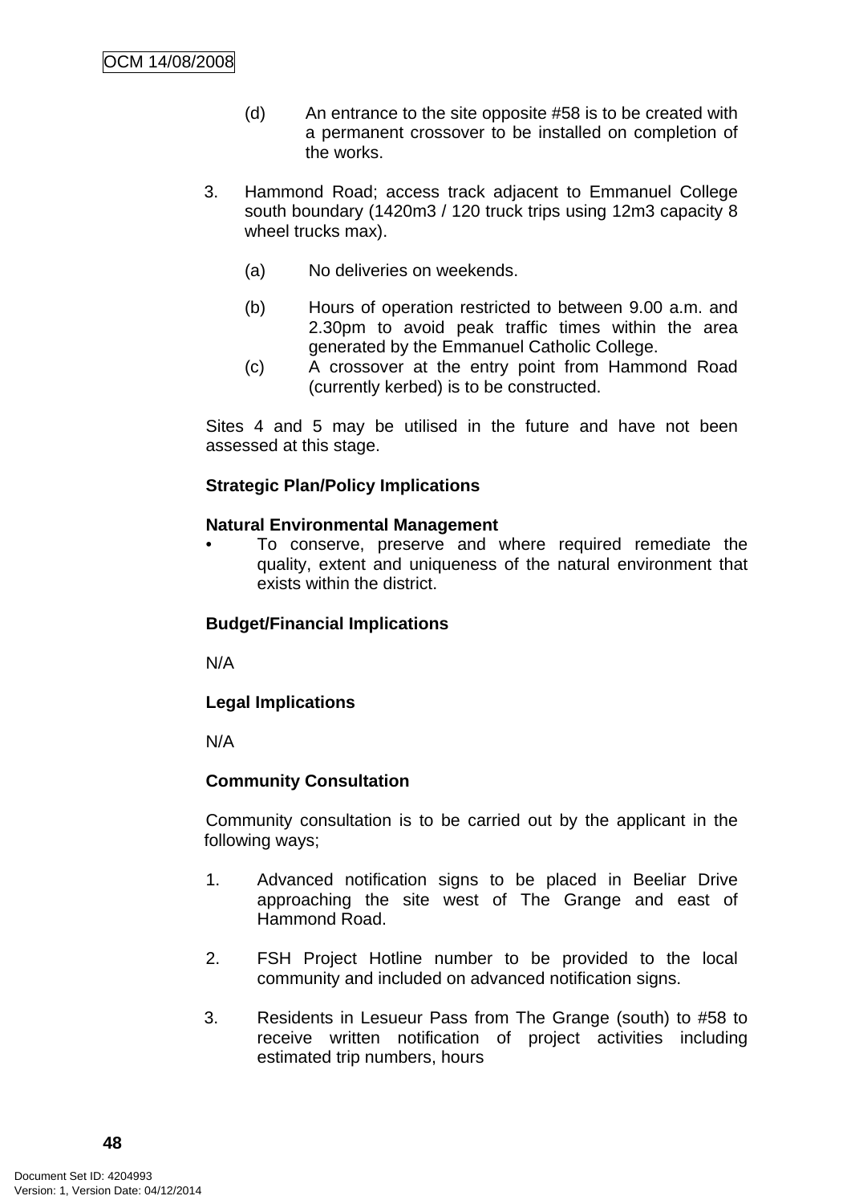(d) An entrance to the site opposite #58 is to be created with a permanent crossover to be installed on completion of the works.

3. Hammond Road; access track adjacent to Emmanuel College south boundary (1420m3 / 120 truck trips using 12m3 capacity 8 wheel trucks max).

   (a) No deliveries on weekends.

   (b) Hours of operation restricted to between 9.00 a.m. and 2.30pm to avoid peak traffic times within the area generated by the Emmanuel Catholic College.

   (c) A crossover at the entry point from Hammond Road (currently kerbed) is to be constructed.

Sites 4 and 5 may be utilised in the future and have not been assessed at this stage.

**Strategic Plan/Policy Implications**

**Natural Environmental Management**

- To conserve, preserve and where required remediate the quality, extent and uniqueness of the natural environment that exists within the district.

**Budget/Financial Implications**

N/A

**Legal Implications**

N/A

**Community Consultation**

Community consultation is to be carried out by the applicant in the following ways;

1. Advanced notification signs to be placed in Beeliar Drive approaching the site west of The Grange and east of Hammond Road.

2. FSH Project Hotline number to be provided to the local community and included on advanced notification signs.

3. Residents in Lesueur Pass from The Grange (south) to #58 to receive written notification of project activities including estimated trip numbers, hours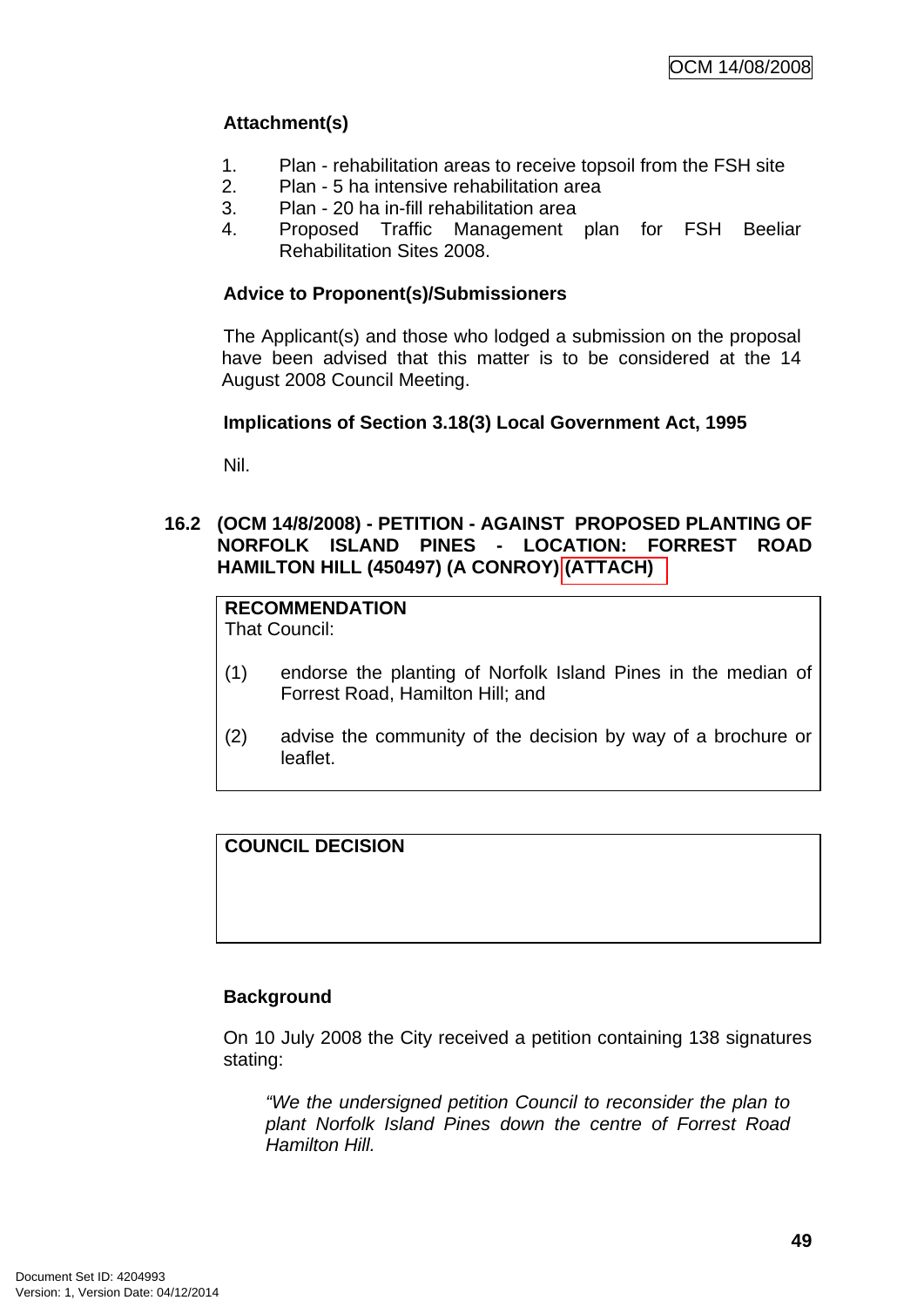**Attachment(s)**

1. Plan - rehabilitation areas to receive topsoil from the FSH site
2. Plan - 5 ha intensive rehabilitation area
3. Plan - 20 ha in-fill rehabilitation area
4. Proposed Traffic Management plan for FSH Beeliar Rehabilitation Sites 2008.

**Advice to Proponent(s)/Submissioners**

The Applicant(s) and those who lodged a submission on the proposal have been advised that this matter is to be considered at the 14 August 2008 Council Meeting.

**Implications of Section 3.18(3) Local Government Act, 1995**

Nil.

### 16.2 (OCM 14/8/2008) - PETITION - AGAINST PROPOSED PLANTING OF NORFOLK ISLAND PINES - LOCATION: FORREST ROAD HAMILTON HILL (450497) (A CONROY) (ATTACH)

**RECOMMENDATION**
That Council:

(1) endorse the planting of Norfolk Island Pines in the median of Forrest Road, Hamilton Hill; and

(2) advise the community of the decision by way of a brochure or leaflet.

**COUNCIL DECISION**

**Background**

On 10 July 2008 the City received a petition containing 138 signatures stating:

*"We the undersigned petition Council to reconsider the plan to plant Norfolk Island Pines down the centre of Forrest Road Hamilton Hill.*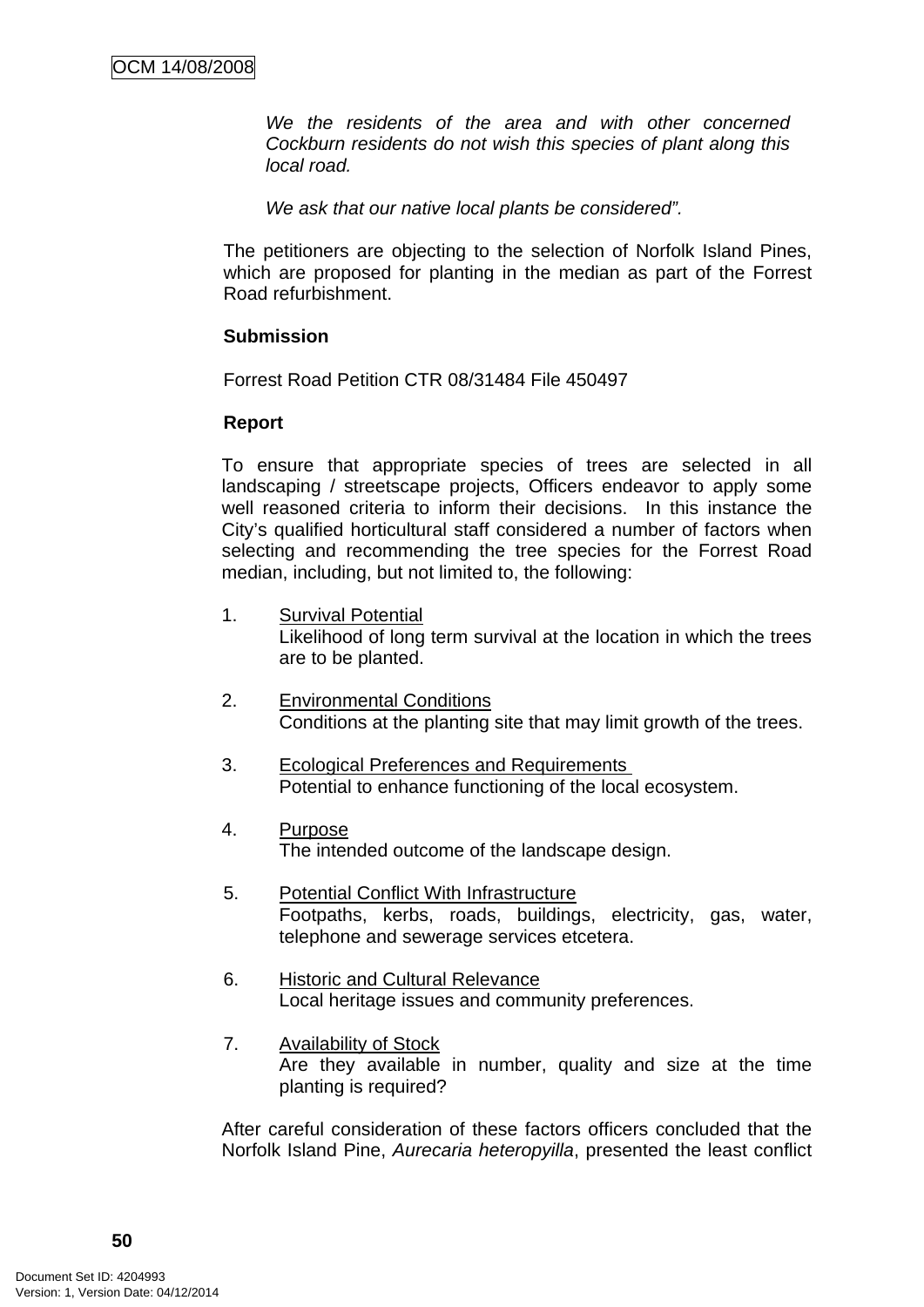*We the residents of the area and with other concerned Cockburn residents do not wish this species of plant along this local road.*

*We ask that our native local plants be considered".*

The petitioners are objecting to the selection of Norfolk Island Pines, which are proposed for planting in the median as part of the Forrest Road refurbishment.

**Submission**

Forrest Road Petition CTR 08/31484 File 450497

**Report**

To ensure that appropriate species of trees are selected in all landscaping / streetscape projects, Officers endeavor to apply some well reasoned criteria to inform their decisions. In this instance the City's qualified horticultural staff considered a number of factors when selecting and recommending the tree species for the Forrest Road median, including, but not limited to, the following:

1. Survival Potential
   Likelihood of long term survival at the location in which the trees are to be planted.

2. Environmental Conditions
   Conditions at the planting site that may limit growth of the trees.

3. Ecological Preferences and Requirements
   Potential to enhance functioning of the local ecosystem.

4. Purpose
   The intended outcome of the landscape design.

5. Potential Conflict With Infrastructure
   Footpaths, kerbs, roads, buildings, electricity, gas, water, telephone and sewerage services etcetera.

6. Historic and Cultural Relevance
   Local heritage issues and community preferences.

7. Availability of Stock
   Are they available in number, quality and size at the time planting is required?

After careful consideration of these factors officers concluded that the Norfolk Island Pine, *Aurecaria heteropyilla*, presented the least conflict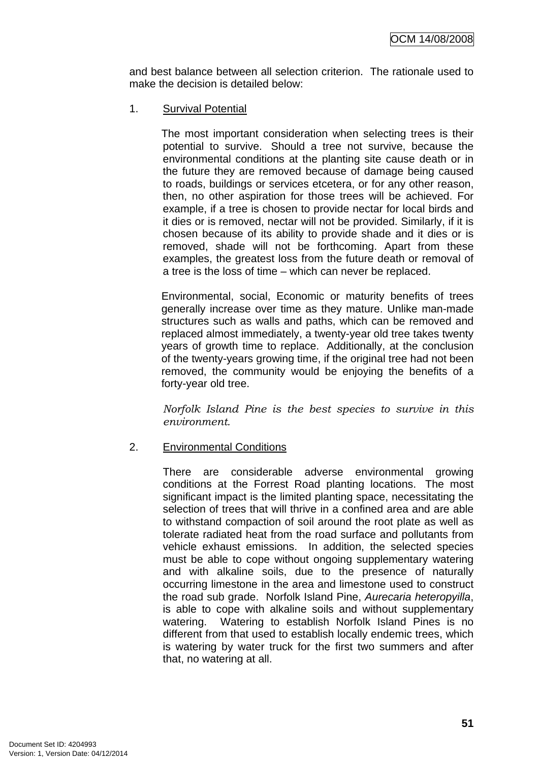and best balance between all selection criterion. The rationale used to make the decision is detailed below:

1. <u>Survival Potential</u>

   The most important consideration when selecting trees is their potential to survive. Should a tree not survive, because the environmental conditions at the planting site cause death or in the future they are removed because of damage being caused to roads, buildings or services etcetera, or for any other reason, then, no other aspiration for those trees will be achieved. For example, if a tree is chosen to provide nectar for local birds and it dies or is removed, nectar will not be provided. Similarly, if it is chosen because of its ability to provide shade and it dies or is removed, shade will not be forthcoming. Apart from these examples, the greatest loss from the future death or removal of a tree is the loss of time – which can never be replaced.

   Environmental, social, Economic or maturity benefits of trees generally increase over time as they mature. Unlike man-made structures such as walls and paths, which can be removed and replaced almost immediately, a twenty-year old tree takes twenty years of growth time to replace. Additionally, at the conclusion of the twenty-years growing time, if the original tree had not been removed, the community would be enjoying the benefits of a forty-year old tree.

   *Norfolk Island Pine is the best species to survive in this environment.*

2. <u>Environmental Conditions</u>

   There are considerable adverse environmental growing conditions at the Forrest Road planting locations. The most significant impact is the limited planting space, necessitating the selection of trees that will thrive in a confined area and are able to withstand compaction of soil around the root plate as well as tolerate radiated heat from the road surface and pollutants from vehicle exhaust emissions. In addition, the selected species must be able to cope without ongoing supplementary watering and with alkaline soils, due to the presence of naturally occurring limestone in the area and limestone used to construct the road sub grade. Norfolk Island Pine, *Aurecaria heteropyilla*, is able to cope with alkaline soils and without supplementary watering. Watering to establish Norfolk Island Pines is no different from that used to establish locally endemic trees, which is watering by water truck for the first two summers and after that, no watering at all.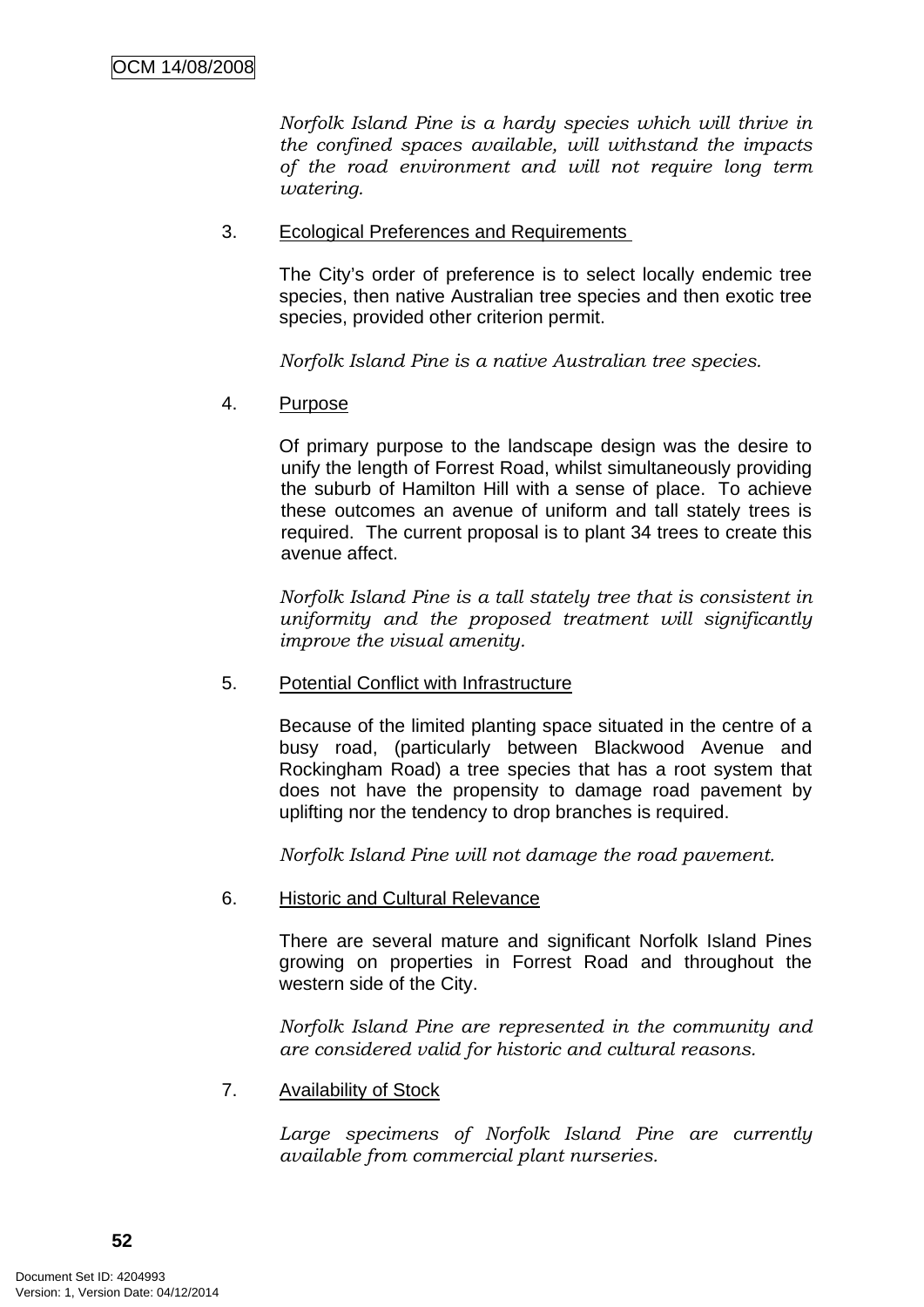*Norfolk Island Pine is a hardy species which will thrive in the confined spaces available, will withstand the impacts of the road environment and will not require long term watering.*

3. Ecological Preferences and Requirements

   The City's order of preference is to select locally endemic tree species, then native Australian tree species and then exotic tree species, provided other criterion permit.

   *Norfolk Island Pine is a native Australian tree species.*

4. Purpose

   Of primary purpose to the landscape design was the desire to unify the length of Forrest Road, whilst simultaneously providing the suburb of Hamilton Hill with a sense of place. To achieve these outcomes an avenue of uniform and tall stately trees is required. The current proposal is to plant 34 trees to create this avenue affect.

   *Norfolk Island Pine is a tall stately tree that is consistent in uniformity and the proposed treatment will significantly improve the visual amenity.*

5. Potential Conflict with Infrastructure

   Because of the limited planting space situated in the centre of a busy road, (particularly between Blackwood Avenue and Rockingham Road) a tree species that has a root system that does not have the propensity to damage road pavement by uplifting nor the tendency to drop branches is required.

   *Norfolk Island Pine will not damage the road pavement.*

6. Historic and Cultural Relevance

   There are several mature and significant Norfolk Island Pines growing on properties in Forrest Road and throughout the western side of the City.

   *Norfolk Island Pine are represented in the community and are considered valid for historic and cultural reasons.*

7. Availability of Stock

   *Large specimens of Norfolk Island Pine are currently available from commercial plant nurseries.*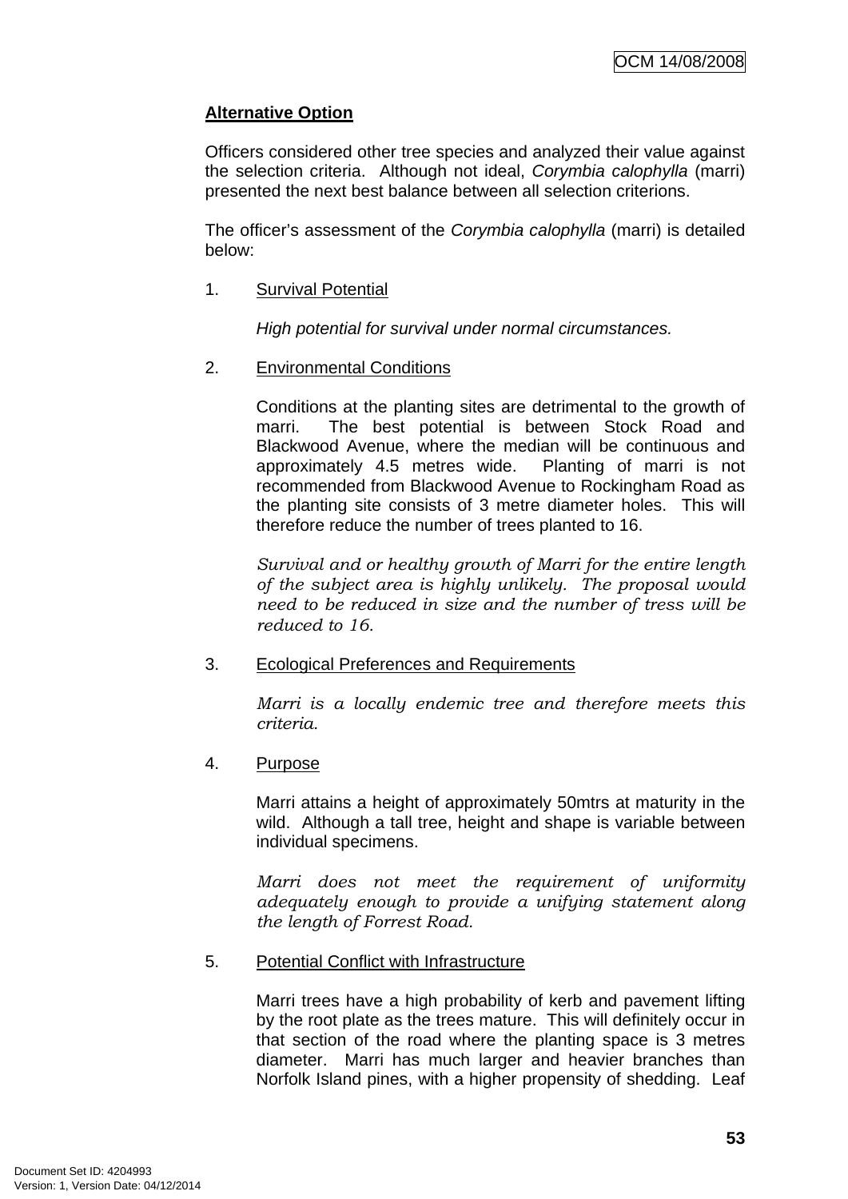**Alternative Option**

Officers considered other tree species and analyzed their value against the selection criteria. Although not ideal, *Corymbia calophylla* (marri) presented the next best balance between all selection criterions.

The officer's assessment of the *Corymbia calophylla* (marri) is detailed below:

1. Survival Potential

   *High potential for survival under normal circumstances.*

2. Environmental Conditions

   Conditions at the planting sites are detrimental to the growth of marri. The best potential is between Stock Road and Blackwood Avenue, where the median will be continuous and approximately 4.5 metres wide. Planting of marri is not recommended from Blackwood Avenue to Rockingham Road as the planting site consists of 3 metre diameter holes. This will therefore reduce the number of trees planted to 16.

   *Survival and or healthy growth of Marri for the entire length of the subject area is highly unlikely. The proposal would need to be reduced in size and the number of tress will be reduced to 16.*

3. Ecological Preferences and Requirements

   *Marri is a locally endemic tree and therefore meets this criteria.*

4. Purpose

   Marri attains a height of approximately 50mtrs at maturity in the wild. Although a tall tree, height and shape is variable between individual specimens.

   *Marri does not meet the requirement of uniformity adequately enough to provide a unifying statement along the length of Forrest Road.*

5. Potential Conflict with Infrastructure

   Marri trees have a high probability of kerb and pavement lifting by the root plate as the trees mature. This will definitely occur in that section of the road where the planting space is 3 metres diameter. Marri has much larger and heavier branches than Norfolk Island pines, with a higher propensity of shedding. Leaf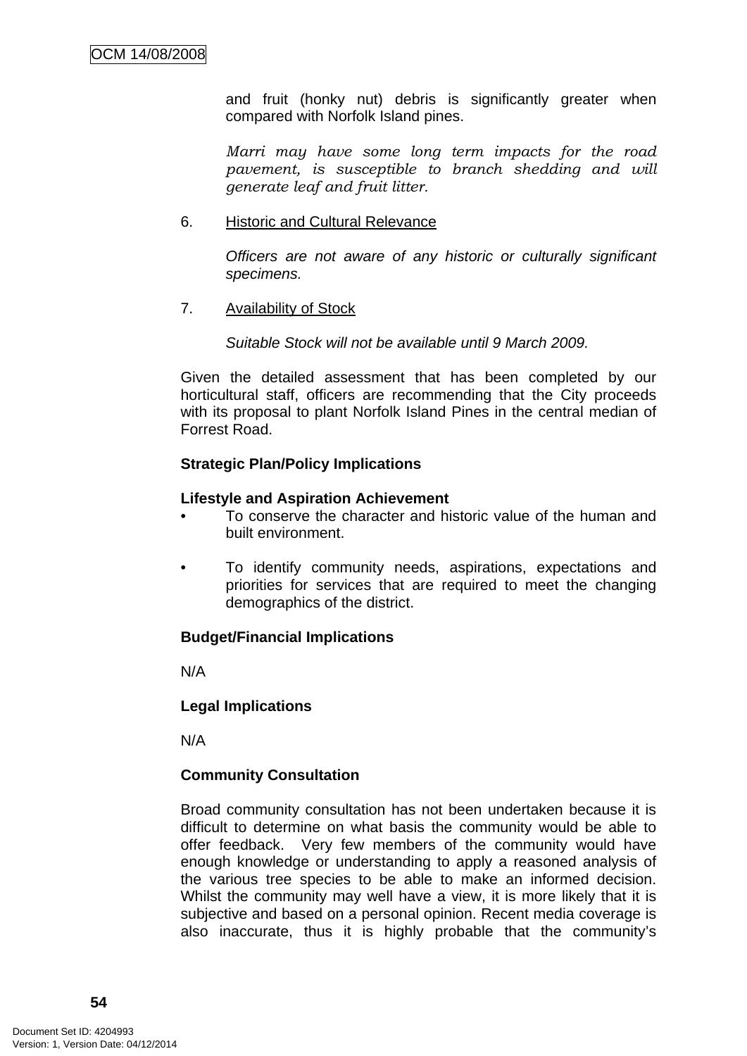and fruit (honky nut) debris is significantly greater when compared with Norfolk Island pines.

*Marri may have some long term impacts for the road pavement, is susceptible to branch shedding and will generate leaf and fruit litter.*

6. Historic and Cultural Relevance

   *Officers are not aware of any historic or culturally significant specimens.*

7. Availability of Stock

   *Suitable Stock will not be available until 9 March 2009.*

Given the detailed assessment that has been completed by our horticultural staff, officers are recommending that the City proceeds with its proposal to plant Norfolk Island Pines in the central median of Forrest Road.

**Strategic Plan/Policy Implications**

**Lifestyle and Aspiration Achievement**

- To conserve the character and historic value of the human and built environment.
- To identify community needs, aspirations, expectations and priorities for services that are required to meet the changing demographics of the district.

**Budget/Financial Implications**

N/A

**Legal Implications**

N/A

**Community Consultation**

Broad community consultation has not been undertaken because it is difficult to determine on what basis the community would be able to offer feedback. Very few members of the community would have enough knowledge or understanding to apply a reasoned analysis of the various tree species to be able to make an informed decision. Whilst the community may well have a view, it is more likely that it is subjective and based on a personal opinion. Recent media coverage is also inaccurate, thus it is highly probable that the community's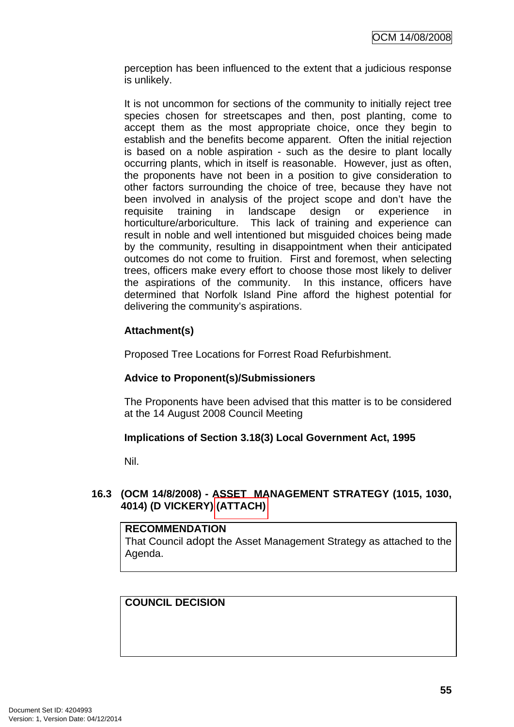perception has been influenced to the extent that a judicious response is unlikely.

It is not uncommon for sections of the community to initially reject tree species chosen for streetscapes and then, post planting, come to accept them as the most appropriate choice, once they begin to establish and the benefits become apparent. Often the initial rejection is based on a noble aspiration - such as the desire to plant locally occurring plants, which in itself is reasonable. However, just as often, the proponents have not been in a position to give consideration to other factors surrounding the choice of tree, because they have not been involved in analysis of the project scope and don't have the requisite training in landscape design or experience in horticulture/arboriculture. This lack of training and experience can result in noble and well intentioned but misguided choices being made by the community, resulting in disappointment when their anticipated outcomes do not come to fruition. First and foremost, when selecting trees, officers make every effort to choose those most likely to deliver the aspirations of the community. In this instance, officers have determined that Norfolk Island Pine afford the highest potential for delivering the community's aspirations.

**Attachment(s)**

Proposed Tree Locations for Forrest Road Refurbishment.

**Advice to Proponent(s)/Submissioners**

The Proponents have been advised that this matter is to be considered at the 14 August 2008 Council Meeting

**Implications of Section 3.18(3) Local Government Act, 1995**

Nil.

### 16.3 (OCM 14/8/2008) - ASSET MANAGEMENT STRATEGY (1015, 1030, 4014) (D VICKERY) (ATTACH)

| RECOMMENDATION |
| --- |
| That Council adopt the Asset Management Strategy as attached to the Agenda. |

| COUNCIL DECISION |
| --- |
| |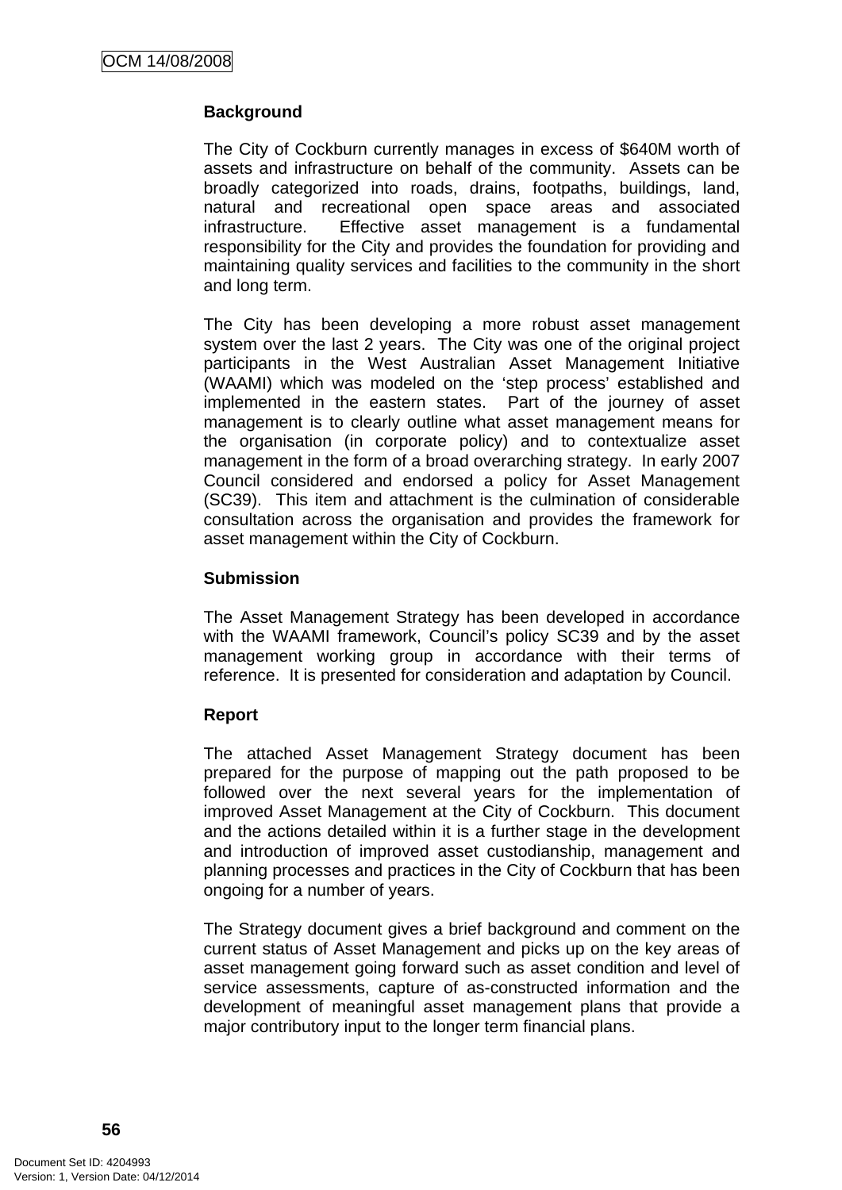**Background**

The City of Cockburn currently manages in excess of $640M worth of assets and infrastructure on behalf of the community. Assets can be broadly categorized into roads, drains, footpaths, buildings, land, natural and recreational open space areas and associated infrastructure. Effective asset management is a fundamental responsibility for the City and provides the foundation for providing and maintaining quality services and facilities to the community in the short and long term.

The City has been developing a more robust asset management system over the last 2 years. The City was one of the original project participants in the West Australian Asset Management Initiative (WAAMI) which was modeled on the 'step process' established and implemented in the eastern states. Part of the journey of asset management is to clearly outline what asset management means for the organisation (in corporate policy) and to contextualize asset management in the form of a broad overarching strategy. In early 2007 Council considered and endorsed a policy for Asset Management (SC39). This item and attachment is the culmination of considerable consultation across the organisation and provides the framework for asset management within the City of Cockburn.

**Submission**

The Asset Management Strategy has been developed in accordance with the WAAMI framework, Council's policy SC39 and by the asset management working group in accordance with their terms of reference. It is presented for consideration and adaptation by Council.

**Report**

The attached Asset Management Strategy document has been prepared for the purpose of mapping out the path proposed to be followed over the next several years for the implementation of improved Asset Management at the City of Cockburn. This document and the actions detailed within it is a further stage in the development and introduction of improved asset custodianship, management and planning processes and practices in the City of Cockburn that has been ongoing for a number of years.

The Strategy document gives a brief background and comment on the current status of Asset Management and picks up on the key areas of asset management going forward such as asset condition and level of service assessments, capture of as-constructed information and the development of meaningful asset management plans that provide a major contributory input to the longer term financial plans.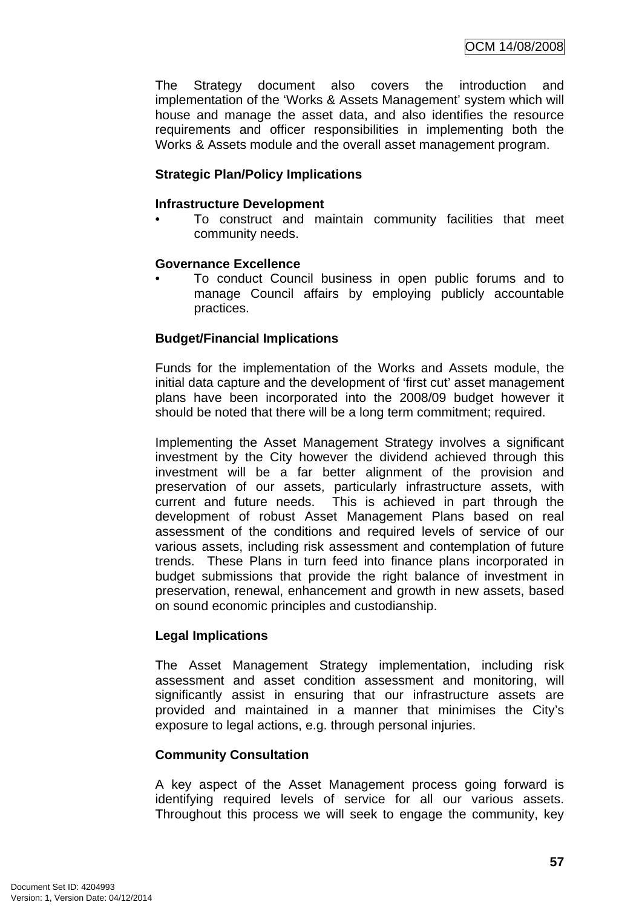The Strategy document also covers the introduction and implementation of the 'Works & Assets Management' system which will house and manage the asset data, and also identifies the resource requirements and officer responsibilities in implementing both the Works & Assets module and the overall asset management program.

**Strategic Plan/Policy Implications**

**Infrastructure Development**

- To construct and maintain community facilities that meet community needs.

**Governance Excellence**

- To conduct Council business in open public forums and to manage Council affairs by employing publicly accountable practices.

**Budget/Financial Implications**

Funds for the implementation of the Works and Assets module, the initial data capture and the development of 'first cut' asset management plans have been incorporated into the 2008/09 budget however it should be noted that there will be a long term commitment; required.

Implementing the Asset Management Strategy involves a significant investment by the City however the dividend achieved through this investment will be a far better alignment of the provision and preservation of our assets, particularly infrastructure assets, with current and future needs. This is achieved in part through the development of robust Asset Management Plans based on real assessment of the conditions and required levels of service of our various assets, including risk assessment and contemplation of future trends. These Plans in turn feed into finance plans incorporated in budget submissions that provide the right balance of investment in preservation, renewal, enhancement and growth in new assets, based on sound economic principles and custodianship.

**Legal Implications**

The Asset Management Strategy implementation, including risk assessment and asset condition assessment and monitoring, will significantly assist in ensuring that our infrastructure assets are provided and maintained in a manner that minimises the City's exposure to legal actions, e.g. through personal injuries.

**Community Consultation**

A key aspect of the Asset Management process going forward is identifying required levels of service for all our various assets. Throughout this process we will seek to engage the community, key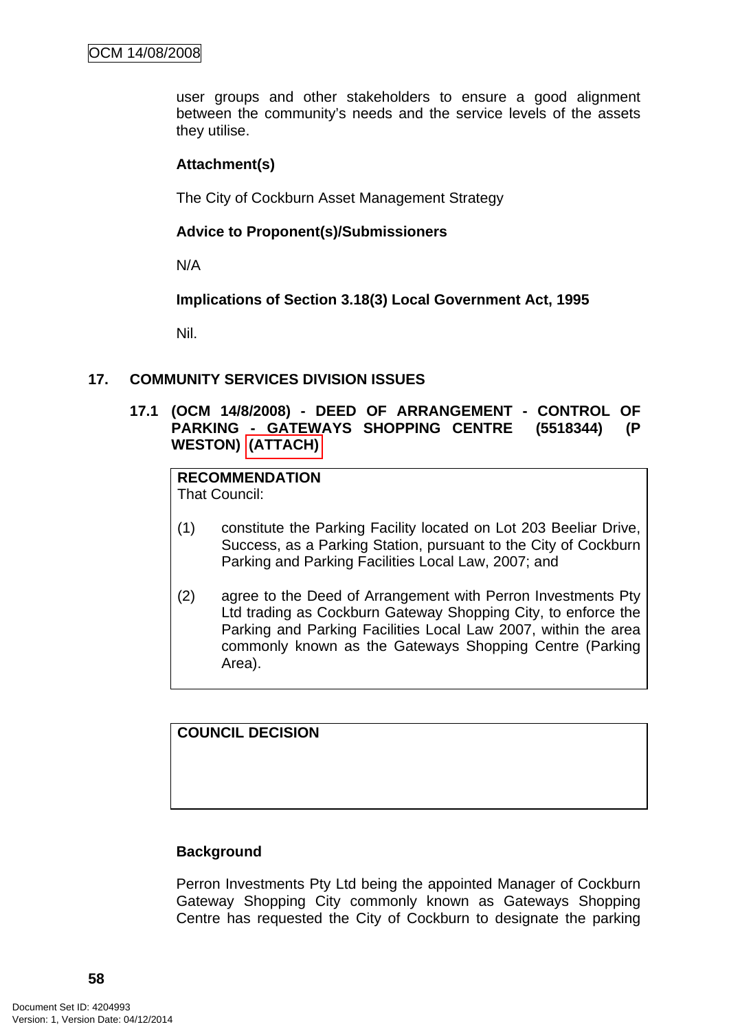user groups and other stakeholders to ensure a good alignment between the community's needs and the service levels of the assets they utilise.

**Attachment(s)**

The City of Cockburn Asset Management Strategy

**Advice to Proponent(s)/Submissioners**

N/A

**Implications of Section 3.18(3) Local Government Act, 1995**

Nil.

## 17. COMMUNITY SERVICES DIVISION ISSUES

### 17.1 (OCM 14/8/2008) - DEED OF ARRANGEMENT - CONTROL OF PARKING - GATEWAYS SHOPPING CENTRE (5518344) (P WESTON) (ATTACH)

**RECOMMENDATION**
That Council:

(1) constitute the Parking Facility located on Lot 203 Beeliar Drive, Success, as a Parking Station, pursuant to the City of Cockburn Parking and Parking Facilities Local Law, 2007; and

(2) agree to the Deed of Arrangement with Perron Investments Pty Ltd trading as Cockburn Gateway Shopping City, to enforce the Parking and Parking Facilities Local Law 2007, within the area commonly known as the Gateways Shopping Centre (Parking Area).

**COUNCIL DECISION**

**Background**

Perron Investments Pty Ltd being the appointed Manager of Cockburn Gateway Shopping City commonly known as Gateways Shopping Centre has requested the City of Cockburn to designate the parking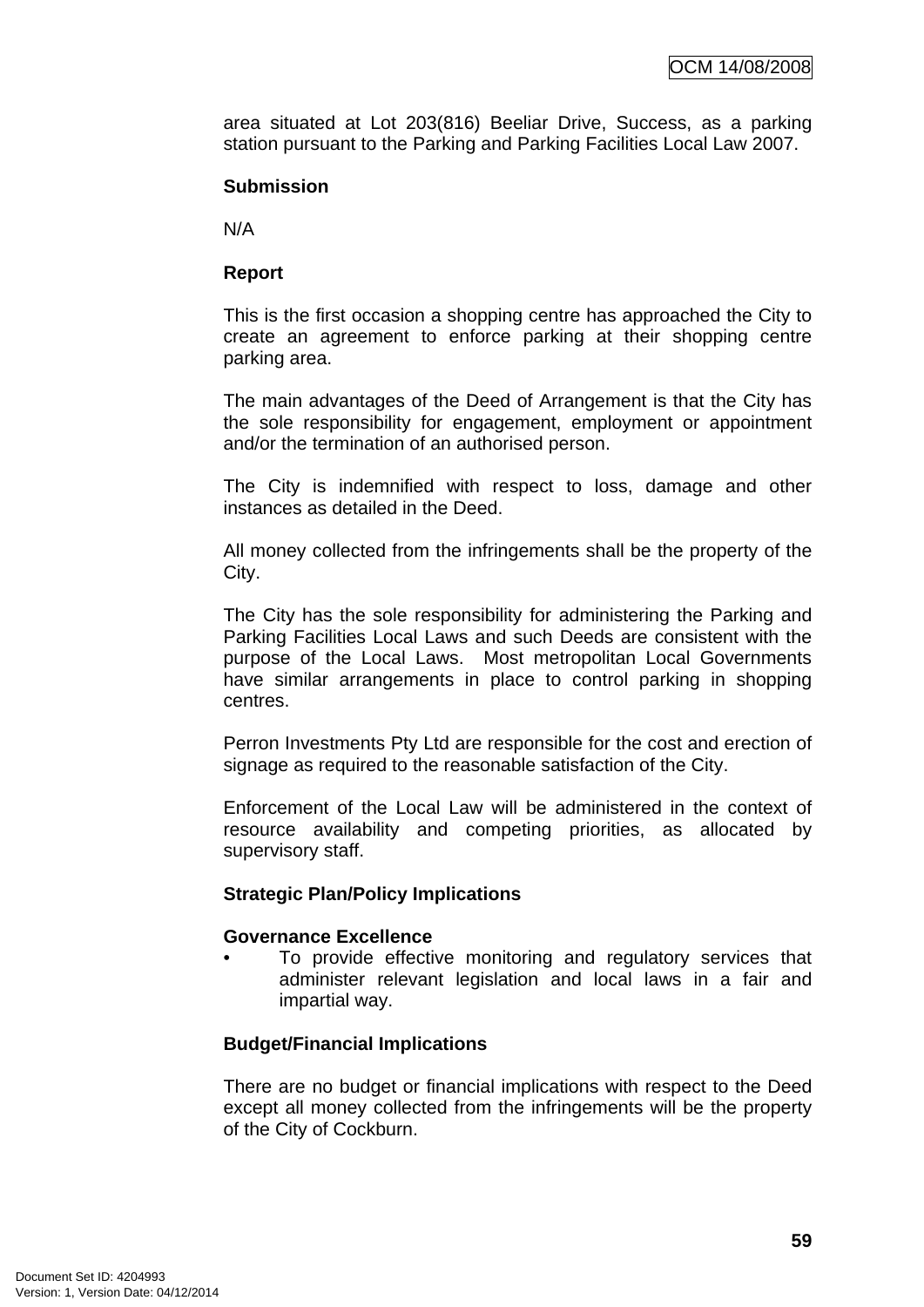area situated at Lot 203(816) Beeliar Drive, Success, as a parking station pursuant to the Parking and Parking Facilities Local Law 2007.

**Submission**

N/A

**Report**

This is the first occasion a shopping centre has approached the City to create an agreement to enforce parking at their shopping centre parking area.

The main advantages of the Deed of Arrangement is that the City has the sole responsibility for engagement, employment or appointment and/or the termination of an authorised person.

The City is indemnified with respect to loss, damage and other instances as detailed in the Deed.

All money collected from the infringements shall be the property of the City.

The City has the sole responsibility for administering the Parking and Parking Facilities Local Laws and such Deeds are consistent with the purpose of the Local Laws. Most metropolitan Local Governments have similar arrangements in place to control parking in shopping centres.

Perron Investments Pty Ltd are responsible for the cost and erection of signage as required to the reasonable satisfaction of the City.

Enforcement of the Local Law will be administered in the context of resource availability and competing priorities, as allocated by supervisory staff.

**Strategic Plan/Policy Implications**

**Governance Excellence**

- To provide effective monitoring and regulatory services that administer relevant legislation and local laws in a fair and impartial way.

**Budget/Financial Implications**

There are no budget or financial implications with respect to the Deed except all money collected from the infringements will be the property of the City of Cockburn.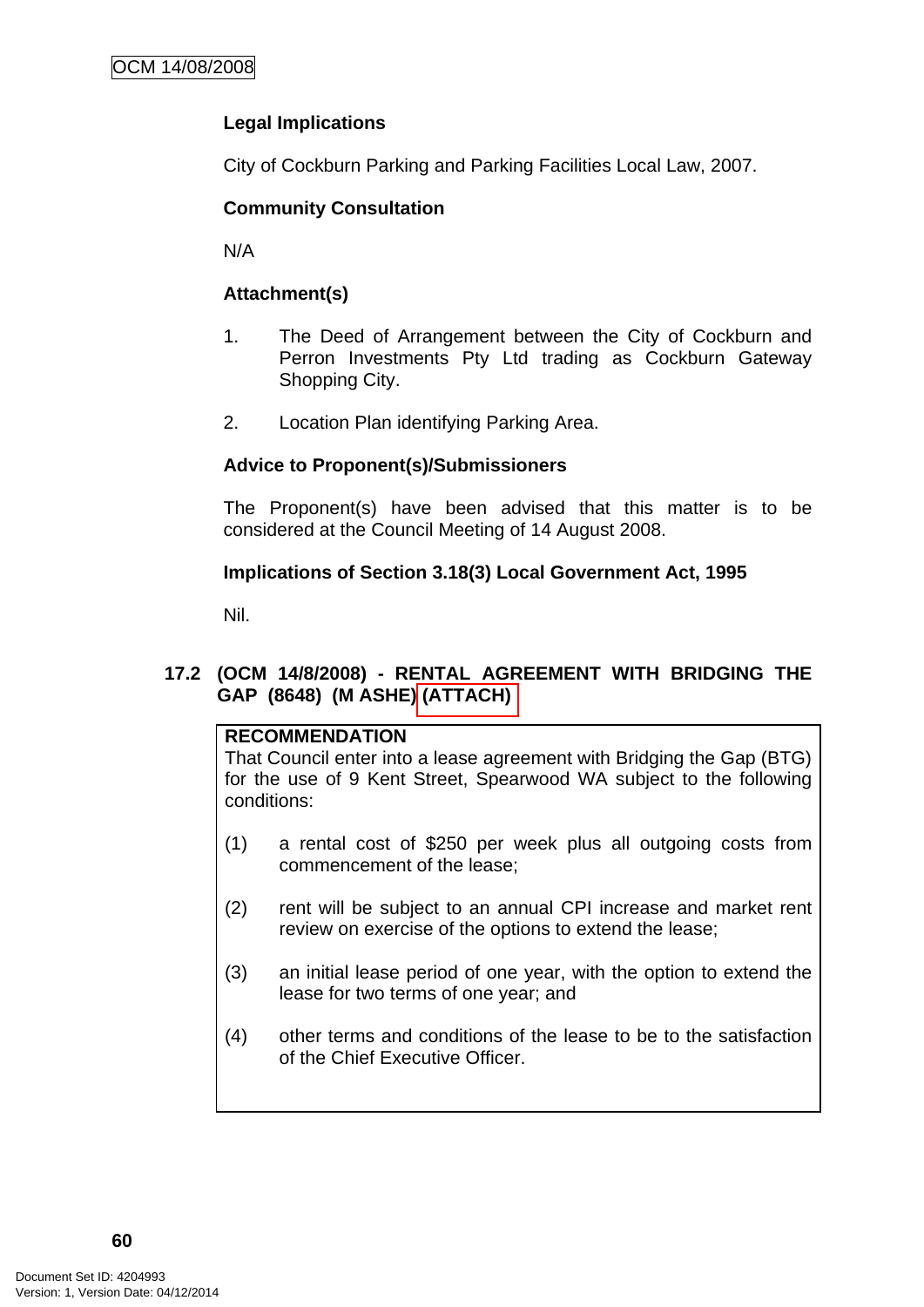**Legal Implications**

City of Cockburn Parking and Parking Facilities Local Law, 2007.

**Community Consultation**

N/A

**Attachment(s)**

1. The Deed of Arrangement between the City of Cockburn and Perron Investments Pty Ltd trading as Cockburn Gateway Shopping City.

2. Location Plan identifying Parking Area.

**Advice to Proponent(s)/Submissioners**

The Proponent(s) have been advised that this matter is to be considered at the Council Meeting of 14 August 2008.

**Implications of Section 3.18(3) Local Government Act, 1995**

Nil.

### 17.2 (OCM 14/8/2008) - RENTAL AGREEMENT WITH BRIDGING THE GAP (8648) (M ASHE) (ATTACH)

**RECOMMENDATION**

That Council enter into a lease agreement with Bridging the Gap (BTG) for the use of 9 Kent Street, Spearwood WA subject to the following conditions:

(1) a rental cost of $250 per week plus all outgoing costs from commencement of the lease;

(2) rent will be subject to an annual CPI increase and market rent review on exercise of the options to extend the lease;

(3) an initial lease period of one year, with the option to extend the lease for two terms of one year; and

(4) other terms and conditions of the lease to be to the satisfaction of the Chief Executive Officer.

Document Set ID: 4204993
Version: 1, Version Date: 04/12/2014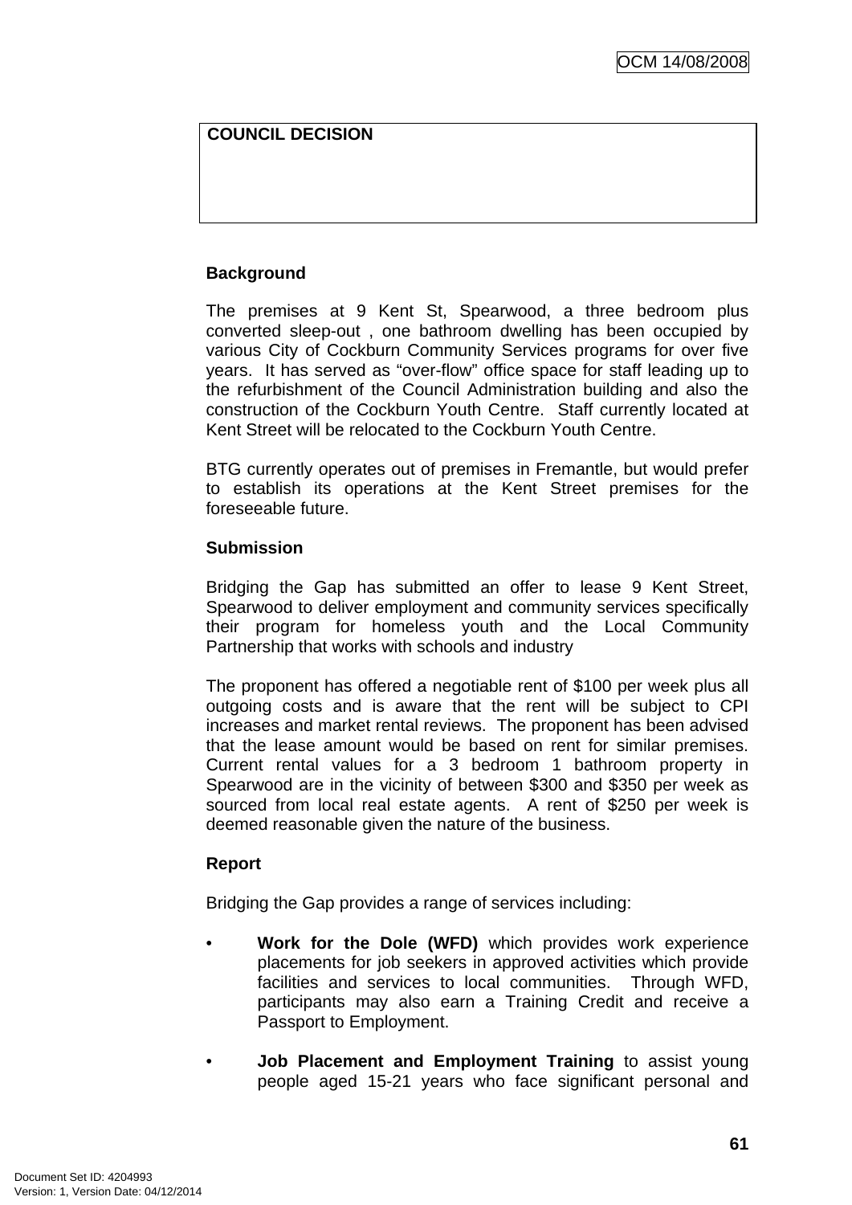| COUNCIL DECISION |
| --- |
| |

**Background**

The premises at 9 Kent St, Spearwood, a three bedroom plus converted sleep-out , one bathroom dwelling has been occupied by various City of Cockburn Community Services programs for over five years. It has served as "over-flow" office space for staff leading up to the refurbishment of the Council Administration building and also the construction of the Cockburn Youth Centre. Staff currently located at Kent Street will be relocated to the Cockburn Youth Centre.

BTG currently operates out of premises in Fremantle, but would prefer to establish its operations at the Kent Street premises for the foreseeable future.

**Submission**

Bridging the Gap has submitted an offer to lease 9 Kent Street, Spearwood to deliver employment and community services specifically their program for homeless youth and the Local Community Partnership that works with schools and industry

The proponent has offered a negotiable rent of $100 per week plus all outgoing costs and is aware that the rent will be subject to CPI increases and market rental reviews. The proponent has been advised that the lease amount would be based on rent for similar premises. Current rental values for a 3 bedroom 1 bathroom property in Spearwood are in the vicinity of between $300 and $350 per week as sourced from local real estate agents. A rent of $250 per week is deemed reasonable given the nature of the business.

**Report**

Bridging the Gap provides a range of services including:

- **Work for the Dole (WFD)** which provides work experience placements for job seekers in approved activities which provide facilities and services to local communities. Through WFD, participants may also earn a Training Credit and receive a Passport to Employment.

- **Job Placement and Employment Training** to assist young people aged 15-21 years who face significant personal and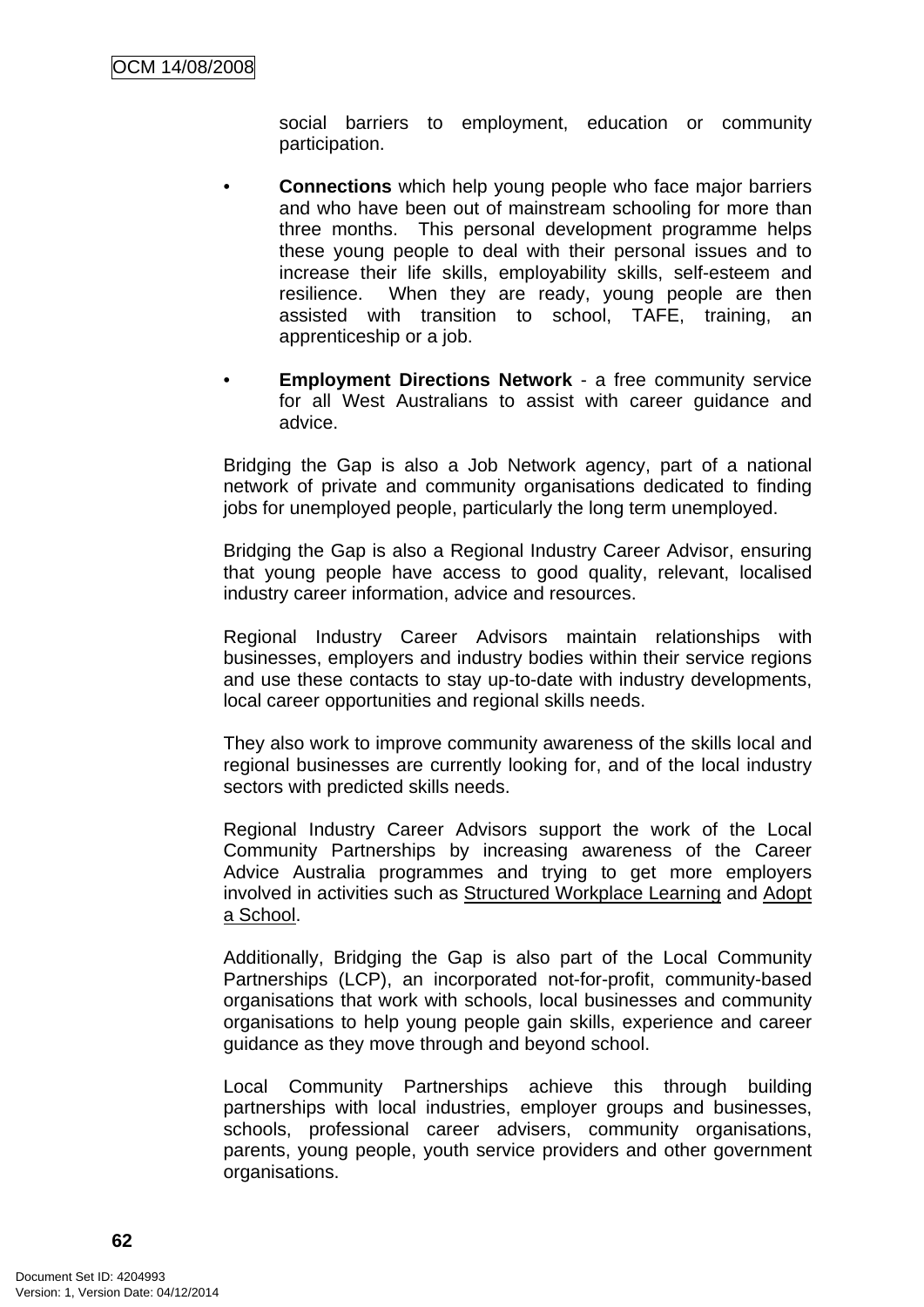social barriers to employment, education or community participation.

- **Connections** which help young people who face major barriers and who have been out of mainstream schooling for more than three months. This personal development programme helps these young people to deal with their personal issues and to increase their life skills, employability skills, self-esteem and resilience. When they are ready, young people are then assisted with transition to school, TAFE, training, an apprenticeship or a job.

- **Employment Directions Network** - a free community service for all West Australians to assist with career guidance and advice.

Bridging the Gap is also a Job Network agency, part of a national network of private and community organisations dedicated to finding jobs for unemployed people, particularly the long term unemployed.

Bridging the Gap is also a Regional Industry Career Advisor, ensuring that young people have access to good quality, relevant, localised industry career information, advice and resources.

Regional Industry Career Advisors maintain relationships with businesses, employers and industry bodies within their service regions and use these contacts to stay up-to-date with industry developments, local career opportunities and regional skills needs.

They also work to improve community awareness of the skills local and regional businesses are currently looking for, and of the local industry sectors with predicted skills needs.

Regional Industry Career Advisors support the work of the Local Community Partnerships by increasing awareness of the Career Advice Australia programmes and trying to get more employers involved in activities such as Structured Workplace Learning and Adopt a School.

Additionally, Bridging the Gap is also part of the Local Community Partnerships (LCP), an incorporated not-for-profit, community-based organisations that work with schools, local businesses and community organisations to help young people gain skills, experience and career guidance as they move through and beyond school.

Local Community Partnerships achieve this through building partnerships with local industries, employer groups and businesses, schools, professional career advisers, community organisations, parents, young people, youth service providers and other government organisations.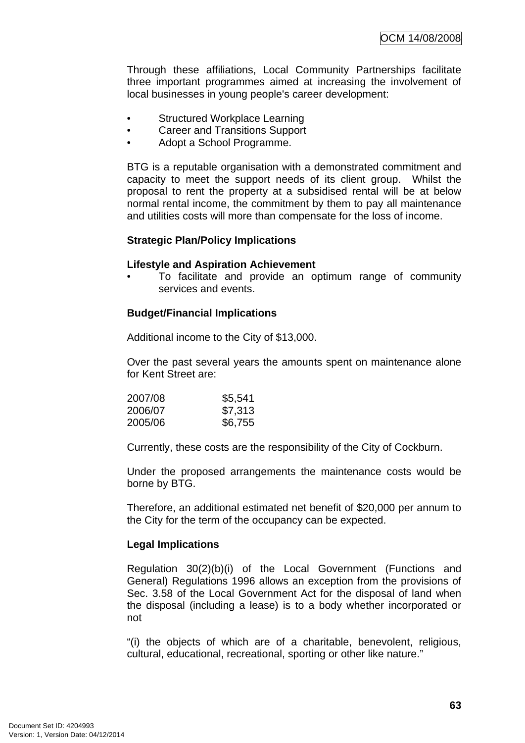Through these affiliations, Local Community Partnerships facilitate three important programmes aimed at increasing the involvement of local businesses in young people's career development:

- Structured Workplace Learning
- Career and Transitions Support
- Adopt a School Programme.

BTG is a reputable organisation with a demonstrated commitment and capacity to meet the support needs of its client group. Whilst the proposal to rent the property at a subsidised rental will be at below normal rental income, the commitment by them to pay all maintenance and utilities costs will more than compensate for the loss of income.

**Strategic Plan/Policy Implications**

**Lifestyle and Aspiration Achievement**

- To facilitate and provide an optimum range of community services and events.

**Budget/Financial Implications**

Additional income to the City of $13,000.

Over the past several years the amounts spent on maintenance alone for Kent Street are:

| | |
|---|---|
| 2007/08 | $5,541 |
| 2006/07 | $7,313 |
| 2005/06 | $6,755 |

Currently, these costs are the responsibility of the City of Cockburn.

Under the proposed arrangements the maintenance costs would be borne by BTG.

Therefore, an additional estimated net benefit of $20,000 per annum to the City for the term of the occupancy can be expected.

**Legal Implications**

Regulation 30(2)(b)(i) of the Local Government (Functions and General) Regulations 1996 allows an exception from the provisions of Sec. 3.58 of the Local Government Act for the disposal of land when the disposal (including a lease) is to a body whether incorporated or not

"(i) the objects of which are of a charitable, benevolent, religious, cultural, educational, recreational, sporting or other like nature."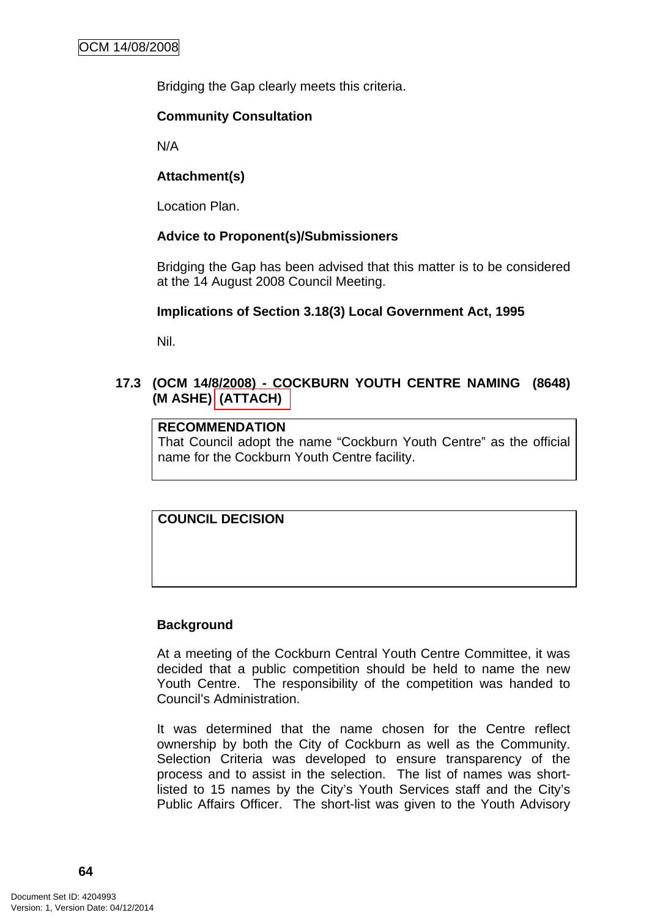Bridging the Gap clearly meets this criteria.

**Community Consultation**

N/A

**Attachment(s)**

Location Plan.

**Advice to Proponent(s)/Submissioners**

Bridging the Gap has been advised that this matter is to be considered at the 14 August 2008 Council Meeting.

**Implications of Section 3.18(3) Local Government Act, 1995**

Nil.

### 17.3 (OCM 14/8/2008) - COCKBURN YOUTH CENTRE NAMING (8648) (M ASHE) (ATTACH)

**RECOMMENDATION**
That Council adopt the name "Cockburn Youth Centre" as the official name for the Cockburn Youth Centre facility.

**COUNCIL DECISION**

**Background**

At a meeting of the Cockburn Central Youth Centre Committee, it was decided that a public competition should be held to name the new Youth Centre. The responsibility of the competition was handed to Council's Administration.

It was determined that the name chosen for the Centre reflect ownership by both the City of Cockburn as well as the Community. Selection Criteria was developed to ensure transparency of the process and to assist in the selection. The list of names was short-listed to 15 names by the City's Youth Services staff and the City's Public Affairs Officer. The short-list was given to the Youth Advisory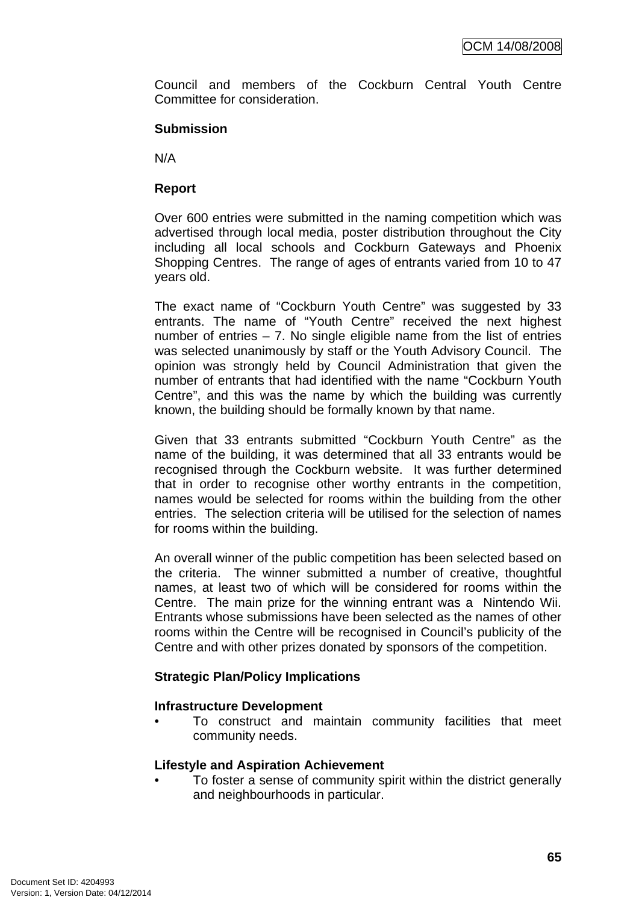Council and members of the Cockburn Central Youth Centre Committee for consideration.

**Submission**

N/A

**Report**

Over 600 entries were submitted in the naming competition which was advertised through local media, poster distribution throughout the City including all local schools and Cockburn Gateways and Phoenix Shopping Centres. The range of ages of entrants varied from 10 to 47 years old.

The exact name of "Cockburn Youth Centre" was suggested by 33 entrants. The name of "Youth Centre" received the next highest number of entries – 7. No single eligible name from the list of entries was selected unanimously by staff or the Youth Advisory Council. The opinion was strongly held by Council Administration that given the number of entrants that had identified with the name "Cockburn Youth Centre", and this was the name by which the building was currently known, the building should be formally known by that name.

Given that 33 entrants submitted "Cockburn Youth Centre" as the name of the building, it was determined that all 33 entrants would be recognised through the Cockburn website. It was further determined that in order to recognise other worthy entrants in the competition, names would be selected for rooms within the building from the other entries. The selection criteria will be utilised for the selection of names for rooms within the building.

An overall winner of the public competition has been selected based on the criteria. The winner submitted a number of creative, thoughtful names, at least two of which will be considered for rooms within the Centre. The main prize for the winning entrant was a Nintendo Wii. Entrants whose submissions have been selected as the names of other rooms within the Centre will be recognised in Council's publicity of the Centre and with other prizes donated by sponsors of the competition.

**Strategic Plan/Policy Implications**

**Infrastructure Development**

- To construct and maintain community facilities that meet community needs.

**Lifestyle and Aspiration Achievement**

- To foster a sense of community spirit within the district generally and neighbourhoods in particular.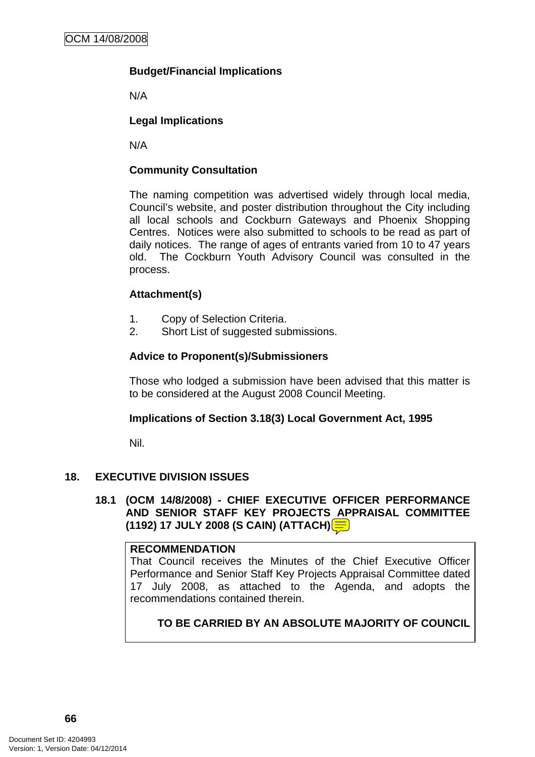**Budget/Financial Implications**

N/A

**Legal Implications**

N/A

**Community Consultation**

The naming competition was advertised widely through local media, Council's website, and poster distribution throughout the City including all local schools and Cockburn Gateways and Phoenix Shopping Centres. Notices were also submitted to schools to be read as part of daily notices. The range of ages of entrants varied from 10 to 47 years old. The Cockburn Youth Advisory Council was consulted in the process.

**Attachment(s)**

1. Copy of Selection Criteria.
2. Short List of suggested submissions.

**Advice to Proponent(s)/Submissioners**

Those who lodged a submission have been advised that this matter is to be considered at the August 2008 Council Meeting.

**Implications of Section 3.18(3) Local Government Act, 1995**

Nil.

## 18. EXECUTIVE DIVISION ISSUES

### 18.1 (OCM 14/8/2008) - CHIEF EXECUTIVE OFFICER PERFORMANCE AND SENIOR STAFF KEY PROJECTS APPRAISAL COMMITTEE (1192) 17 JULY 2008 (S CAIN) (ATTACH)

**RECOMMENDATION**
That Council receives the Minutes of the Chief Executive Officer Performance and Senior Staff Key Projects Appraisal Committee dated 17 July 2008, as attached to the Agenda, and adopts the recommendations contained therein.

**TO BE CARRIED BY AN ABSOLUTE MAJORITY OF COUNCIL**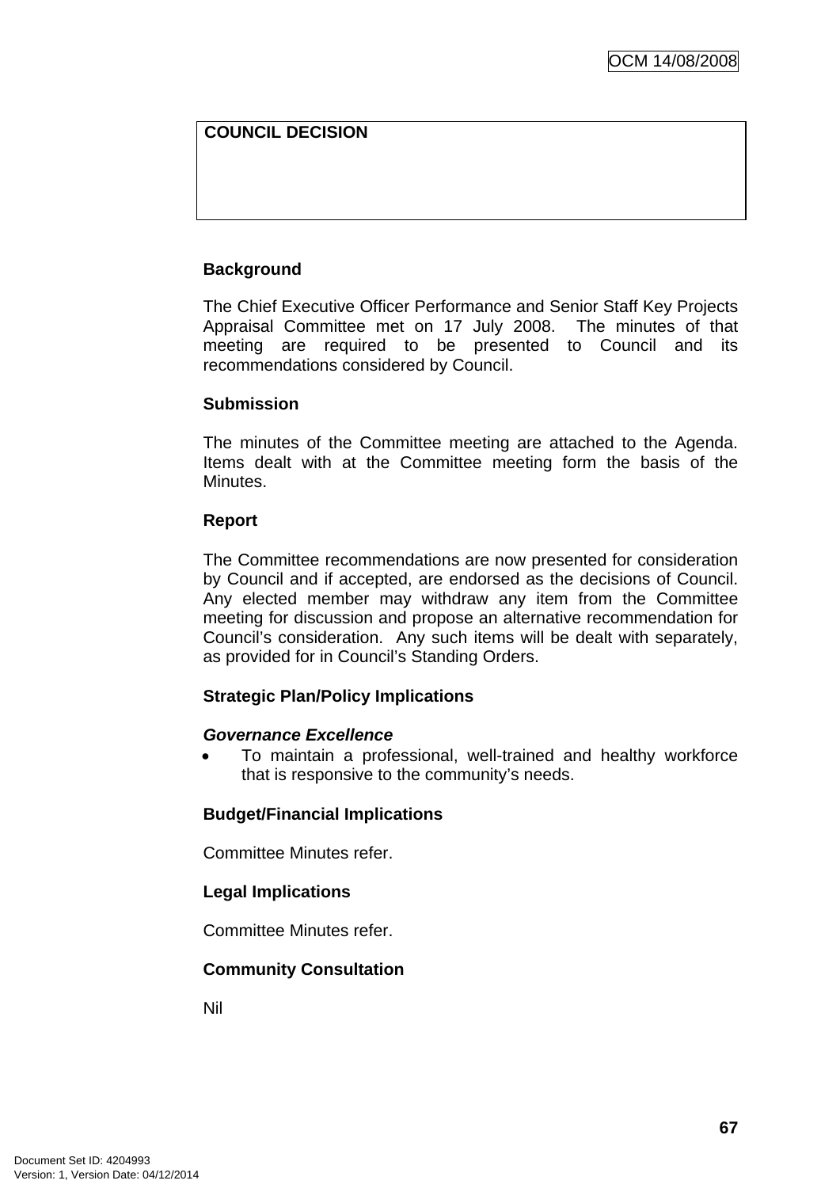| **COUNCIL DECISION** |
| --- |
| |

**Background**

The Chief Executive Officer Performance and Senior Staff Key Projects Appraisal Committee met on 17 July 2008. The minutes of that meeting are required to be presented to Council and its recommendations considered by Council.

**Submission**

The minutes of the Committee meeting are attached to the Agenda. Items dealt with at the Committee meeting form the basis of the Minutes.

**Report**

The Committee recommendations are now presented for consideration by Council and if accepted, are endorsed as the decisions of Council. Any elected member may withdraw any item from the Committee meeting for discussion and propose an alternative recommendation for Council's consideration. Any such items will be dealt with separately, as provided for in Council's Standing Orders.

**Strategic Plan/Policy Implications**

***Governance Excellence***

- To maintain a professional, well-trained and healthy workforce that is responsive to the community's needs.

**Budget/Financial Implications**

Committee Minutes refer.

**Legal Implications**

Committee Minutes refer.

**Community Consultation**

Nil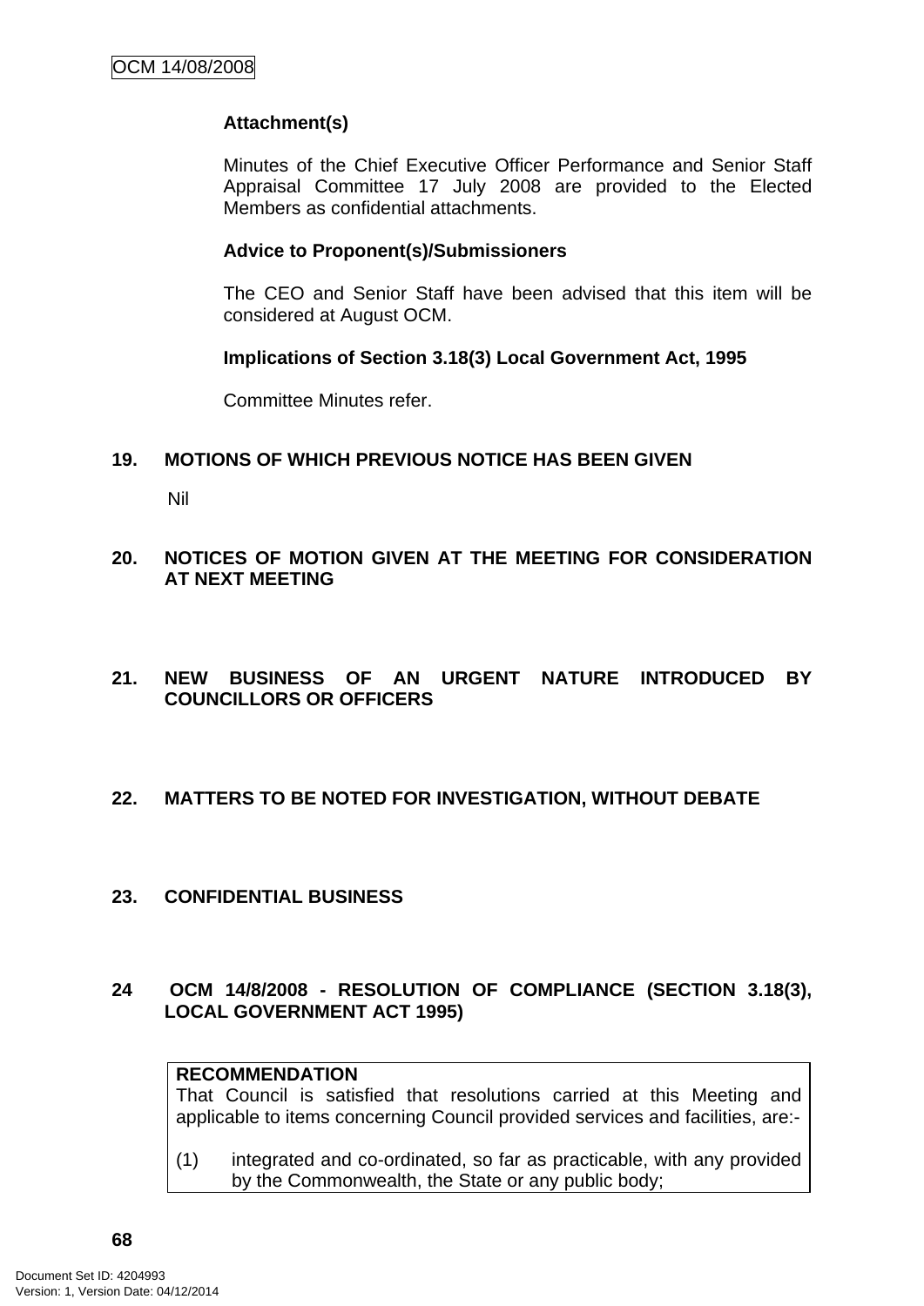**Attachment(s)**

Minutes of the Chief Executive Officer Performance and Senior Staff Appraisal Committee 17 July 2008 are provided to the Elected Members as confidential attachments.

**Advice to Proponent(s)/Submissioners**

The CEO and Senior Staff have been advised that this item will be considered at August OCM.

**Implications of Section 3.18(3) Local Government Act, 1995**

Committee Minutes refer.

## 19. MOTIONS OF WHICH PREVIOUS NOTICE HAS BEEN GIVEN

Nil

## 20. NOTICES OF MOTION GIVEN AT THE MEETING FOR CONSIDERATION AT NEXT MEETING

## 21. NEW BUSINESS OF AN URGENT NATURE INTRODUCED BY COUNCILLORS OR OFFICERS

## 22. MATTERS TO BE NOTED FOR INVESTIGATION, WITHOUT DEBATE

## 23. CONFIDENTIAL BUSINESS

## 24 OCM 14/8/2008 - RESOLUTION OF COMPLIANCE (SECTION 3.18(3), LOCAL GOVERNMENT ACT 1995)

**RECOMMENDATION**
That Council is satisfied that resolutions carried at this Meeting and applicable to items concerning Council provided services and facilities, are:-

(1) integrated and co-ordinated, so far as practicable, with any provided by the Commonwealth, the State or any public body;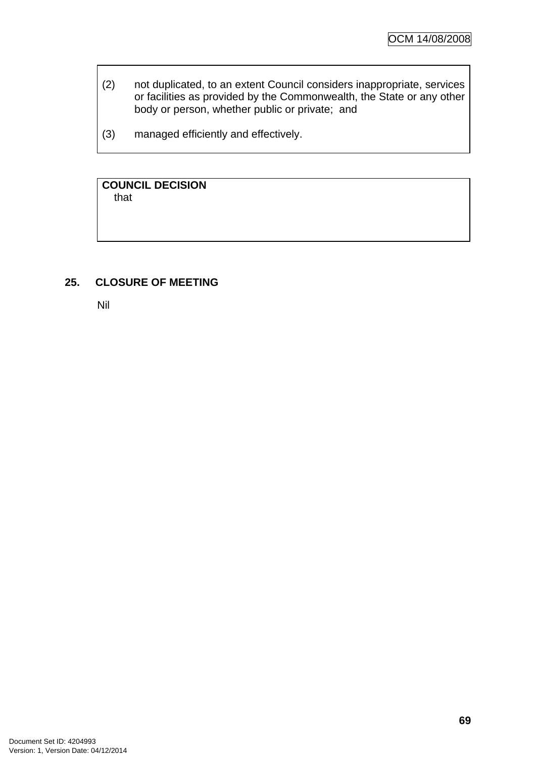(2) not duplicated, to an extent Council considers inappropriate, services or facilities as provided by the Commonwealth, the State or any other body or person, whether public or private; and

(3) managed efficiently and effectively.

**COUNCIL DECISION**

that

## 25. CLOSURE OF MEETING

Nil

Document Set ID: 4204993
Version: 1, Version Date: 04/12/2014